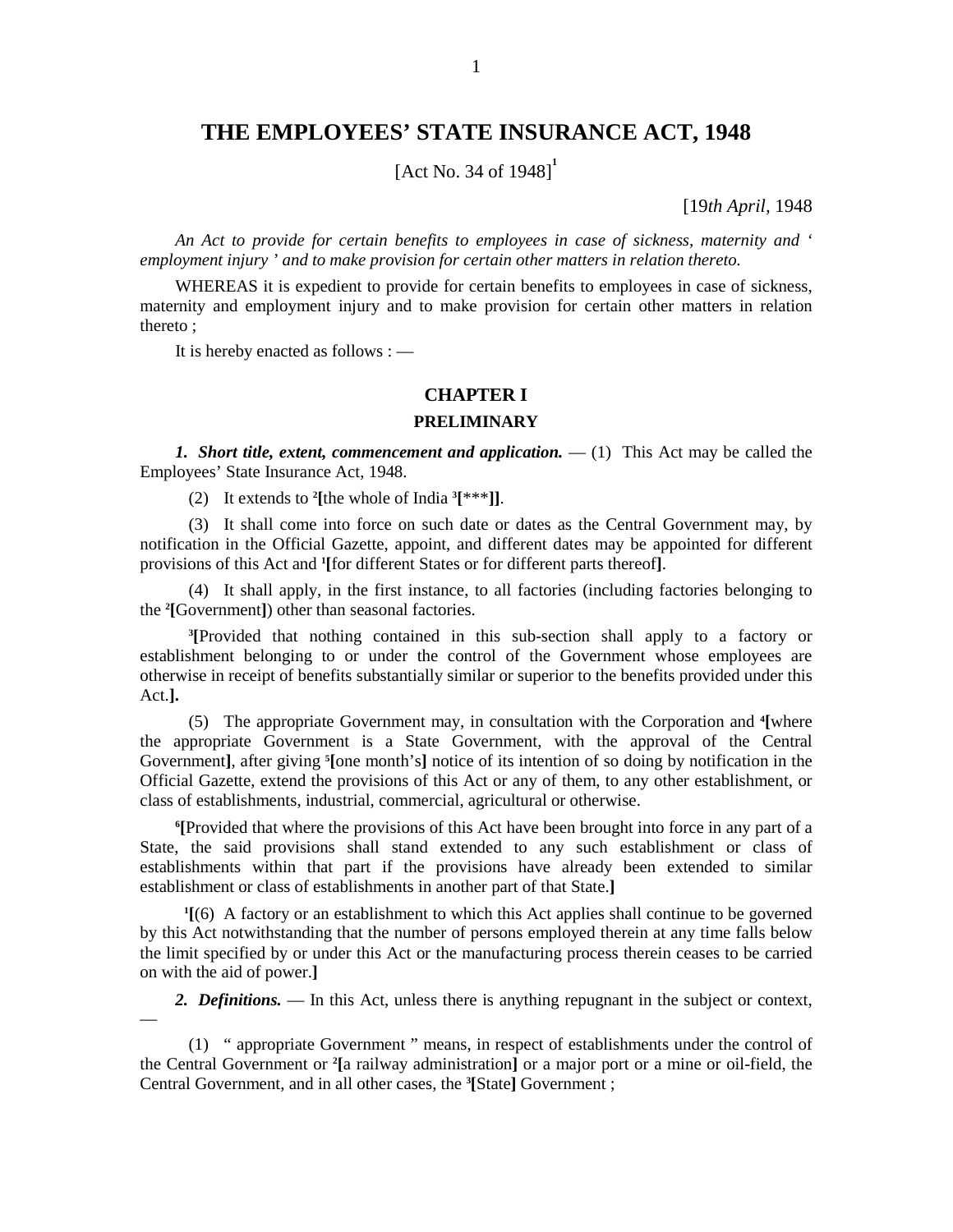# THE EMPLOYEES' STATE INSURANCE ACT, 1948

[Act No. 34 of 1948][1]

[19*th April*, 1948

*An Act to provide for certain benefits to employees in case of sickness, maternity and ' employment injury ' and to make provision for certain other matters in relation thereto.*

WHEREAS it is expedient to provide for certain benefits to employees in case of sickness, maternity and employment injury and to make provision for certain other matters in relation thereto ;

It is hereby enacted as follows : —

## CHAPTER I

### PRELIMINARY

***1. Short title, extent, commencement and application.*** — (1) This Act may be called the Employees' State Insurance Act, 1948.

(2) It extends to [2]**[**the whole of India [3]**[**\*\*\***]]**.

(3) It shall come into force on such date or dates as the Central Government may, by notification in the Official Gazette, appoint, and different dates may be appointed for different provisions of this Act and [1]**[**for different States or for different parts thereof**]**.

(4) It shall apply, in the first instance, to all factories (including factories belonging to the [2]**[**Government**]**) other than seasonal factories.

[3]**[**Provided that nothing contained in this sub-section shall apply to a factory or establishment belonging to or under the control of the Government whose employees are otherwise in receipt of benefits substantially similar or superior to the benefits provided under this Act.**].**

(5) The appropriate Government may, in consultation with the Corporation and [4]**[**where the appropriate Government is a State Government, with the approval of the Central Government**]**, after giving [5]**[**one month's**]** notice of its intention of so doing by notification in the Official Gazette, extend the provisions of this Act or any of them, to any other establishment, or class of establishments, industrial, commercial, agricultural or otherwise.

[6]**[**Provided that where the provisions of this Act have been brought into force in any part of a State, the said provisions shall stand extended to any such establishment or class of establishments within that part if the provisions have already been extended to similar establishment or class of establishments in another part of that State.**]**

[1]**[**(6) A factory or an establishment to which this Act applies shall continue to be governed by this Act notwithstanding that the number of persons employed therein at any time falls below the limit specified by or under this Act or the manufacturing process therein ceases to be carried on with the aid of power.**]**

***2. Definitions.*** — In this Act, unless there is anything repugnant in the subject or context, —

(1) " appropriate Government " means, in respect of establishments under the control of the Central Government or [2]**[**a railway administration**]** or a major port or a mine or oil-field, the Central Government, and in all other cases, the [3]**[**State**]** Government ;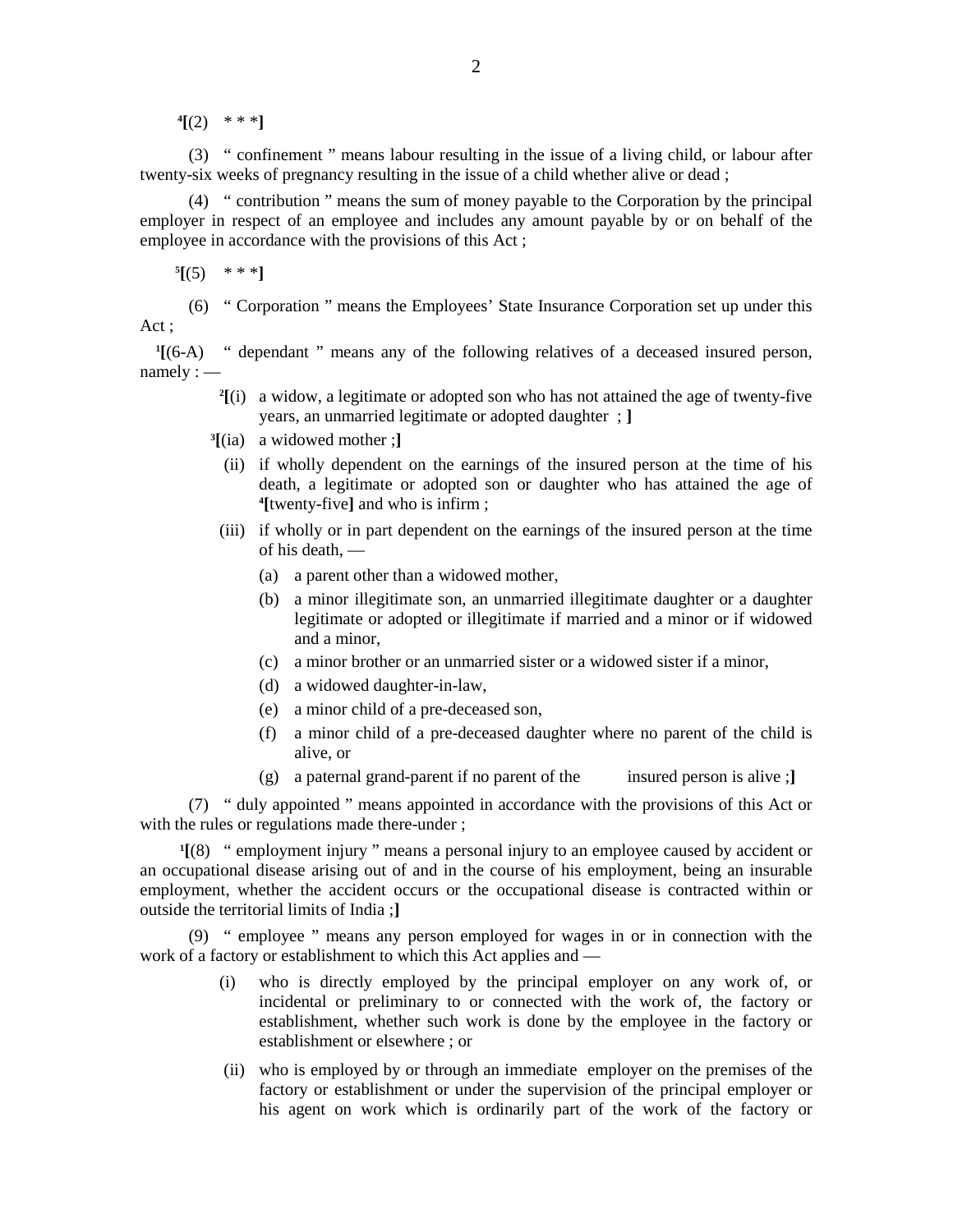[4][(2) * * *]

(3) " confinement " means labour resulting in the issue of a living child, or labour after twenty-six weeks of pregnancy resulting in the issue of a child whether alive or dead ;

(4) " contribution " means the sum of money payable to the Corporation by the principal employer in respect of an employee and includes any amount payable by or on behalf of the employee in accordance with the provisions of this Act ;

[5][(5) * * *]

(6) " Corporation " means the Employees' State Insurance Corporation set up under this Act ;

[1][(6-A) " dependant " means any of the following relatives of a deceased insured person, namely : —

- [2][(i) a widow, a legitimate or adopted son who has not attained the age of twenty-five years, an unmarried legitimate or adopted daughter ; ]
- [3][(ia) a widowed mother ;]
- (ii) if wholly dependent on the earnings of the insured person at the time of his death, a legitimate or adopted son or daughter who has attained the age of [4][twenty-five] and who is infirm ;
- (iii) if wholly or in part dependent on the earnings of the insured person at the time of his death, —
  - (a) a parent other than a widowed mother,
  - (b) a minor illegitimate son, an unmarried illegitimate daughter or a daughter legitimate or adopted or illegitimate if married and a minor or if widowed and a minor,
  - (c) a minor brother or an unmarried sister or a widowed sister if a minor,
  - (d) a widowed daughter-in-law,
  - (e) a minor child of a pre-deceased son,
  - (f) a minor child of a pre-deceased daughter where no parent of the child is alive, or
  - (g) a paternal grand-parent if no parent of the insured person is alive ;]

(7) " duly appointed " means appointed in accordance with the provisions of this Act or with the rules or regulations made there-under ;

[1][(8) " employment injury " means a personal injury to an employee caused by accident or an occupational disease arising out of and in the course of his employment, being an insurable employment, whether the accident occurs or the occupational disease is contracted within or outside the territorial limits of India ;]

(9) " employee " means any person employed for wages in or in connection with the work of a factory or establishment to which this Act applies and —

- (i) who is directly employed by the principal employer on any work of, or incidental or preliminary to or connected with the work of, the factory or establishment, whether such work is done by the employee in the factory or establishment or elsewhere ; or
- (ii) who is employed by or through an immediate employer on the premises of the factory or establishment or under the supervision of the principal employer or his agent on work which is ordinarily part of the work of the factory or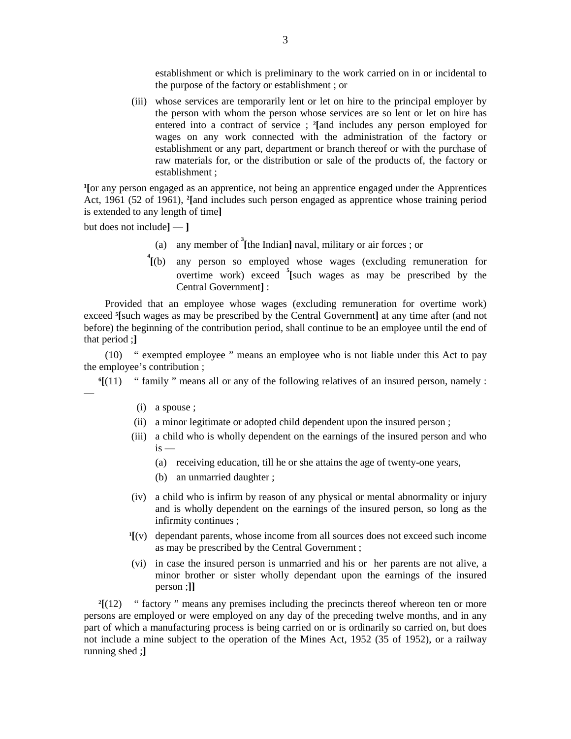establishment or which is preliminary to the work carried on in or incidental to the purpose of the factory or establishment ; or

(iii) whose services are temporarily lent or let on hire to the principal employer by the person with whom the person whose services are so lent or let on hire has entered into a contract of service ; [2][and includes any person employed for wages on any work connected with the administration of the factory or establishment or any part, department or branch thereof or with the purchase of raw materials for, or the distribution or sale of the products of, the factory or establishment ;

[1][or any person engaged as an apprentice, not being an apprentice engaged under the Apprentices Act, 1961 (52 of 1961), [2][and includes such person engaged as apprentice whose training period is extended to any length of time]

but does not include] — ]

(a) any member of [3][the Indian] naval, military or air forces ; or

[4][(b) any person so employed whose wages (excluding remuneration for overtime work) exceed [5][such wages as may be prescribed by the Central Government] :

Provided that an employee whose wages (excluding remuneration for overtime work) exceed [5][such wages as may be prescribed by the Central Government] at any time after (and not before) the beginning of the contribution period, shall continue to be an employee until the end of that period ;]

(10) " exempted employee " means an employee who is not liable under this Act to pay the employee's contribution ;

[6][(11) " family " means all or any of the following relatives of an insured person, namely : —

(i) a spouse ;

(ii) a minor legitimate or adopted child dependent upon the insured person ;

(iii) a child who is wholly dependent on the earnings of the insured person and who is —

(a) receiving education, till he or she attains the age of twenty-one years,

(b) an unmarried daughter ;

(iv) a child who is infirm by reason of any physical or mental abnormality or injury and is wholly dependent on the earnings of the insured person, so long as the infirmity continues ;

[1][(v) dependant parents, whose income from all sources does not exceed such income as may be prescribed by the Central Government ;

(vi) in case the insured person is unmarried and his or her parents are not alive, a minor brother or sister wholly dependant upon the earnings of the insured person ;]]

[2][(12) " factory " means any premises including the precincts thereof whereon ten or more persons are employed or were employed on any day of the preceding twelve months, and in any part of which a manufacturing process is being carried on or is ordinarily so carried on, but does not include a mine subject to the operation of the Mines Act, 1952 (35 of 1952), or a railway running shed ;]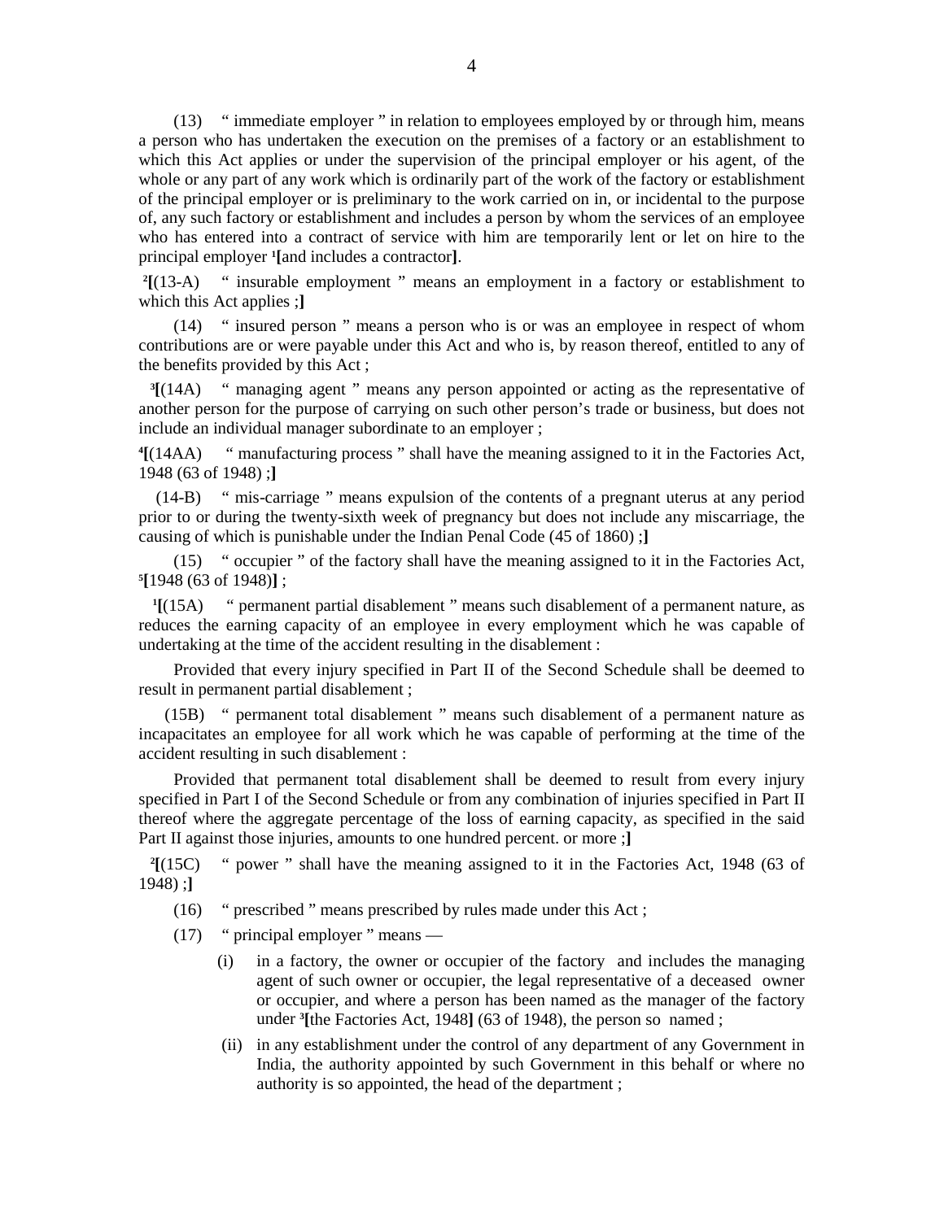(13) " immediate employer " in relation to employees employed by or through him, means a person who has undertaken the execution on the premises of a factory or an establishment to which this Act applies or under the supervision of the principal employer or his agent, of the whole or any part of any work which is ordinarily part of the work of the factory or establishment of the principal employer or is preliminary to the work carried on in, or incidental to the purpose of, any such factory or establishment and includes a person by whom the services of an employee who has entered into a contract of service with him are temporarily lent or let on hire to the principal employer [1][and includes a contractor].

[2][(13-A) " insurable employment " means an employment in a factory or establishment to which this Act applies ;]

(14) " insured person " means a person who is or was an employee in respect of whom contributions are or were payable under this Act and who is, by reason thereof, entitled to any of the benefits provided by this Act ;

[3][(14A) " managing agent " means any person appointed or acting as the representative of another person for the purpose of carrying on such other person's trade or business, but does not include an individual manager subordinate to an employer ;

[4][(14AA) " manufacturing process " shall have the meaning assigned to it in the Factories Act, 1948 (63 of 1948) ;]

(14-B) " mis-carriage " means expulsion of the contents of a pregnant uterus at any period prior to or during the twenty-sixth week of pregnancy but does not include any miscarriage, the causing of which is punishable under the Indian Penal Code (45 of 1860) ;]

(15) " occupier " of the factory shall have the meaning assigned to it in the Factories Act, [5][1948 (63 of 1948)] ;

[1][(15A) " permanent partial disablement " means such disablement of a permanent nature, as reduces the earning capacity of an employee in every employment which he was capable of undertaking at the time of the accident resulting in the disablement :

Provided that every injury specified in Part II of the Second Schedule shall be deemed to result in permanent partial disablement ;

(15B) " permanent total disablement " means such disablement of a permanent nature as incapacitates an employee for all work which he was capable of performing at the time of the accident resulting in such disablement :

Provided that permanent total disablement shall be deemed to result from every injury specified in Part I of the Second Schedule or from any combination of injuries specified in Part II thereof where the aggregate percentage of the loss of earning capacity, as specified in the said Part II against those injuries, amounts to one hundred percent. or more ;]

[2][(15C) " power " shall have the meaning assigned to it in the Factories Act, 1948 (63 of 1948) ;]

(16) " prescribed " means prescribed by rules made under this Act ;

(17) " principal employer " means —

(i) in a factory, the owner or occupier of the factory and includes the managing agent of such owner or occupier, the legal representative of a deceased owner or occupier, and where a person has been named as the manager of the factory under [3][the Factories Act, 1948] (63 of 1948), the person so named ;

(ii) in any establishment under the control of any department of any Government in India, the authority appointed by such Government in this behalf or where no authority is so appointed, the head of the department ;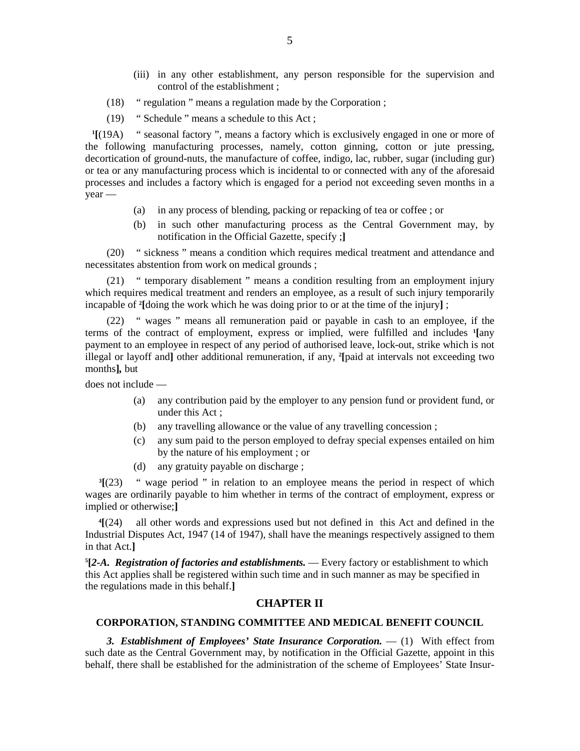(iii) in any other establishment, any person responsible for the supervision and control of the establishment ;

(18) " regulation " means a regulation made by the Corporation ;

(19) " Schedule " means a schedule to this Act ;

[1][(19A) " seasonal factory ", means a factory which is exclusively engaged in one or more of the following manufacturing processes, namely, cotton ginning, cotton or jute pressing, decortication of ground-nuts, the manufacture of coffee, indigo, lac, rubber, sugar (including gur) or tea or any manufacturing process which is incidental to or connected with any of the aforesaid processes and includes a factory which is engaged for a period not exceeding seven months in a year —

(a) in any process of blending, packing or repacking of tea or coffee ; or

(b) in such other manufacturing process as the Central Government may, by notification in the Official Gazette, specify ;**]**

(20) " sickness " means a condition which requires medical treatment and attendance and necessitates abstention from work on medical grounds ;

(21) " temporary disablement " means a condition resulting from an employment injury which requires medical treatment and renders an employee, as a result of such injury temporarily incapable of [2][doing the work which he was doing prior to or at the time of the injury**]** ;

(22) " wages " means all remuneration paid or payable in cash to an employee, if the terms of the contract of employment, express or implied, were fulfilled and includes [1][any payment to an employee in respect of any period of authorised leave, lock-out, strike which is not illegal or layoff and**]** other additional remuneration, if any, [2][paid at intervals not exceeding two months**],** but

does not include —

(a) any contribution paid by the employer to any pension fund or provident fund, or under this Act ;

(b) any travelling allowance or the value of any travelling concession ;

(c) any sum paid to the person employed to defray special expenses entailed on him by the nature of his employment ; or

(d) any gratuity payable on discharge ;

[3][(23) " wage period " in relation to an employee means the period in respect of which wages are ordinarily payable to him whether in terms of the contract of employment, express or implied or otherwise;**]**

[4][(24) all other words and expressions used but not defined in this Act and defined in the Industrial Disputes Act, 1947 (14 of 1947), shall have the meanings respectively assigned to them in that Act.**]**

[5][***2-A. Registration of factories and establishments.*** — Every factory or establishment to which this Act applies shall be registered within such time and in such manner as may be specified in the regulations made in this behalf.**]**

## CHAPTER II

### CORPORATION, STANDING COMMITTEE AND MEDICAL BENEFIT COUNCIL

***3. Establishment of Employees' State Insurance Corporation.*** — (1) With effect from such date as the Central Government may, by notification in the Official Gazette, appoint in this behalf, there shall be established for the administration of the scheme of Employees' State Insur-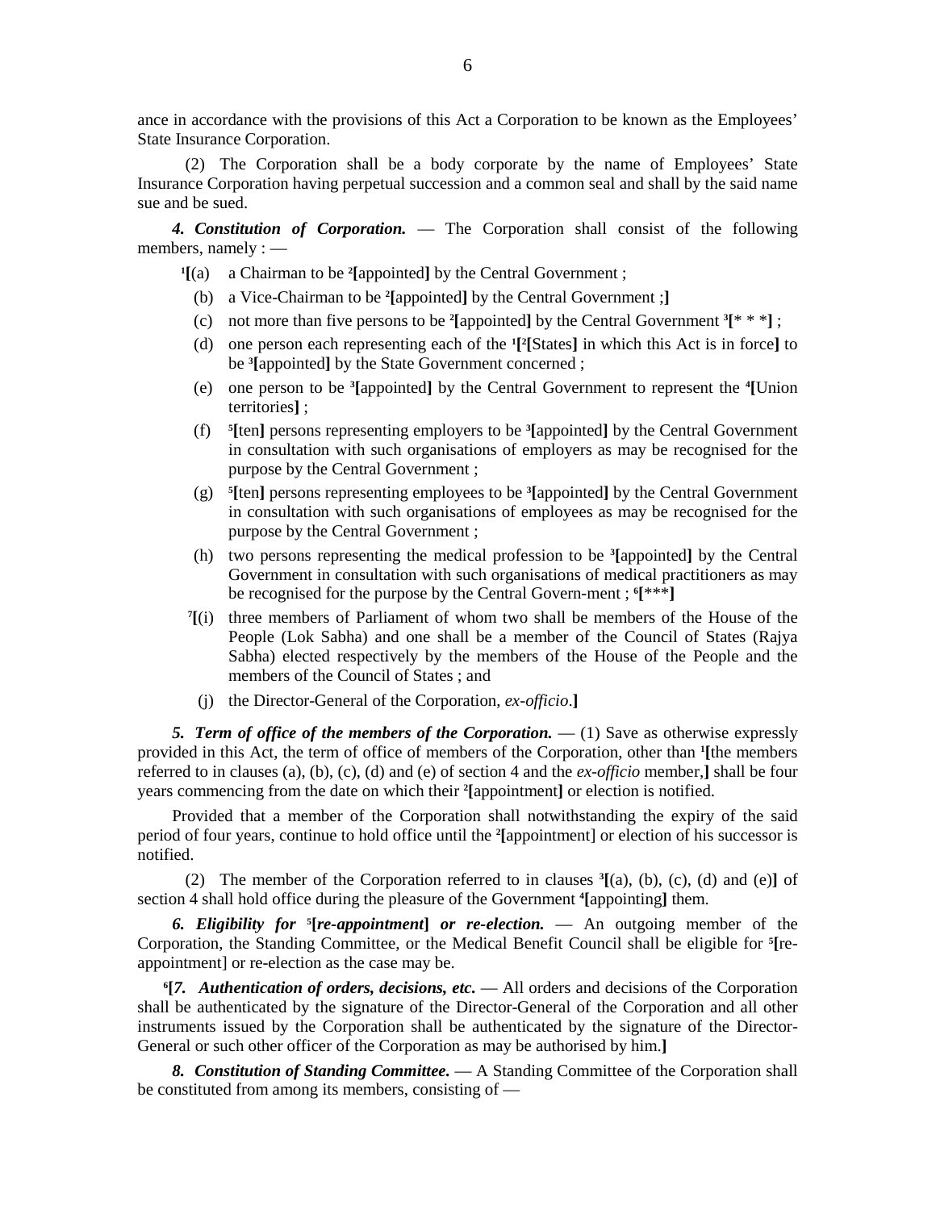ance in accordance with the provisions of this Act a Corporation to be known as the Employees' State Insurance Corporation.

(2) The Corporation shall be a body corporate by the name of Employees' State Insurance Corporation having perpetual succession and a common seal and shall by the said name sue and be sued.

***4. Constitution of Corporation.*** — The Corporation shall consist of the following members, namely : —

[1]**[**(a) a Chairman to be [2]**[**appointed**]** by the Central Government ;

(b) a Vice-Chairman to be [2]**[**appointed**]** by the Central Government ;**]**

(c) not more than five persons to be [2]**[**appointed**]** by the Central Government [3]**[*** * ***]** ;

(d) one person each representing each of the [1]**[**[2]**[**States**]** in which this Act is in force**]** to be [3]**[**appointed**]** by the State Government concerned ;

(e) one person to be [3]**[**appointed**]** by the Central Government to represent the [4]**[**Union territories**]** ;

(f) [5]**[**ten**]** persons representing employers to be [3]**[**appointed**]** by the Central Government in consultation with such organisations of employers as may be recognised for the purpose by the Central Government ;

(g) [5]**[**ten**]** persons representing employees to be [3]**[**appointed**]** by the Central Government in consultation with such organisations of employees as may be recognised for the purpose by the Central Government ;

(h) two persons representing the medical profession to be [3]**[**appointed**]** by the Central Government in consultation with such organisations of medical practitioners as may be recognised for the purpose by the Central Govern-ment ; [6]**[*****]**

[7]**[**(i) three members of Parliament of whom two shall be members of the House of the People (Lok Sabha) and one shall be a member of the Council of States (Rajya Sabha) elected respectively by the members of the House of the People and the members of the Council of States ; and

(j) the Director-General of the Corporation, *ex-officio*.**]**

***5. Term of office of the members of the Corporation.*** — (1) Save as otherwise expressly provided in this Act, the term of office of members of the Corporation, other than [1]**[**the members referred to in clauses (a), (b), (c), (d) and (e) of section 4 and the *ex-officio* member,**]** shall be four years commencing from the date on which their [2]**[**appointment**]** or election is notified.

Provided that a member of the Corporation shall notwithstanding the expiry of the said period of four years, continue to hold office until the [2]**[**appointment] or election of his successor is notified.

(2) The member of the Corporation referred to in clauses [3]**[**(a), (b), (c), (d) and (e)**]** of section 4 shall hold office during the pleasure of the Government [4]**[**appointing**]** them.

***6. Eligibility for*** [5]**[*re-appointment*] *or re-election.*** — An outgoing member of the Corporation, the Standing Committee, or the Medical Benefit Council shall be eligible for [5]**[**re-appointment] or re-election as the case may be.

[6]**[*****7. Authentication of orders, decisions, etc.*** — All orders and decisions of the Corporation shall be authenticated by the signature of the Director-General of the Corporation and all other instruments issued by the Corporation shall be authenticated by the signature of the Director-General or such other officer of the Corporation as may be authorised by him.**]**

***8. Constitution of Standing Committee.*** — A Standing Committee of the Corporation shall be constituted from among its members, consisting of —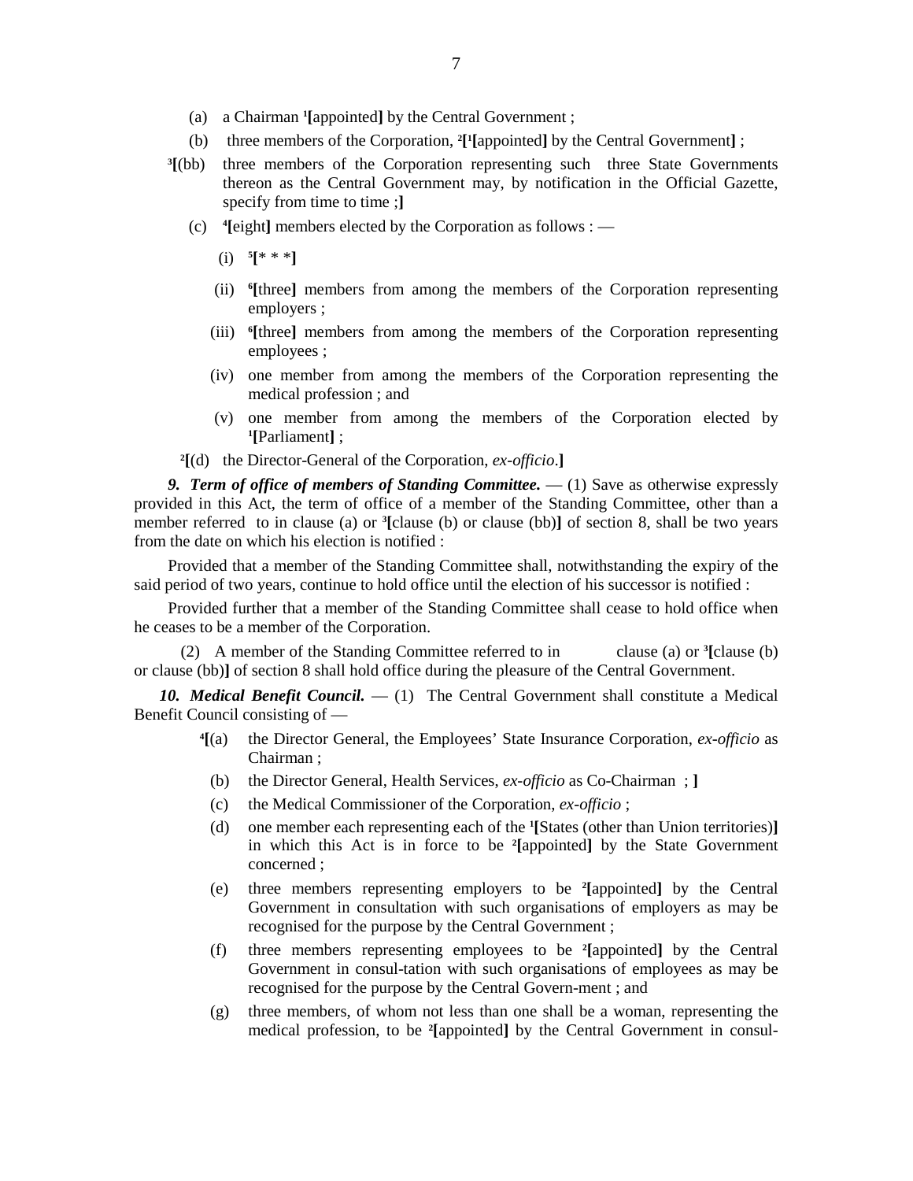(a) a Chairman [1][appointed] by the Central Government ;

(b) three members of the Corporation, [2][[1][appointed] by the Central Government] ;

[3][(bb) three members of the Corporation representing such three State Governments thereon as the Central Government may, by notification in the Official Gazette, specify from time to time ;]

(c) [4][eight] members elected by the Corporation as follows : —

(i) [5][* * *]

(ii) [6][three] members from among the members of the Corporation representing employers ;

(iii) [6][three] members from among the members of the Corporation representing employees ;

(iv) one member from among the members of the Corporation representing the medical profession ; and

(v) one member from among the members of the Corporation elected by [1][Parliament] ;

[2][(d) the Director-General of the Corporation, *ex-officio*.]

***9. Term of office of members of Standing Committee.*** — (1) Save as otherwise expressly provided in this Act, the term of office of a member of the Standing Committee, other than a member referred to in clause (a) or [3][clause (b) or clause (bb)] of section 8, shall be two years from the date on which his election is notified :

Provided that a member of the Standing Committee shall, notwithstanding the expiry of the said period of two years, continue to hold office until the election of his successor is notified :

Provided further that a member of the Standing Committee shall cease to hold office when he ceases to be a member of the Corporation.

(2) A member of the Standing Committee referred to in clause (a) or [3][clause (b) or clause (bb)] of section 8 shall hold office during the pleasure of the Central Government.

***10. Medical Benefit Council.*** — (1) The Central Government shall constitute a Medical Benefit Council consisting of —

[4][(a) the Director General, the Employees' State Insurance Corporation, *ex-officio* as Chairman ;

(b) the Director General, Health Services, *ex-officio* as Co-Chairman ; ]

(c) the Medical Commissioner of the Corporation, *ex-officio* ;

(d) one member each representing each of the [1][States (other than Union territories)] in which this Act is in force to be [2][appointed] by the State Government concerned ;

(e) three members representing employers to be [2][appointed] by the Central Government in consultation with such organisations of employers as may be recognised for the purpose by the Central Government ;

(f) three members representing employees to be [2][appointed] by the Central Government in consul-tation with such organisations of employees as may be recognised for the purpose by the Central Govern-ment ; and

(g) three members, of whom not less than one shall be a woman, representing the medical profession, to be [2][appointed] by the Central Government in consul-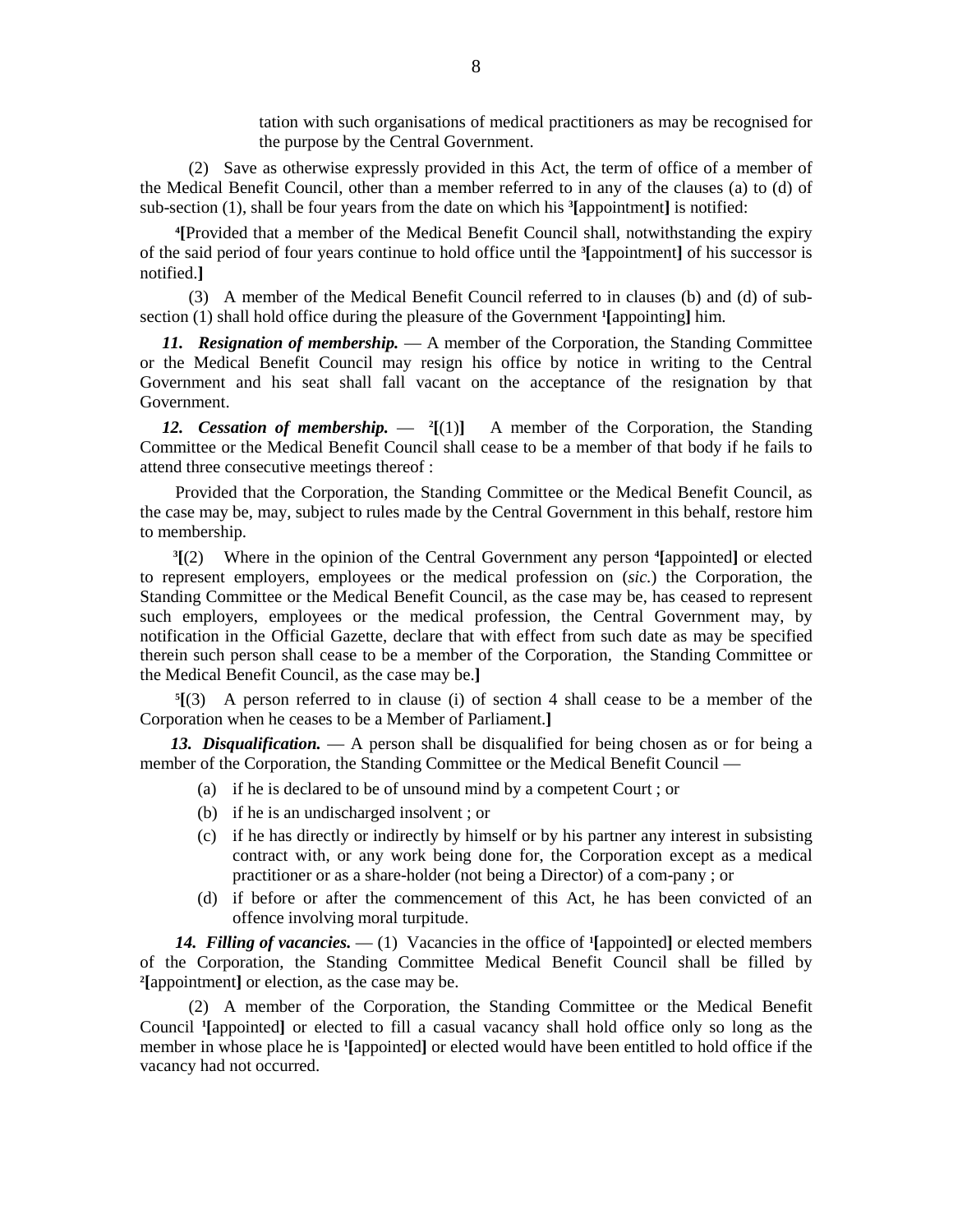tation with such organisations of medical practitioners as may be recognised for the purpose by the Central Government.

(2) Save as otherwise expressly provided in this Act, the term of office of a member of the Medical Benefit Council, other than a member referred to in any of the clauses (a) to (d) of sub-section (1), shall be four years from the date on which his [3][appointment] is notified:

[4][Provided that a member of the Medical Benefit Council shall, notwithstanding the expiry of the said period of four years continue to hold office until the [3][appointment] of his successor is notified.]

(3) A member of the Medical Benefit Council referred to in clauses (b) and (d) of sub-section (1) shall hold office during the pleasure of the Government [1][appointing] him.

***11. Resignation of membership.*** — A member of the Corporation, the Standing Committee or the Medical Benefit Council may resign his office by notice in writing to the Central Government and his seat shall fall vacant on the acceptance of the resignation by that Government.

***12. Cessation of membership.*** — [2][(1)] A member of the Corporation, the Standing Committee or the Medical Benefit Council shall cease to be a member of that body if he fails to attend three consecutive meetings thereof :

Provided that the Corporation, the Standing Committee or the Medical Benefit Council, as the case may be, may, subject to rules made by the Central Government in this behalf, restore him to membership.

[3][(2) Where in the opinion of the Central Government any person [4][appointed] or elected to represent employers, employees or the medical profession on (*sic.*) the Corporation, the Standing Committee or the Medical Benefit Council, as the case may be, has ceased to represent such employers, employees or the medical profession, the Central Government may, by notification in the Official Gazette, declare that with effect from such date as may be specified therein such person shall cease to be a member of the Corporation, the Standing Committee or the Medical Benefit Council, as the case may be.]

[5][(3) A person referred to in clause (i) of section 4 shall cease to be a member of the Corporation when he ceases to be a Member of Parliament.]

***13. Disqualification.*** — A person shall be disqualified for being chosen as or for being a member of the Corporation, the Standing Committee or the Medical Benefit Council —

(a) if he is declared to be of unsound mind by a competent Court ; or

(b) if he is an undischarged insolvent ; or

(c) if he has directly or indirectly by himself or by his partner any interest in subsisting contract with, or any work being done for, the Corporation except as a medical practitioner or as a share-holder (not being a Director) of a com-pany ; or

(d) if before or after the commencement of this Act, he has been convicted of an offence involving moral turpitude.

***14. Filling of vacancies.*** — (1) Vacancies in the office of [1][appointed] or elected members of the Corporation, the Standing Committee Medical Benefit Council shall be filled by [2][appointment] or election, as the case may be.

(2) A member of the Corporation, the Standing Committee or the Medical Benefit Council [1][appointed] or elected to fill a casual vacancy shall hold office only so long as the member in whose place he is [1][appointed] or elected would have been entitled to hold office if the vacancy had not occurred.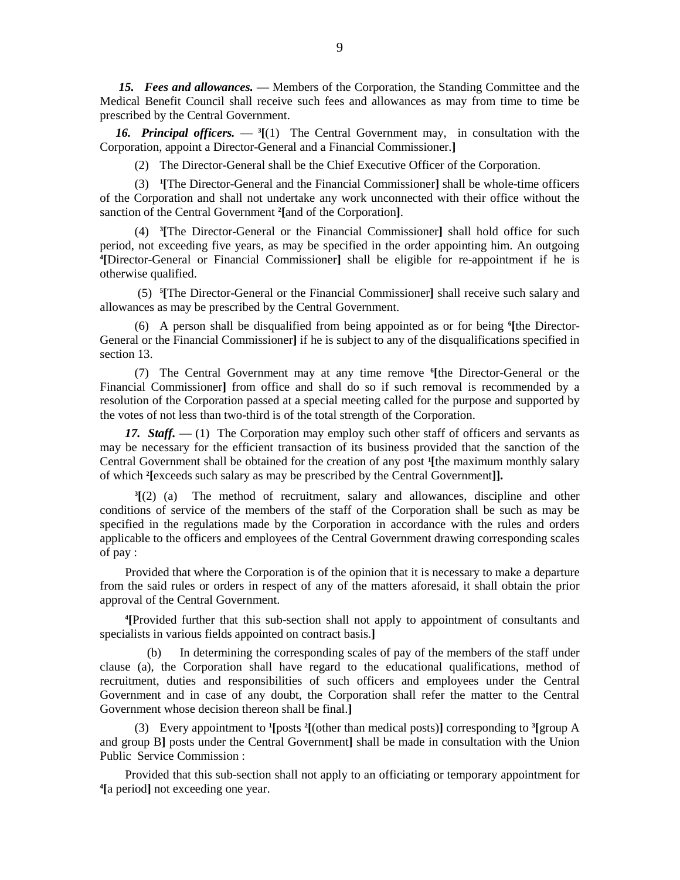***15. Fees and allowances.*** — Members of the Corporation, the Standing Committee and the Medical Benefit Council shall receive such fees and allowances as may from time to time be prescribed by the Central Government.

***16. Principal officers.*** — [3]**[**(1) The Central Government may, in consultation with the Corporation, appoint a Director-General and a Financial Commissioner.**]**

(2) The Director-General shall be the Chief Executive Officer of the Corporation.

(3) [1]**[**The Director-General and the Financial Commissioner**]** shall be whole-time officers of the Corporation and shall not undertake any work unconnected with their office without the sanction of the Central Government [2]**[**and of the Corporation**]**.

(4) [3]**[**The Director-General or the Financial Commissioner**]** shall hold office for such period, not exceeding five years, as may be specified in the order appointing him. An outgoing [4]**[**Director-General or Financial Commissioner**]** shall be eligible for re-appointment if he is otherwise qualified.

(5) [5]**[**The Director-General or the Financial Commissioner**]** shall receive such salary and allowances as may be prescribed by the Central Government.

(6) A person shall be disqualified from being appointed as or for being [6]**[**the Director-General or the Financial Commissioner**]** if he is subject to any of the disqualifications specified in section 13.

(7) The Central Government may at any time remove [6]**[**the Director-General or the Financial Commissioner**]** from office and shall do so if such removal is recommended by a resolution of the Corporation passed at a special meeting called for the purpose and supported by the votes of not less than two-third is of the total strength of the Corporation.

***17. Staff.*** — (1) The Corporation may employ such other staff of officers and servants as may be necessary for the efficient transaction of its business provided that the sanction of the Central Government shall be obtained for the creation of any post [1]**[**the maximum monthly salary of which [2]**[**exceeds such salary as may be prescribed by the Central Government**]]**.

[3]**[**(2) (a) The method of recruitment, salary and allowances, discipline and other conditions of service of the members of the staff of the Corporation shall be such as may be specified in the regulations made by the Corporation in accordance with the rules and orders applicable to the officers and employees of the Central Government drawing corresponding scales of pay :

Provided that where the Corporation is of the opinion that it is necessary to make a departure from the said rules or orders in respect of any of the matters aforesaid, it shall obtain the prior approval of the Central Government.

[4]**[**Provided further that this sub-section shall not apply to appointment of consultants and specialists in various fields appointed on contract basis.**]**

(b) In determining the corresponding scales of pay of the members of the staff under clause (a), the Corporation shall have regard to the educational qualifications, method of recruitment, duties and responsibilities of such officers and employees under the Central Government and in case of any doubt, the Corporation shall refer the matter to the Central Government whose decision thereon shall be final.**]**

(3) Every appointment to [1]**[**posts [2]**[**(other than medical posts)**]** corresponding to [3]**[**group A and group B**]** posts under the Central Government**]** shall be made in consultation with the Union Public Service Commission :

Provided that this sub-section shall not apply to an officiating or temporary appointment for [4]**[**a period**]** not exceeding one year.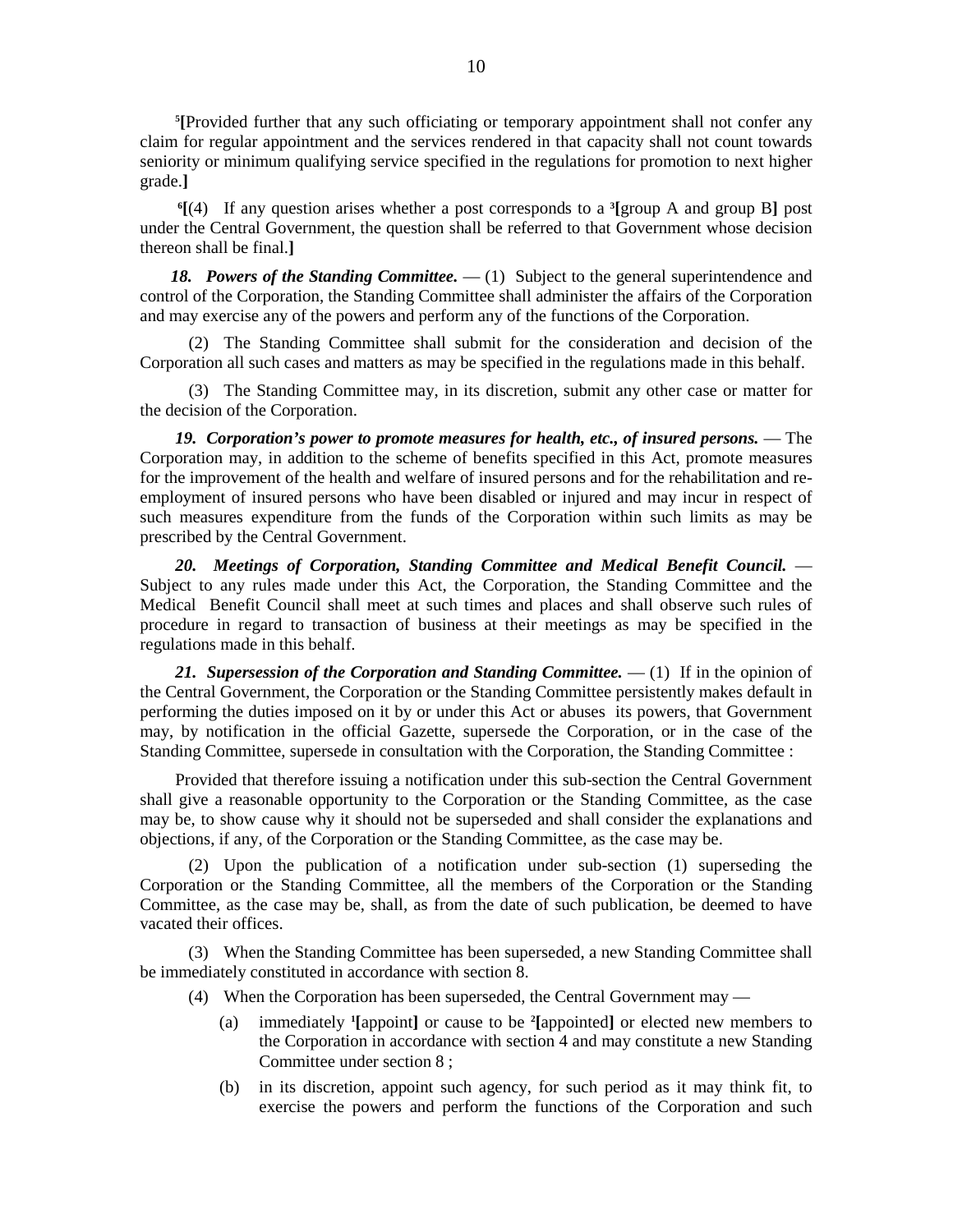[5][Provided further that any such officiating or temporary appointment shall not confer any claim for regular appointment and the services rendered in that capacity shall not count towards seniority or minimum qualifying service specified in the regulations for promotion to next higher grade.]

[6][(4) If any question arises whether a post corresponds to a [3][group A and group B] post under the Central Government, the question shall be referred to that Government whose decision thereon shall be final.]

***18. Powers of the Standing Committee.*** — (1) Subject to the general superintendence and control of the Corporation, the Standing Committee shall administer the affairs of the Corporation and may exercise any of the powers and perform any of the functions of the Corporation.

(2) The Standing Committee shall submit for the consideration and decision of the Corporation all such cases and matters as may be specified in the regulations made in this behalf.

(3) The Standing Committee may, in its discretion, submit any other case or matter for the decision of the Corporation.

***19. Corporation's power to promote measures for health, etc., of insured persons.*** — The Corporation may, in addition to the scheme of benefits specified in this Act, promote measures for the improvement of the health and welfare of insured persons and for the rehabilitation and re-employment of insured persons who have been disabled or injured and may incur in respect of such measures expenditure from the funds of the Corporation within such limits as may be prescribed by the Central Government.

***20. Meetings of Corporation, Standing Committee and Medical Benefit Council.*** — Subject to any rules made under this Act, the Corporation, the Standing Committee and the Medical Benefit Council shall meet at such times and places and shall observe such rules of procedure in regard to transaction of business at their meetings as may be specified in the regulations made in this behalf.

***21. Supersession of the Corporation and Standing Committee.*** — (1) If in the opinion of the Central Government, the Corporation or the Standing Committee persistently makes default in performing the duties imposed on it by or under this Act or abuses its powers, that Government may, by notification in the official Gazette, supersede the Corporation, or in the case of the Standing Committee, supersede in consultation with the Corporation, the Standing Committee :

Provided that therefore issuing a notification under this sub-section the Central Government shall give a reasonable opportunity to the Corporation or the Standing Committee, as the case may be, to show cause why it should not be superseded and shall consider the explanations and objections, if any, of the Corporation or the Standing Committee, as the case may be.

(2) Upon the publication of a notification under sub-section (1) superseding the Corporation or the Standing Committee, all the members of the Corporation or the Standing Committee, as the case may be, shall, as from the date of such publication, be deemed to have vacated their offices.

(3) When the Standing Committee has been superseded, a new Standing Committee shall be immediately constituted in accordance with section 8.

(4) When the Corporation has been superseded, the Central Government may —

(a) immediately [1][appoint] or cause to be [2][appointed] or elected new members to the Corporation in accordance with section 4 and may constitute a new Standing Committee under section 8 ;

(b) in its discretion, appoint such agency, for such period as it may think fit, to exercise the powers and perform the functions of the Corporation and such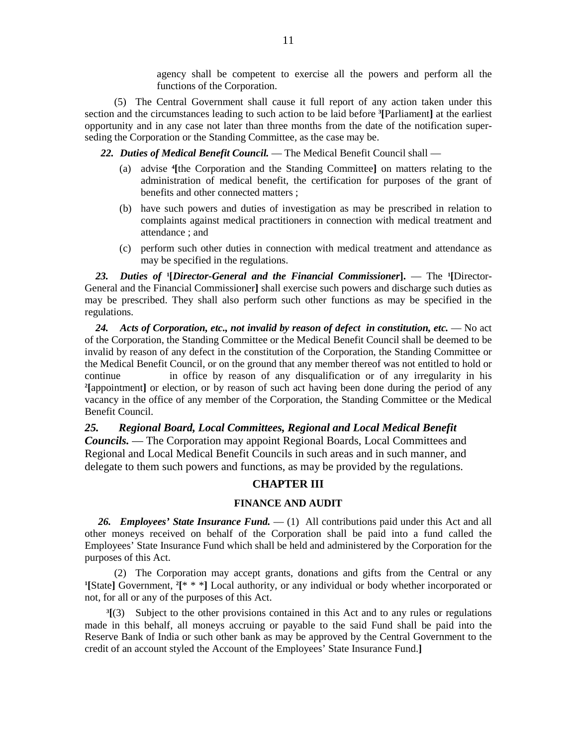agency shall be competent to exercise all the powers and perform all the functions of the Corporation.

(5) The Central Government shall cause it full report of any action taken under this section and the circumstances leading to such action to be laid before [3][Parliament] at the earliest opportunity and in any case not later than three months from the date of the notification superseding the Corporation or the Standing Committee, as the case may be.

***22. Duties of Medical Benefit Council.*** — The Medical Benefit Council shall —

(a) advise [4][the Corporation and the Standing Committee] on matters relating to the administration of medical benefit, the certification for purposes of the grant of benefits and other connected matters ;

(b) have such powers and duties of investigation as may be prescribed in relation to complaints against medical practitioners in connection with medical treatment and attendance ; and

(c) perform such other duties in connection with medical treatment and attendance as may be specified in the regulations.

***23. Duties of [1][Director-General and the Financial Commissioner].*** — The [1][Director-General and the Financial Commissioner] shall exercise such powers and discharge such duties as may be prescribed. They shall also perform such other functions as may be specified in the regulations.

***24. Acts of Corporation, etc., not invalid by reason of defect in constitution, etc.*** — No act of the Corporation, the Standing Committee or the Medical Benefit Council shall be deemed to be invalid by reason of any defect in the constitution of the Corporation, the Standing Committee or the Medical Benefit Council, or on the ground that any member thereof was not entitled to hold or continue in office by reason of any disqualification or of any irregularity in his [2][appointment] or election, or by reason of such act having been done during the period of any vacancy in the office of any member of the Corporation, the Standing Committee or the Medical Benefit Council.

***25. Regional Board, Local Committees, Regional and Local Medical Benefit Councils.*** — The Corporation may appoint Regional Boards, Local Committees and Regional and Local Medical Benefit Councils in such areas and in such manner, and delegate to them such powers and functions, as may be provided by the regulations.

## CHAPTER III

## FINANCE AND AUDIT

***26. Employees' State Insurance Fund.*** — (1) All contributions paid under this Act and all other moneys received on behalf of the Corporation shall be paid into a fund called the Employees' State Insurance Fund which shall be held and administered by the Corporation for the purposes of this Act.

(2) The Corporation may accept grants, donations and gifts from the Central or any [1][State] Government, [2][* * *] Local authority, or any individual or body whether incorporated or not, for all or any of the purposes of this Act.

[3][(3) Subject to the other provisions contained in this Act and to any rules or regulations made in this behalf, all moneys accruing or payable to the said Fund shall be paid into the Reserve Bank of India or such other bank as may be approved by the Central Government to the credit of an account styled the Account of the Employees' State Insurance Fund.]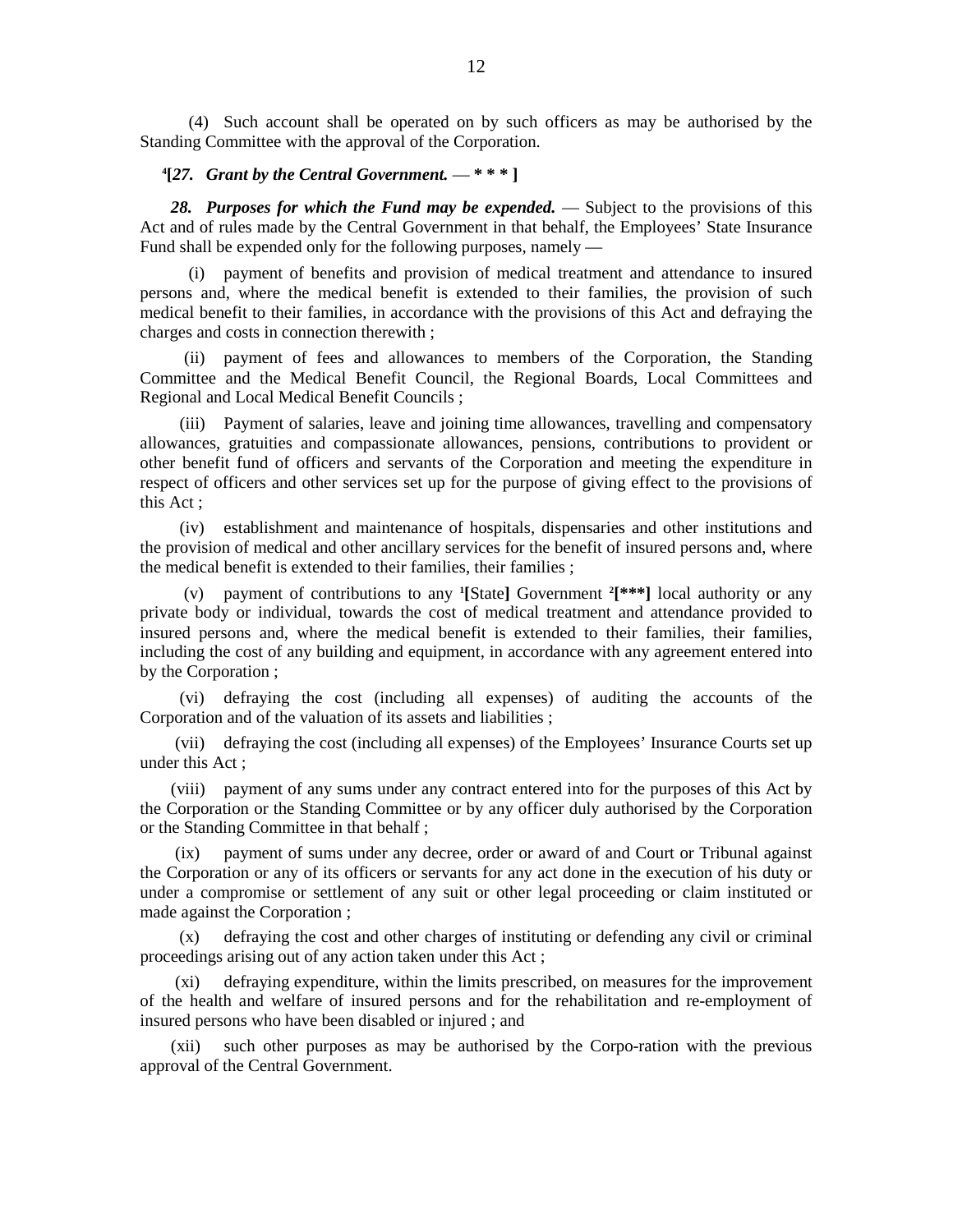(4) Such account shall be operated on by such officers as may be authorised by the Standing Committee with the approval of the Corporation.

[4][*27. Grant by the Central Government.* — *** ]

***28. Purposes for which the Fund may be expended.*** — Subject to the provisions of this Act and of rules made by the Central Government in that behalf, the Employees' State Insurance Fund shall be expended only for the following purposes, namely —

(i) payment of benefits and provision of medical treatment and attendance to insured persons and, where the medical benefit is extended to their families, the provision of such medical benefit to their families, in accordance with the provisions of this Act and defraying the charges and costs in connection therewith ;

(ii) payment of fees and allowances to members of the Corporation, the Standing Committee and the Medical Benefit Council, the Regional Boards, Local Committees and Regional and Local Medical Benefit Councils ;

(iii) Payment of salaries, leave and joining time allowances, travelling and compensatory allowances, gratuities and compassionate allowances, pensions, contributions to provident or other benefit fund of officers and servants of the Corporation and meeting the expenditure in respect of officers and other services set up for the purpose of giving effect to the provisions of this Act ;

(iv) establishment and maintenance of hospitals, dispensaries and other institutions and the provision of medical and other ancillary services for the benefit of insured persons and, where the medical benefit is extended to their families, their families ;

(v) payment of contributions to any [1]**[**State**]** Government [2]**[***]** local authority or any private body or individual, towards the cost of medical treatment and attendance provided to insured persons and, where the medical benefit is extended to their families, their families, including the cost of any building and equipment, in accordance with any agreement entered into by the Corporation ;

(vi) defraying the cost (including all expenses) of auditing the accounts of the Corporation and of the valuation of its assets and liabilities ;

(vii) defraying the cost (including all expenses) of the Employees' Insurance Courts set up under this Act ;

(viii) payment of any sums under any contract entered into for the purposes of this Act by the Corporation or the Standing Committee or by any officer duly authorised by the Corporation or the Standing Committee in that behalf ;

(ix) payment of sums under any decree, order or award of and Court or Tribunal against the Corporation or any of its officers or servants for any act done in the execution of his duty or under a compromise or settlement of any suit or other legal proceeding or claim instituted or made against the Corporation ;

(x) defraying the cost and other charges of instituting or defending any civil or criminal proceedings arising out of any action taken under this Act ;

(xi) defraying expenditure, within the limits prescribed, on measures for the improvement of the health and welfare of insured persons and for the rehabilitation and re-employment of insured persons who have been disabled or injured ; and

(xii) such other purposes as may be authorised by the Corpo-ration with the previous approval of the Central Government.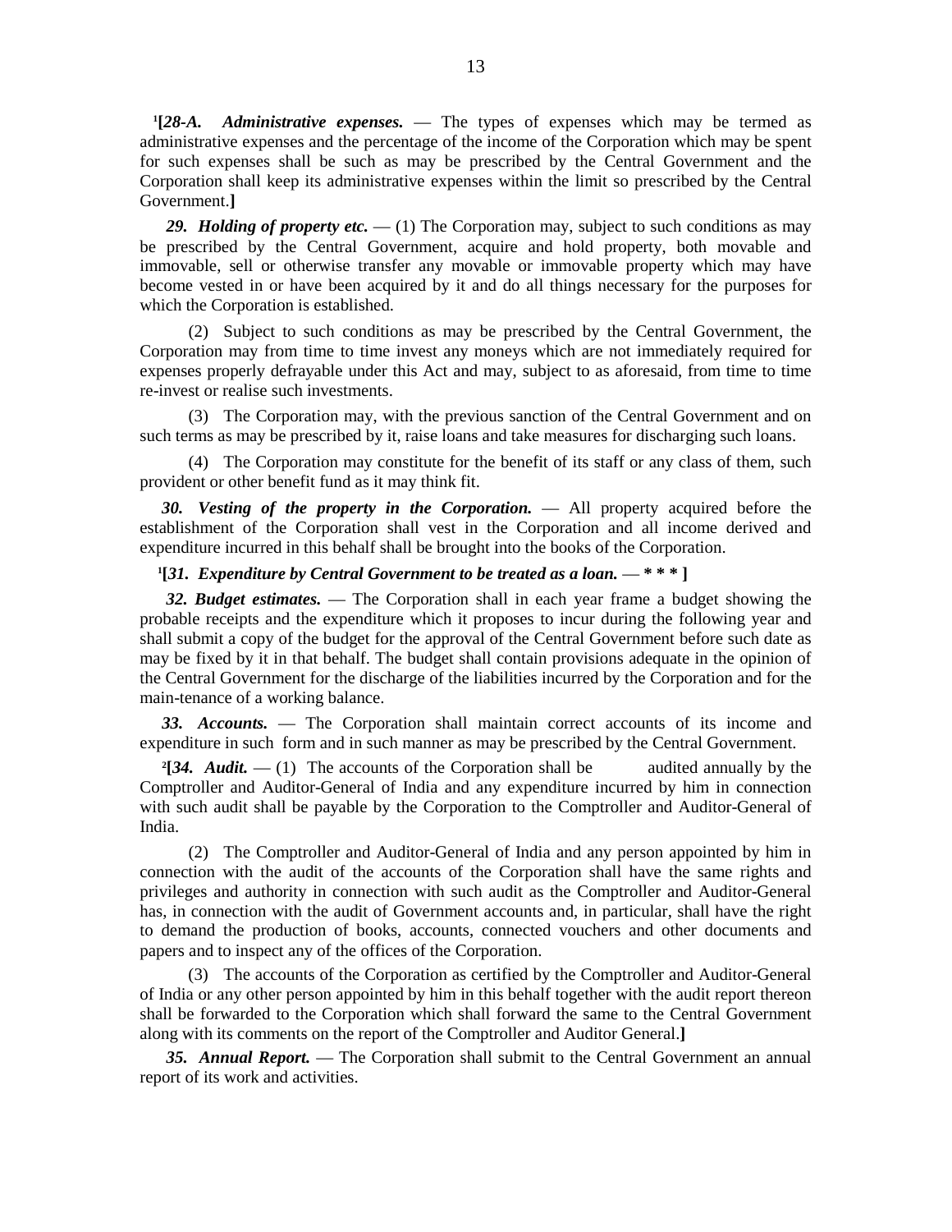[1][***28-A. Administrative expenses.*** — The types of expenses which may be termed as administrative expenses and the percentage of the income of the Corporation which may be spent for such expenses shall be such as may be prescribed by the Central Government and the Corporation shall keep its administrative expenses within the limit so prescribed by the Central Government.**]**

***29. Holding of property etc.*** — (1) The Corporation may, subject to such conditions as may be prescribed by the Central Government, acquire and hold property, both movable and immovable, sell or otherwise transfer any movable or immovable property which may have become vested in or have been acquired by it and do all things necessary for the purposes for which the Corporation is established.

(2) Subject to such conditions as may be prescribed by the Central Government, the Corporation may from time to time invest any moneys which are not immediately required for expenses properly defrayable under this Act and may, subject to as aforesaid, from time to time re-invest or realise such investments.

(3) The Corporation may, with the previous sanction of the Central Government and on such terms as may be prescribed by it, raise loans and take measures for discharging such loans.

(4) The Corporation may constitute for the benefit of its staff or any class of them, such provident or other benefit fund as it may think fit.

***30. Vesting of the property in the Corporation.*** — All property acquired before the establishment of the Corporation shall vest in the Corporation and all income derived and expenditure incurred in this behalf shall be brought into the books of the Corporation.

[1][***31. Expenditure by Central Government to be treated as a loan.*** — * * * **]**

***32. Budget estimates.*** — The Corporation shall in each year frame a budget showing the probable receipts and the expenditure which it proposes to incur during the following year and shall submit a copy of the budget for the approval of the Central Government before such date as may be fixed by it in that behalf. The budget shall contain provisions adequate in the opinion of the Central Government for the discharge of the liabilities incurred by the Corporation and for the main-tenance of a working balance.

***33. Accounts.*** — The Corporation shall maintain correct accounts of its income and expenditure in such form and in such manner as may be prescribed by the Central Government.

[2][***34. Audit.*** — (1) The accounts of the Corporation shall be audited annually by the Comptroller and Auditor-General of India and any expenditure incurred by him in connection with such audit shall be payable by the Corporation to the Comptroller and Auditor-General of India.

(2) The Comptroller and Auditor-General of India and any person appointed by him in connection with the audit of the accounts of the Corporation shall have the same rights and privileges and authority in connection with such audit as the Comptroller and Auditor-General has, in connection with the audit of Government accounts and, in particular, shall have the right to demand the production of books, accounts, connected vouchers and other documents and papers and to inspect any of the offices of the Corporation.

(3) The accounts of the Corporation as certified by the Comptroller and Auditor-General of India or any other person appointed by him in this behalf together with the audit report thereon shall be forwarded to the Corporation which shall forward the same to the Central Government along with its comments on the report of the Comptroller and Auditor General.**]**

***35. Annual Report.*** — The Corporation shall submit to the Central Government an annual report of its work and activities.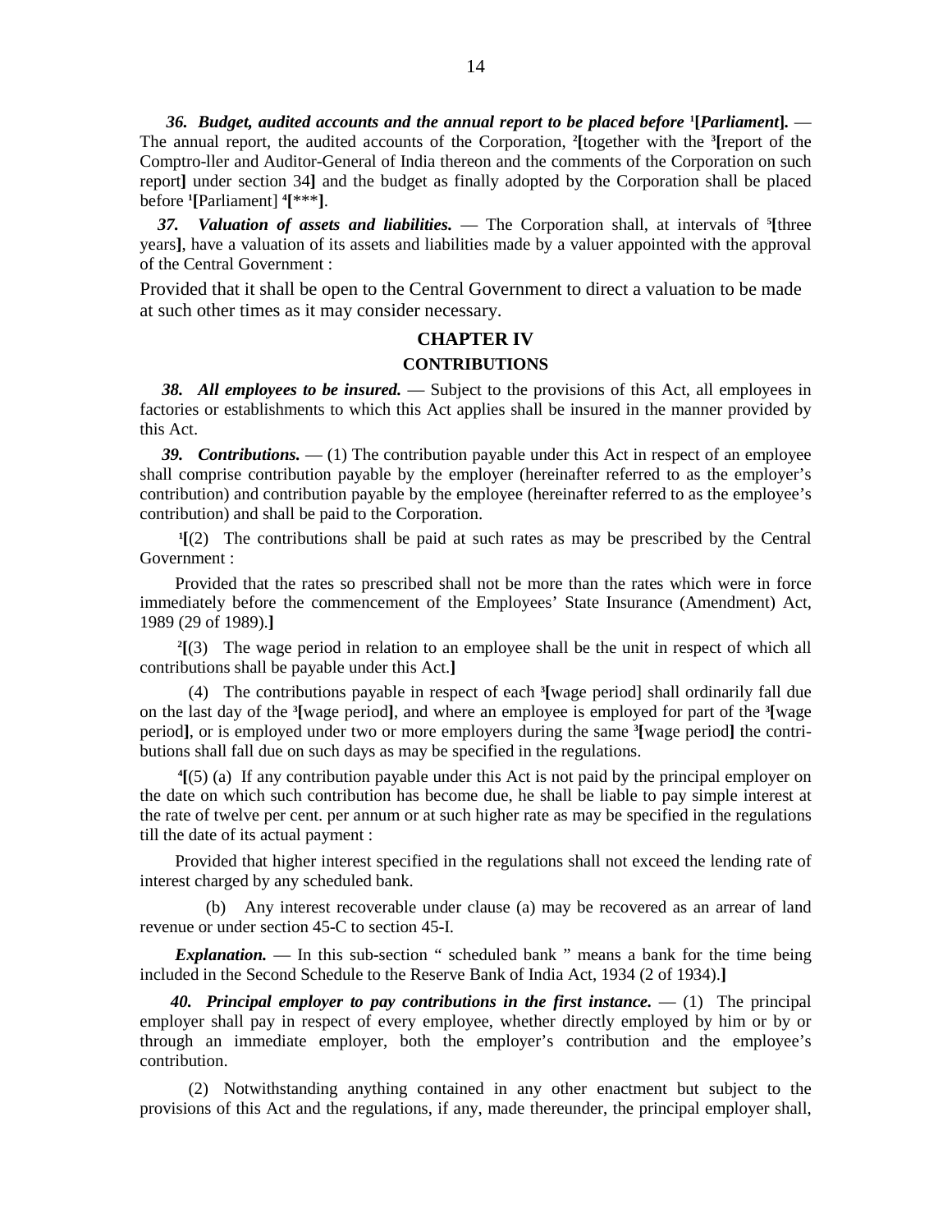***36. Budget, audited accounts and the annual report to be placed before [1][Parliament].*** — The annual report, the audited accounts of the Corporation, [2][together with the [3][report of the Comptro-ller and Auditor-General of India thereon and the comments of the Corporation on such report] under section 34] and the budget as finally adopted by the Corporation shall be placed before [1][Parliament] [4][***].

***37. Valuation of assets and liabilities.*** — The Corporation shall, at intervals of [5][three years], have a valuation of its assets and liabilities made by a valuer appointed with the approval of the Central Government :

Provided that it shall be open to the Central Government to direct a valuation to be made at such other times as it may consider necessary.

## CHAPTER IV

## CONTRIBUTIONS

***38. All employees to be insured.*** — Subject to the provisions of this Act, all employees in factories or establishments to which this Act applies shall be insured in the manner provided by this Act.

***39. Contributions.*** — (1) The contribution payable under this Act in respect of an employee shall comprise contribution payable by the employer (hereinafter referred to as the employer's contribution) and contribution payable by the employee (hereinafter referred to as the employee's contribution) and shall be paid to the Corporation.

[1][(2) The contributions shall be paid at such rates as may be prescribed by the Central Government :

Provided that the rates so prescribed shall not be more than the rates which were in force immediately before the commencement of the Employees' State Insurance (Amendment) Act, 1989 (29 of 1989).]

[2][(3) The wage period in relation to an employee shall be the unit in respect of which all contributions shall be payable under this Act.]

(4) The contributions payable in respect of each [3][wage period] shall ordinarily fall due on the last day of the [3][wage period], and where an employee is employed for part of the [3][wage period], or is employed under two or more employers during the same [3][wage period] the contributions shall fall due on such days as may be specified in the regulations.

[4][(5) (a) If any contribution payable under this Act is not paid by the principal employer on the date on which such contribution has become due, he shall be liable to pay simple interest at the rate of twelve per cent. per annum or at such higher rate as may be specified in the regulations till the date of its actual payment :

Provided that higher interest specified in the regulations shall not exceed the lending rate of interest charged by any scheduled bank.

(b) Any interest recoverable under clause (a) may be recovered as an arrear of land revenue or under section 45-C to section 45-I.

***Explanation.*** — In this sub-section " scheduled bank " means a bank for the time being included in the Second Schedule to the Reserve Bank of India Act, 1934 (2 of 1934).]

***40. Principal employer to pay contributions in the first instance.*** — (1) The principal employer shall pay in respect of every employee, whether directly employed by him or by or through an immediate employer, both the employer's contribution and the employee's contribution.

(2) Notwithstanding anything contained in any other enactment but subject to the provisions of this Act and the regulations, if any, made thereunder, the principal employer shall,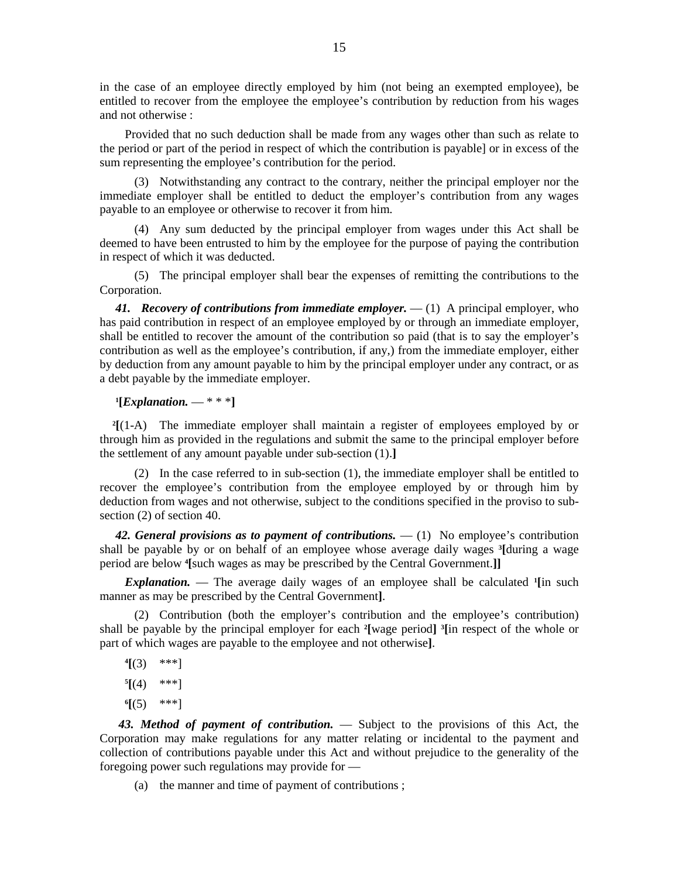in the case of an employee directly employed by him (not being an exempted employee), be entitled to recover from the employee the employee's contribution by reduction from his wages and not otherwise :

Provided that no such deduction shall be made from any wages other than such as relate to the period or part of the period in respect of which the contribution is payable] or in excess of the sum representing the employee's contribution for the period.

(3) Notwithstanding any contract to the contrary, neither the principal employer nor the immediate employer shall be entitled to deduct the employer's contribution from any wages payable to an employee or otherwise to recover it from him.

(4) Any sum deducted by the principal employer from wages under this Act shall be deemed to have been entrusted to him by the employee for the purpose of paying the contribution in respect of which it was deducted.

(5) The principal employer shall bear the expenses of remitting the contributions to the Corporation.

***41. Recovery of contributions from immediate employer.*** — (1) A principal employer, who has paid contribution in respect of an employee employed by or through an immediate employer, shall be entitled to recover the amount of the contribution so paid (that is to say the employer's contribution as well as the employee's contribution, if any,) from the immediate employer, either by deduction from any amount payable to him by the principal employer under any contract, or as a debt payable by the immediate employer.

[1]**[***Explanation.*** — * * *]**

[2]**[**(1-A) The immediate employer shall maintain a register of employees employed by or through him as provided in the regulations and submit the same to the principal employer before the settlement of any amount payable under sub-section (1).**]**

(2) In the case referred to in sub-section (1), the immediate employer shall be entitled to recover the employee's contribution from the employee employed by or through him by deduction from wages and not otherwise, subject to the conditions specified in the proviso to sub-section (2) of section 40.

***42. General provisions as to payment of contributions.*** — (1) No employee's contribution shall be payable by or on behalf of an employee whose average daily wages [3]**[**during a wage period are below [4]**[**such wages as may be prescribed by the Central Government.**]]**

***Explanation.*** — The average daily wages of an employee shall be calculated [1]**[**in such manner as may be prescribed by the Central Government**]**.

(2) Contribution (both the employer's contribution and the employee's contribution) shall be payable by the principal employer for each [2]**[**wage period**]** [3]**[**in respect of the whole or part of which wages are payable to the employee and not otherwise**]**.

[4]**[**(3) ***]

[5]**[**(4) ***]

[6]**[**(5) ***]

***43. Method of payment of contribution.*** — Subject to the provisions of this Act, the Corporation may make regulations for any matter relating or incidental to the payment and collection of contributions payable under this Act and without prejudice to the generality of the foregoing power such regulations may provide for —

(a) the manner and time of payment of contributions ;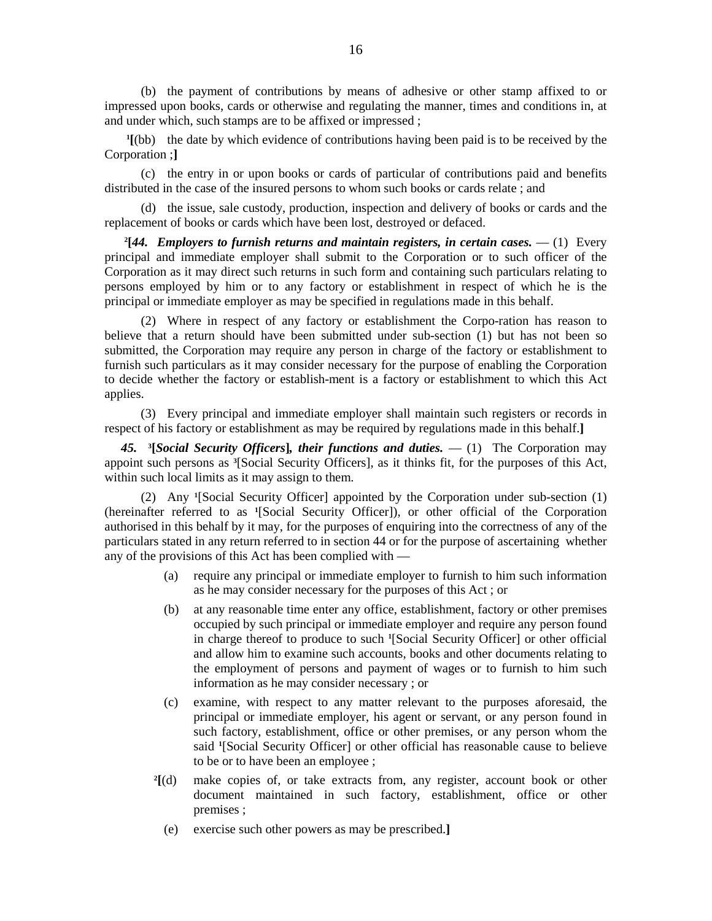(b) the payment of contributions by means of adhesive or other stamp affixed to or impressed upon books, cards or otherwise and regulating the manner, times and conditions in, at and under which, such stamps are to be affixed or impressed ;

[1][(bb) the date by which evidence of contributions having been paid is to be received by the Corporation ;]

(c) the entry in or upon books or cards of particular of contributions paid and benefits distributed in the case of the insured persons to whom such books or cards relate ; and

(d) the issue, sale custody, production, inspection and delivery of books or cards and the replacement of books or cards which have been lost, destroyed or defaced.

[2][***44. Employers to furnish returns and maintain registers, in certain cases.*** — (1) Every principal and immediate employer shall submit to the Corporation or to such officer of the Corporation as it may direct such returns in such form and containing such particulars relating to persons employed by him or to any factory or establishment in respect of which he is the principal or immediate employer as may be specified in regulations made in this behalf.

(2) Where in respect of any factory or establishment the Corpo-ration has reason to believe that a return should have been submitted under sub-section (1) but has not been so submitted, the Corporation may require any person in charge of the factory or establishment to furnish such particulars as it may consider necessary for the purpose of enabling the Corporation to decide whether the factory or establish-ment is a factory or establishment to which this Act applies.

(3) Every principal and immediate employer shall maintain such registers or records in respect of his factory or establishment as may be required by regulations made in this behalf.]

***45.*** [3][***Social Security Officers***]***, their functions and duties.*** — (1) The Corporation may appoint such persons as [3][Social Security Officers], as it thinks fit, for the purposes of this Act, within such local limits as it may assign to them.

(2) Any [1][Social Security Officer] appointed by the Corporation under sub-section (1) (hereinafter referred to as [1][Social Security Officer]), or other official of the Corporation authorised in this behalf by it may, for the purposes of enquiring into the correctness of any of the particulars stated in any return referred to in section 44 or for the purpose of ascertaining whether any of the provisions of this Act has been complied with —

(a) require any principal or immediate employer to furnish to him such information as he may consider necessary for the purposes of this Act ; or

(b) at any reasonable time enter any office, establishment, factory or other premises occupied by such principal or immediate employer and require any person found in charge thereof to produce to such [1][Social Security Officer] or other official and allow him to examine such accounts, books and other documents relating to the employment of persons and payment of wages or to furnish to him such information as he may consider necessary ; or

(c) examine, with respect to any matter relevant to the purposes aforesaid, the principal or immediate employer, his agent or servant, or any person found in such factory, establishment, office or other premises, or any person whom the said [1][Social Security Officer] or other official has reasonable cause to believe to be or to have been an employee ;

[2][(d) make copies of, or take extracts from, any register, account book or other document maintained in such factory, establishment, office or other premises ;

(e) exercise such other powers as may be prescribed.]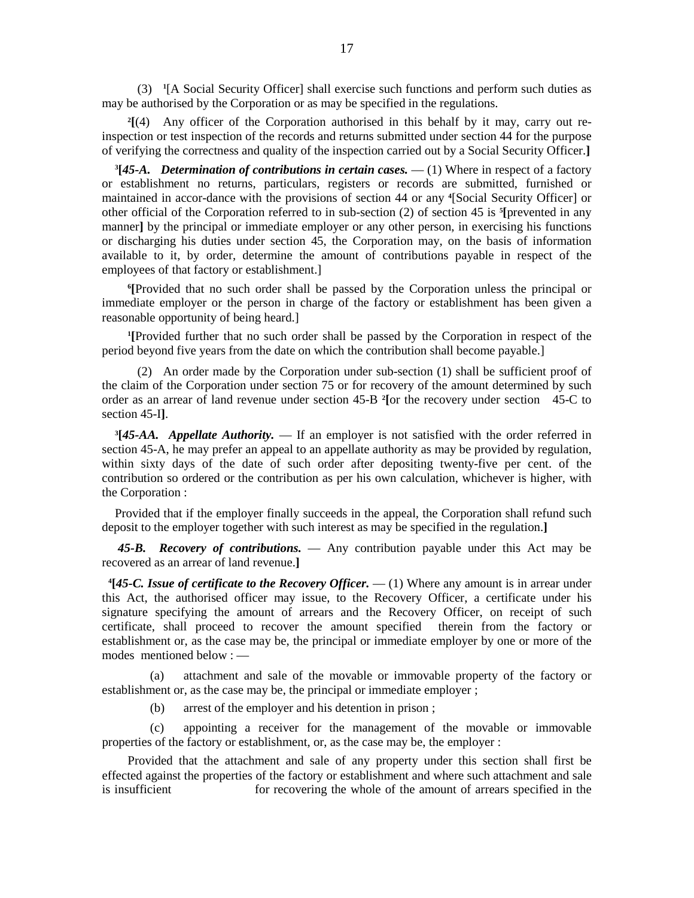(3) [1][A Social Security Officer] shall exercise such functions and perform such duties as may be authorised by the Corporation or as may be specified in the regulations.

[2][(4) Any officer of the Corporation authorised in this behalf by it may, carry out re-inspection or test inspection of the records and returns submitted under section 44 for the purpose of verifying the correctness and quality of the inspection carried out by a Social Security Officer.**]**

[3][***45-A. Determination of contributions in certain cases.*** — (1) Where in respect of a factory or establishment no returns, particulars, registers or records are submitted, furnished or maintained in accor-dance with the provisions of section 44 or any [4][Social Security Officer] or other official of the Corporation referred to in sub-section (2) of section 45 is [5]**[**prevented in any manner**]** by the principal or immediate employer or any other person, in exercising his functions or discharging his duties under section 45, the Corporation may, on the basis of information available to it, by order, determine the amount of contributions payable in respect of the employees of that factory or establishment.]

[6]**[**Provided that no such order shall be passed by the Corporation unless the principal or immediate employer or the person in charge of the factory or establishment has been given a reasonable opportunity of being heard.]

[1]**[**Provided further that no such order shall be passed by the Corporation in respect of the period beyond five years from the date on which the contribution shall become payable.]

(2) An order made by the Corporation under sub-section (1) shall be sufficient proof of the claim of the Corporation under section 75 or for recovery of the amount determined by such order as an arrear of land revenue under section 45-B [2]**[**or the recovery under section 45-C to section 45-I**]**.

[3]**[*45-AA. Appellate Authority.*** — If an employer is not satisfied with the order referred in section 45-A, he may prefer an appeal to an appellate authority as may be provided by regulation, within sixty days of the date of such order after depositing twenty-five per cent. of the contribution so ordered or the contribution as per his own calculation, whichever is higher, with the Corporation :

Provided that if the employer finally succeeds in the appeal, the Corporation shall refund such deposit to the employer together with such interest as may be specified in the regulation.**]**

***45-B. Recovery of contributions.*** — Any contribution payable under this Act may be recovered as an arrear of land revenue.**]**

[4]**[*45-C. Issue of certificate to the Recovery Officer.*** — (1) Where any amount is in arrear under this Act, the authorised officer may issue, to the Recovery Officer, a certificate under his signature specifying the amount of arrears and the Recovery Officer, on receipt of such certificate, shall proceed to recover the amount specified therein from the factory or establishment or, as the case may be, the principal or immediate employer by one or more of the modes mentioned below : —

(a) attachment and sale of the movable or immovable property of the factory or establishment or, as the case may be, the principal or immediate employer ;

(b) arrest of the employer and his detention in prison ;

(c) appointing a receiver for the management of the movable or immovable properties of the factory or establishment, or, as the case may be, the employer :

Provided that the attachment and sale of any property under this section shall first be effected against the properties of the factory or establishment and where such attachment and sale is insufficient for recovering the whole of the amount of arrears specified in the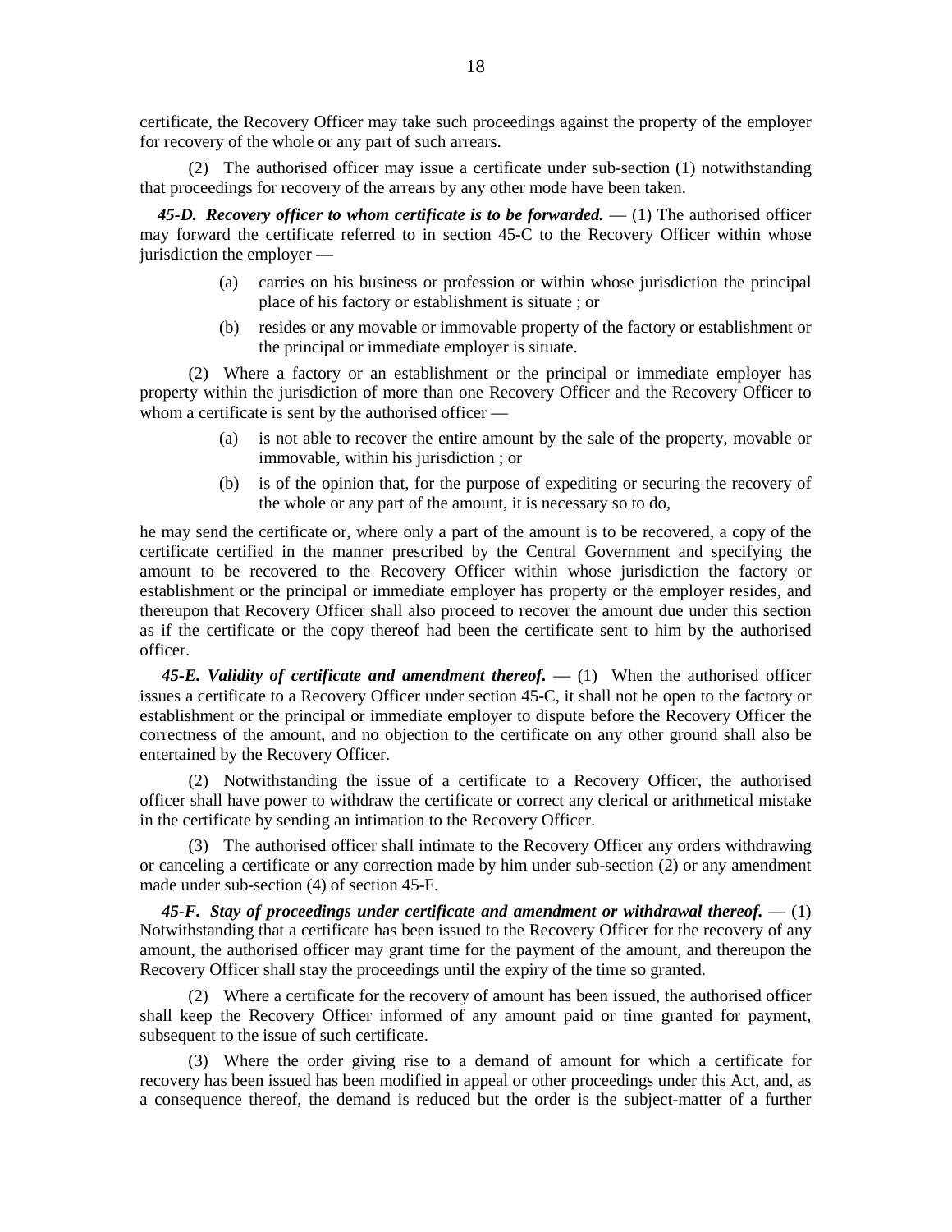certificate, the Recovery Officer may take such proceedings against the property of the employer for recovery of the whole or any part of such arrears.

(2) The authorised officer may issue a certificate under sub-section (1) notwithstanding that proceedings for recovery of the arrears by any other mode have been taken.

***45-D. Recovery officer to whom certificate is to be forwarded.*** — (1) The authorised officer may forward the certificate referred to in section 45-C to the Recovery Officer within whose jurisdiction the employer —

(a) carries on his business or profession or within whose jurisdiction the principal place of his factory or establishment is situate ; or

(b) resides or any movable or immovable property of the factory or establishment or the principal or immediate employer is situate.

(2) Where a factory or an establishment or the principal or immediate employer has property within the jurisdiction of more than one Recovery Officer and the Recovery Officer to whom a certificate is sent by the authorised officer —

(a) is not able to recover the entire amount by the sale of the property, movable or immovable, within his jurisdiction ; or

(b) is of the opinion that, for the purpose of expediting or securing the recovery of the whole or any part of the amount, it is necessary so to do,

he may send the certificate or, where only a part of the amount is to be recovered, a copy of the certificate certified in the manner prescribed by the Central Government and specifying the amount to be recovered to the Recovery Officer within whose jurisdiction the factory or establishment or the principal or immediate employer has property or the employer resides, and thereupon that Recovery Officer shall also proceed to recover the amount due under this section as if the certificate or the copy thereof had been the certificate sent to him by the authorised officer.

***45-E. Validity of certificate and amendment thereof.*** — (1) When the authorised officer issues a certificate to a Recovery Officer under section 45-C, it shall not be open to the factory or establishment or the principal or immediate employer to dispute before the Recovery Officer the correctness of the amount, and no objection to the certificate on any other ground shall also be entertained by the Recovery Officer.

(2) Notwithstanding the issue of a certificate to a Recovery Officer, the authorised officer shall have power to withdraw the certificate or correct any clerical or arithmetical mistake in the certificate by sending an intimation to the Recovery Officer.

(3) The authorised officer shall intimate to the Recovery Officer any orders withdrawing or canceling a certificate or any correction made by him under sub-section (2) or any amendment made under sub-section (4) of section 45-F.

***45-F. Stay of proceedings under certificate and amendment or withdrawal thereof.*** — (1) Notwithstanding that a certificate has been issued to the Recovery Officer for the recovery of any amount, the authorised officer may grant time for the payment of the amount, and thereupon the Recovery Officer shall stay the proceedings until the expiry of the time so granted.

(2) Where a certificate for the recovery of amount has been issued, the authorised officer shall keep the Recovery Officer informed of any amount paid or time granted for payment, subsequent to the issue of such certificate.

(3) Where the order giving rise to a demand of amount for which a certificate for recovery has been issued has been modified in appeal or other proceedings under this Act, and, as a consequence thereof, the demand is reduced but the order is the subject-matter of a further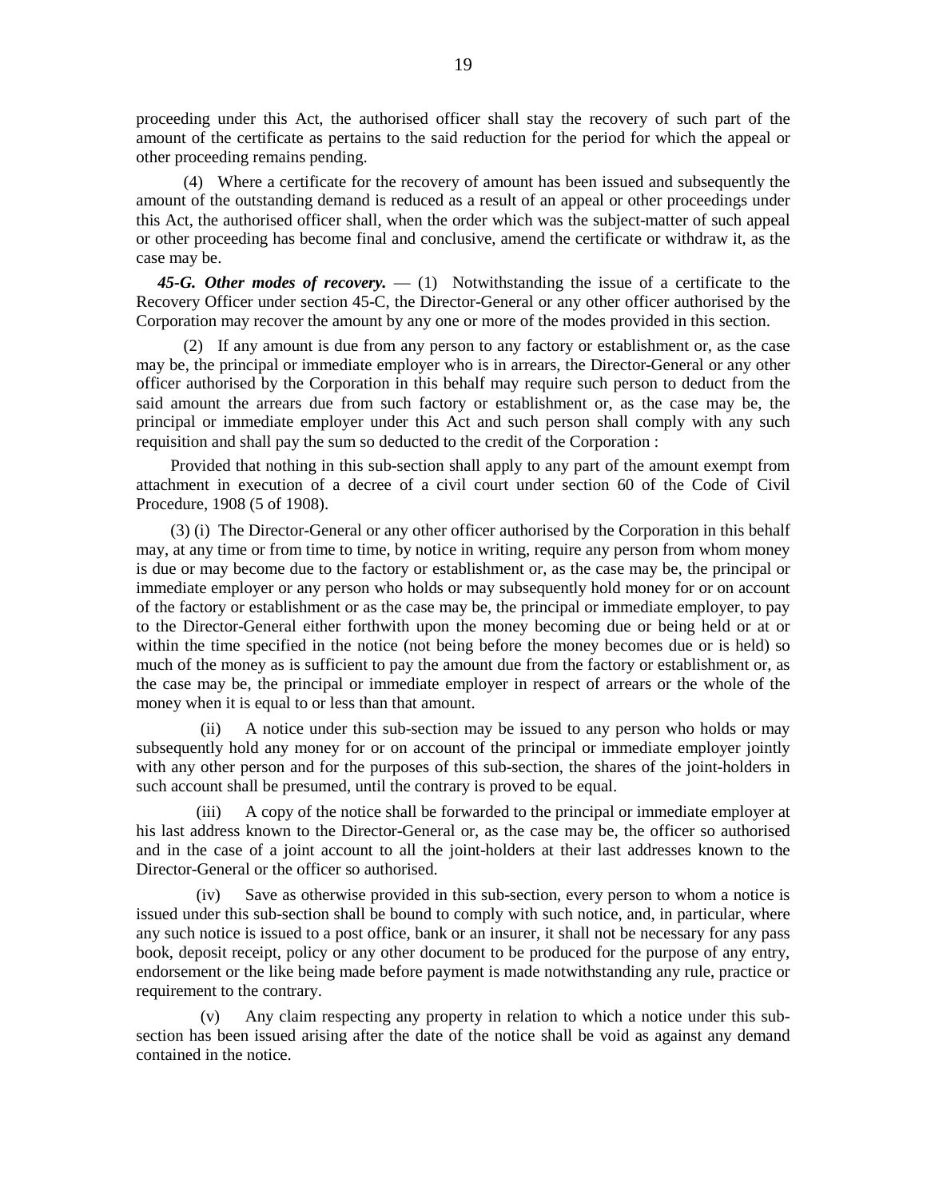proceeding under this Act, the authorised officer shall stay the recovery of such part of the amount of the certificate as pertains to the said reduction for the period for which the appeal or other proceeding remains pending.

(4) Where a certificate for the recovery of amount has been issued and subsequently the amount of the outstanding demand is reduced as a result of an appeal or other proceedings under this Act, the authorised officer shall, when the order which was the subject-matter of such appeal or other proceeding has become final and conclusive, amend the certificate or withdraw it, as the case may be.

***45-G. Other modes of recovery.*** — (1) Notwithstanding the issue of a certificate to the Recovery Officer under section 45-C, the Director-General or any other officer authorised by the Corporation may recover the amount by any one or more of the modes provided in this section.

(2) If any amount is due from any person to any factory or establishment or, as the case may be, the principal or immediate employer who is in arrears, the Director-General or any other officer authorised by the Corporation in this behalf may require such person to deduct from the said amount the arrears due from such factory or establishment or, as the case may be, the principal or immediate employer under this Act and such person shall comply with any such requisition and shall pay the sum so deducted to the credit of the Corporation :

Provided that nothing in this sub-section shall apply to any part of the amount exempt from attachment in execution of a decree of a civil court under section 60 of the Code of Civil Procedure, 1908 (5 of 1908).

(3) (i) The Director-General or any other officer authorised by the Corporation in this behalf may, at any time or from time to time, by notice in writing, require any person from whom money is due or may become due to the factory or establishment or, as the case may be, the principal or immediate employer or any person who holds or may subsequently hold money for or on account of the factory or establishment or as the case may be, the principal or immediate employer, to pay to the Director-General either forthwith upon the money becoming due or being held or at or within the time specified in the notice (not being before the money becomes due or is held) so much of the money as is sufficient to pay the amount due from the factory or establishment or, as the case may be, the principal or immediate employer in respect of arrears or the whole of the money when it is equal to or less than that amount.

(ii) A notice under this sub-section may be issued to any person who holds or may subsequently hold any money for or on account of the principal or immediate employer jointly with any other person and for the purposes of this sub-section, the shares of the joint-holders in such account shall be presumed, until the contrary is proved to be equal.

(iii) A copy of the notice shall be forwarded to the principal or immediate employer at his last address known to the Director-General or, as the case may be, the officer so authorised and in the case of a joint account to all the joint-holders at their last addresses known to the Director-General or the officer so authorised.

(iv) Save as otherwise provided in this sub-section, every person to whom a notice is issued under this sub-section shall be bound to comply with such notice, and, in particular, where any such notice is issued to a post office, bank or an insurer, it shall not be necessary for any pass book, deposit receipt, policy or any other document to be produced for the purpose of any entry, endorsement or the like being made before payment is made notwithstanding any rule, practice or requirement to the contrary.

(v) Any claim respecting any property in relation to which a notice under this sub-section has been issued arising after the date of the notice shall be void as against any demand contained in the notice.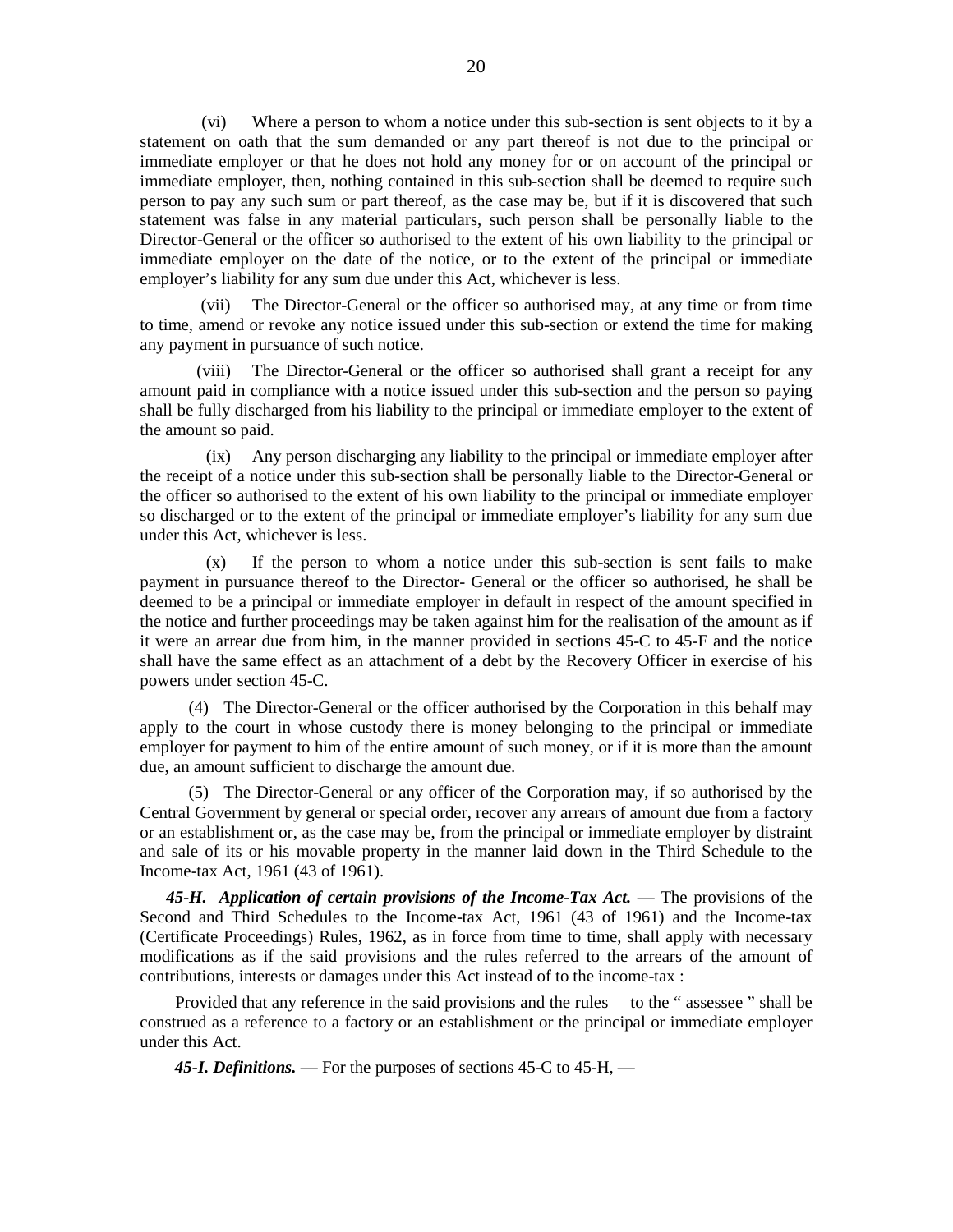(vi) Where a person to whom a notice under this sub-section is sent objects to it by a statement on oath that the sum demanded or any part thereof is not due to the principal or immediate employer or that he does not hold any money for or on account of the principal or immediate employer, then, nothing contained in this sub-section shall be deemed to require such person to pay any such sum or part thereof, as the case may be, but if it is discovered that such statement was false in any material particulars, such person shall be personally liable to the Director-General or the officer so authorised to the extent of his own liability to the principal or immediate employer on the date of the notice, or to the extent of the principal or immediate employer's liability for any sum due under this Act, whichever is less.

(vii) The Director-General or the officer so authorised may, at any time or from time to time, amend or revoke any notice issued under this sub-section or extend the time for making any payment in pursuance of such notice.

(viii) The Director-General or the officer so authorised shall grant a receipt for any amount paid in compliance with a notice issued under this sub-section and the person so paying shall be fully discharged from his liability to the principal or immediate employer to the extent of the amount so paid.

(ix) Any person discharging any liability to the principal or immediate employer after the receipt of a notice under this sub-section shall be personally liable to the Director-General or the officer so authorised to the extent of his own liability to the principal or immediate employer so discharged or to the extent of the principal or immediate employer's liability for any sum due under this Act, whichever is less.

(x) If the person to whom a notice under this sub-section is sent fails to make payment in pursuance thereof to the Director- General or the officer so authorised, he shall be deemed to be a principal or immediate employer in default in respect of the amount specified in the notice and further proceedings may be taken against him for the realisation of the amount as if it were an arrear due from him, in the manner provided in sections 45-C to 45-F and the notice shall have the same effect as an attachment of a debt by the Recovery Officer in exercise of his powers under section 45-C.

(4) The Director-General or the officer authorised by the Corporation in this behalf may apply to the court in whose custody there is money belonging to the principal or immediate employer for payment to him of the entire amount of such money, or if it is more than the amount due, an amount sufficient to discharge the amount due.

(5) The Director-General or any officer of the Corporation may, if so authorised by the Central Government by general or special order, recover any arrears of amount due from a factory or an establishment or, as the case may be, from the principal or immediate employer by distraint and sale of its or his movable property in the manner laid down in the Third Schedule to the Income-tax Act, 1961 (43 of 1961).

***45-H. Application of certain provisions of the Income-Tax Act.*** — The provisions of the Second and Third Schedules to the Income-tax Act, 1961 (43 of 1961) and the Income-tax (Certificate Proceedings) Rules, 1962, as in force from time to time, shall apply with necessary modifications as if the said provisions and the rules referred to the arrears of the amount of contributions, interests or damages under this Act instead of to the income-tax :

Provided that any reference in the said provisions and the rules to the " assessee " shall be construed as a reference to a factory or an establishment or the principal or immediate employer under this Act.

***45-I. Definitions.*** — For the purposes of sections 45-C to 45-H, —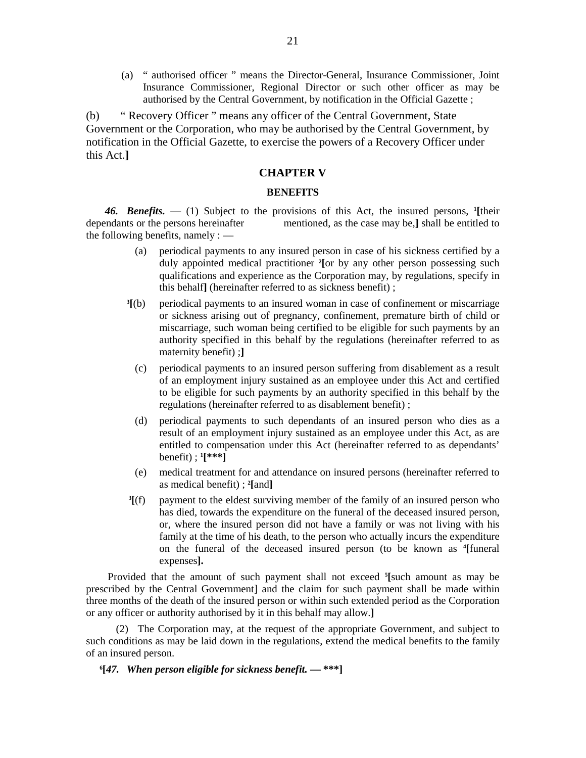(a) " authorised officer " means the Director-General, Insurance Commissioner, Joint Insurance Commissioner, Regional Director or such other officer as may be authorised by the Central Government, by notification in the Official Gazette ;

(b) " Recovery Officer " means any officer of the Central Government, State Government or the Corporation, who may be authorised by the Central Government, by notification in the Official Gazette, to exercise the powers of a Recovery Officer under this Act.**]**

## CHAPTER V

### BENEFITS

***46. Benefits.*** — (1) Subject to the provisions of this Act, the insured persons, [1]**[**their dependants or the persons hereinafter mentioned, as the case may be,**]** shall be entitled to the following benefits, namely : —

(a) periodical payments to any insured person in case of his sickness certified by a duly appointed medical practitioner [2]**[**or by any other person possessing such qualifications and experience as the Corporation may, by regulations, specify in this behalf**]** (hereinafter referred to as sickness benefit) ;

[3]**[**(b) periodical payments to an insured woman in case of confinement or miscarriage or sickness arising out of pregnancy, confinement, premature birth of child or miscarriage, such woman being certified to be eligible for such payments by an authority specified in this behalf by the regulations (hereinafter referred to as maternity benefit) ;**]**

(c) periodical payments to an insured person suffering from disablement as a result of an employment injury sustained as an employee under this Act and certified to be eligible for such payments by an authority specified in this behalf by the regulations (hereinafter referred to as disablement benefit) ;

(d) periodical payments to such dependants of an insured person who dies as a result of an employment injury sustained as an employee under this Act, as are entitled to compensation under this Act (hereinafter referred to as dependants' benefit) ; [1]**[*****]**

(e) medical treatment for and attendance on insured persons (hereinafter referred to as medical benefit) ; [2]**[**and**]**

[3]**[**(f) payment to the eldest surviving member of the family of an insured person who has died, towards the expenditure on the funeral of the deceased insured person, or, where the insured person did not have a family or was not living with his family at the time of his death, to the person who actually incurs the expenditure on the funeral of the deceased insured person (to be known as [4]**[**funeral expenses**].**

Provided that the amount of such payment shall not exceed [5]**[**such amount as may be prescribed by the Central Government] and the claim for such payment shall be made within three months of the death of the insured person or within such extended period as the Corporation or any officer or authority authorised by it in this behalf may allow.**]**

(2) The Corporation may, at the request of the appropriate Government, and subject to such conditions as may be laid down in the regulations, extend the medical benefits to the family of an insured person.

[6]**[*47. When person eligible for sickness benefit.* — *****]**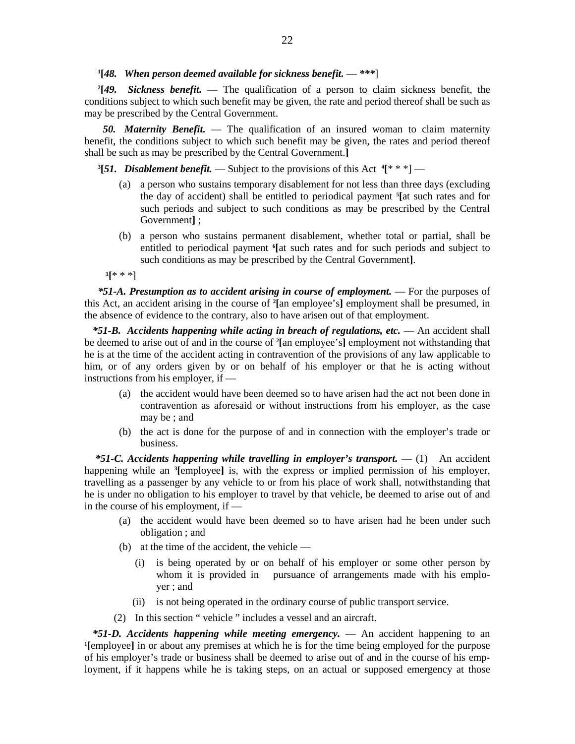[1][***48. When person deemed available for sickness benefit.*** — *******]

[2][***49. Sickness benefit.*** — The qualification of a person to claim sickness benefit, the conditions subject to which such benefit may be given, the rate and period thereof shall be such as may be prescribed by the Central Government.

***50. Maternity Benefit.*** — The qualification of an insured woman to claim maternity benefit, the conditions subject to which such benefit may be given, the rates and period thereof shall be such as may be prescribed by the Central Government.**]**

[3][***51. Disablement benefit.*** — Subject to the provisions of this Act [4][* * *] —

(a) a person who sustains temporary disablement for not less than three days (excluding the day of accident) shall be entitled to periodical payment [5]**[**at such rates and for such periods and subject to such conditions as may be prescribed by the Central Government**]** ;

(b) a person who sustains permanent disablement, whether total or partial, shall be entitled to periodical payment [6]**[**at such rates and for such periods and subject to such conditions as may be prescribed by the Central Government**]**.

[1][* * *]

***\*51-A. Presumption as to accident arising in course of employment.*** — For the purposes of this Act, an accident arising in the course of [2]**[**an employee's**]** employment shall be presumed, in the absence of evidence to the contrary, also to have arisen out of that employment.

***\*51-B. Accidents happening while acting in breach of regulations, etc.*** — An accident shall be deemed to arise out of and in the course of [2]**[**an employee's**]** employment not withstanding that he is at the time of the accident acting in contravention of the provisions of any law applicable to him, or of any orders given by or on behalf of his employer or that he is acting without instructions from his employer, if —

(a) the accident would have been deemed so to have arisen had the act not been done in contravention as aforesaid or without instructions from his employer, as the case may be ; and

(b) the act is done for the purpose of and in connection with the employer's trade or business.

***\*51-C. Accidents happening while travelling in employer's transport.*** — (1) An accident happening while an [3]**[**employee**]** is, with the express or implied permission of his employer, travelling as a passenger by any vehicle to or from his place of work shall, notwithstanding that he is under no obligation to his employer to travel by that vehicle, be deemed to arise out of and in the course of his employment, if —

(a) the accident would have been deemed so to have arisen had he been under such obligation ; and

(b) at the time of the accident, the vehicle —

(i) is being operated by or on behalf of his employer or some other person by whom it is provided in pursuance of arrangements made with his employer ; and

(ii) is not being operated in the ordinary course of public transport service.

(2) In this section " vehicle " includes a vessel and an aircraft.

***\*51-D. Accidents happening while meeting emergency.*** — An accident happening to an [1]**[**employee**]** in or about any premises at which he is for the time being employed for the purpose of his employer's trade or business shall be deemed to arise out of and in the course of his employment, if it happens while he is taking steps, on an actual or supposed emergency at those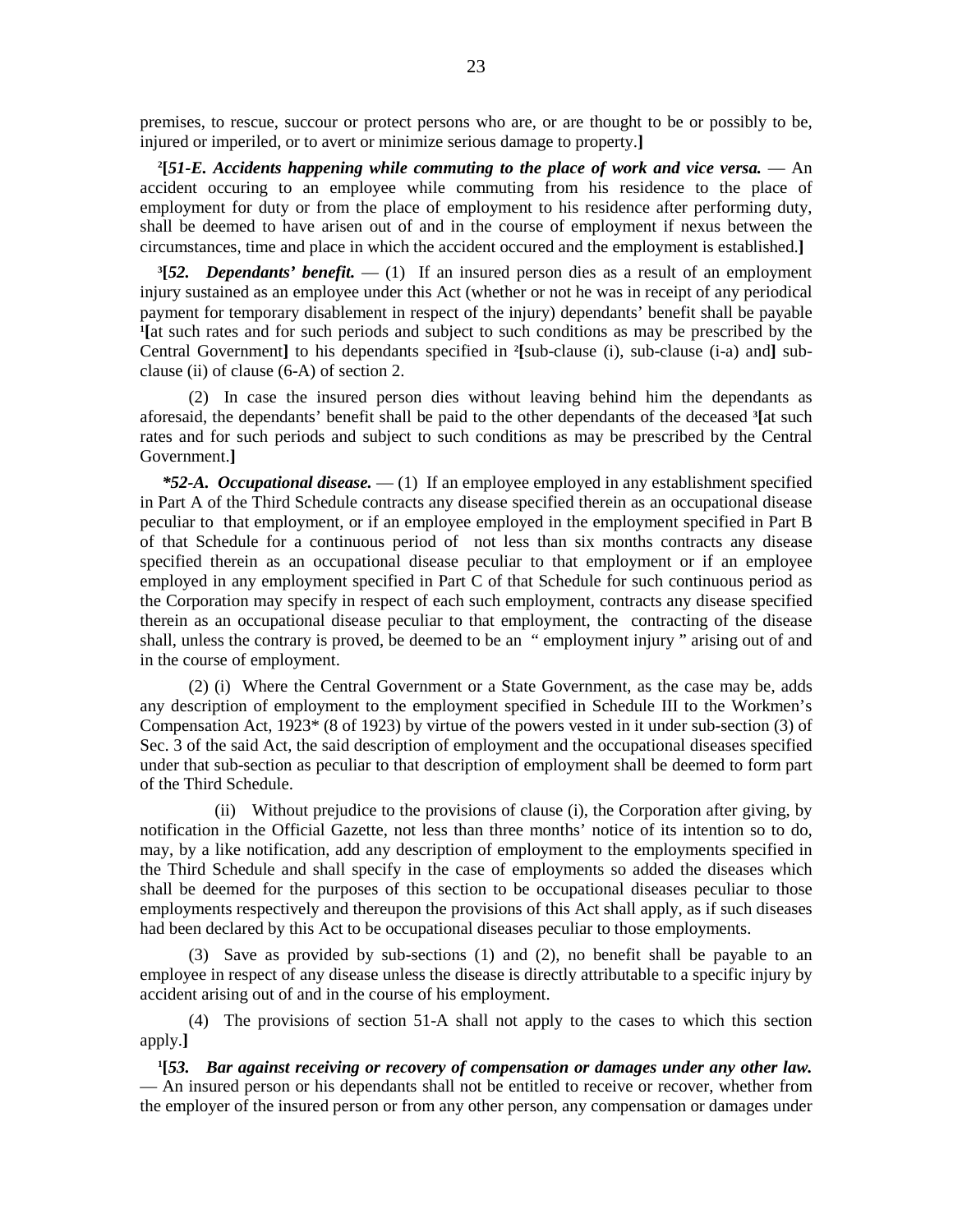premises, to rescue, succour or protect persons who are, or are thought to be or possibly to be, injured or imperiled, or to avert or minimize serious damage to property.**]**

[2]**[*51-E. Accidents happening while commuting to the place of work and vice versa.*** — An accident occuring to an employee while commuting from his residence to the place of employment for duty or from the place of employment to his residence after performing duty, shall be deemed to have arisen out of and in the course of employment if nexus between the circumstances, time and place in which the accident occured and the employment is established.**]**

[3]**[*52. Dependants' benefit.*** — (1) If an insured person dies as a result of an employment injury sustained as an employee under this Act (whether or not he was in receipt of any periodical payment for temporary disablement in respect of the injury) dependants' benefit shall be payable [1]**[**at such rates and for such periods and subject to such conditions as may be prescribed by the Central Government**]** to his dependants specified in [2]**[**sub-clause (i), sub-clause (i-a) and**]** sub-clause (ii) of clause (6-A) of section 2.

(2) In case the insured person dies without leaving behind him the dependants as aforesaid, the dependants' benefit shall be paid to the other dependants of the deceased [3]**[**at such rates and for such periods and subject to such conditions as may be prescribed by the Central Government.**]**

***52-A. Occupational disease.*** — (1) If an employee employed in any establishment specified in Part A of the Third Schedule contracts any disease specified therein as an occupational disease peculiar to that employment, or if an employee employed in the employment specified in Part B of that Schedule for a continuous period of not less than six months contracts any disease specified therein as an occupational disease peculiar to that employment or if an employee employed in any employment specified in Part C of that Schedule for such continuous period as the Corporation may specify in respect of each such employment, contracts any disease specified therein as an occupational disease peculiar to that employment, the contracting of the disease shall, unless the contrary is proved, be deemed to be an " employment injury " arising out of and in the course of employment.

(2) (i) Where the Central Government or a State Government, as the case may be, adds any description of employment to the employment specified in Schedule III to the Workmen's Compensation Act, 1923* (8 of 1923) by virtue of the powers vested in it under sub-section (3) of Sec. 3 of the said Act, the said description of employment and the occupational diseases specified under that sub-section as peculiar to that description of employment shall be deemed to form part of the Third Schedule.

(ii) Without prejudice to the provisions of clause (i), the Corporation after giving, by notification in the Official Gazette, not less than three months' notice of its intention so to do, may, by a like notification, add any description of employment to the employments specified in the Third Schedule and shall specify in the case of employments so added the diseases which shall be deemed for the purposes of this section to be occupational diseases peculiar to those employments respectively and thereupon the provisions of this Act shall apply, as if such diseases had been declared by this Act to be occupational diseases peculiar to those employments.

(3) Save as provided by sub-sections (1) and (2), no benefit shall be payable to an employee in respect of any disease unless the disease is directly attributable to a specific injury by accident arising out of and in the course of his employment.

(4) The provisions of section 51-A shall not apply to the cases to which this section apply.**]**

[1]**[*53. Bar against receiving or recovery of compensation or damages under any other law.*** — An insured person or his dependants shall not be entitled to receive or recover, whether from the employer of the insured person or from any other person, any compensation or damages under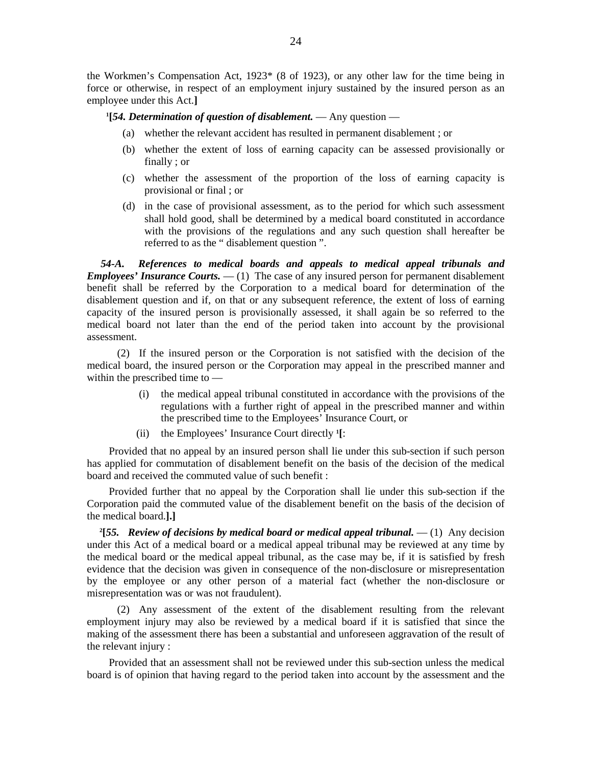the Workmen's Compensation Act, 1923* (8 of 1923), or any other law for the time being in force or otherwise, in respect of an employment injury sustained by the insured person as an employee under this Act.**]**

[1]**[*54. Determination of question of disablement.*** — Any question —

(a) whether the relevant accident has resulted in permanent disablement ; or

(b) whether the extent of loss of earning capacity can be assessed provisionally or finally ; or

(c) whether the assessment of the proportion of the loss of earning capacity is provisional or final ; or

(d) in the case of provisional assessment, as to the period for which such assessment shall hold good, shall be determined by a medical board constituted in accordance with the provisions of the regulations and any such question shall hereafter be referred to as the " disablement question ".

***54-A. References to medical boards and appeals to medical appeal tribunals and Employees' Insurance Courts.*** — (1) The case of any insured person for permanent disablement benefit shall be referred by the Corporation to a medical board for determination of the disablement question and if, on that or any subsequent reference, the extent of loss of earning capacity of the insured person is provisionally assessed, it shall again be so referred to the medical board not later than the end of the period taken into account by the provisional assessment.

(2) If the insured person or the Corporation is not satisfied with the decision of the medical board, the insured person or the Corporation may appeal in the prescribed manner and within the prescribed time to —

(i) the medical appeal tribunal constituted in accordance with the provisions of the regulations with a further right of appeal in the prescribed manner and within the prescribed time to the Employees' Insurance Court, or

(ii) the Employees' Insurance Court directly [1]**[**:

Provided that no appeal by an insured person shall lie under this sub-section if such person has applied for commutation of disablement benefit on the basis of the decision of the medical board and received the commuted value of such benefit :

Provided further that no appeal by the Corporation shall lie under this sub-section if the Corporation paid the commuted value of the disablement benefit on the basis of the decision of the medical board.**].]**

[2]**[*55. Review of decisions by medical board or medical appeal tribunal.*** — (1) Any decision under this Act of a medical board or a medical appeal tribunal may be reviewed at any time by the medical board or the medical appeal tribunal, as the case may be, if it is satisfied by fresh evidence that the decision was given in consequence of the non-disclosure or misrepresentation by the employee or any other person of a material fact (whether the non-disclosure or misrepresentation was or was not fraudulent).

(2) Any assessment of the extent of the disablement resulting from the relevant employment injury may also be reviewed by a medical board if it is satisfied that since the making of the assessment there has been a substantial and unforeseen aggravation of the result of the relevant injury :

Provided that an assessment shall not be reviewed under this sub-section unless the medical board is of opinion that having regard to the period taken into account by the assessment and the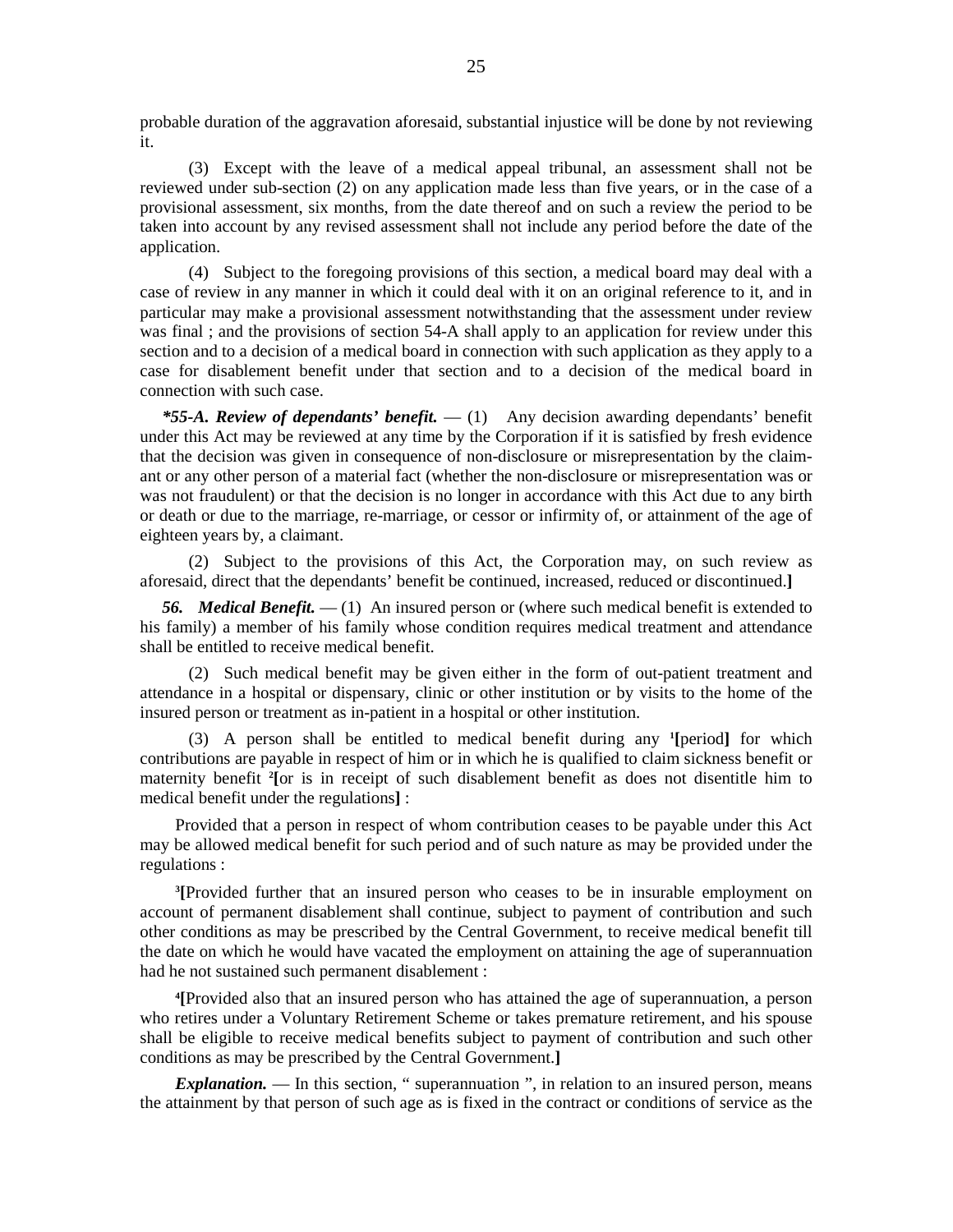probable duration of the aggravation aforesaid, substantial injustice will be done by not reviewing it.

(3) Except with the leave of a medical appeal tribunal, an assessment shall not be reviewed under sub-section (2) on any application made less than five years, or in the case of a provisional assessment, six months, from the date thereof and on such a review the period to be taken into account by any revised assessment shall not include any period before the date of the application.

(4) Subject to the foregoing provisions of this section, a medical board may deal with a case of review in any manner in which it could deal with it on an original reference to it, and in particular may make a provisional assessment notwithstanding that the assessment under review was final ; and the provisions of section 54-A shall apply to an application for review under this section and to a decision of a medical board in connection with such application as they apply to a case for disablement benefit under that section and to a decision of the medical board in connection with such case.

***55-A. Review of dependants' benefit.*** — (1) Any decision awarding dependants' benefit under this Act may be reviewed at any time by the Corporation if it is satisfied by fresh evidence that the decision was given in consequence of non-disclosure or misrepresentation by the claimant or any other person of a material fact (whether the non-disclosure or misrepresentation was or was not fraudulent) or that the decision is no longer in accordance with this Act due to any birth or death or due to the marriage, re-marriage, or cessor or infirmity of, or attainment of the age of eighteen years by, a claimant.

(2) Subject to the provisions of this Act, the Corporation may, on such review as aforesaid, direct that the dependants' benefit be continued, increased, reduced or discontinued.**]**

***56. Medical Benefit.*** — (1) An insured person or (where such medical benefit is extended to his family) a member of his family whose condition requires medical treatment and attendance shall be entitled to receive medical benefit.

(2) Such medical benefit may be given either in the form of out-patient treatment and attendance in a hospital or dispensary, clinic or other institution or by visits to the home of the insured person or treatment as in-patient in a hospital or other institution.

(3) A person shall be entitled to medical benefit during any [1]**[**period**]** for which contributions are payable in respect of him or in which he is qualified to claim sickness benefit or maternity benefit [2]**[**or is in receipt of such disablement benefit as does not disentitle him to medical benefit under the regulations**]** :

Provided that a person in respect of whom contribution ceases to be payable under this Act may be allowed medical benefit for such period and of such nature as may be provided under the regulations :

[3]**[**Provided further that an insured person who ceases to be in insurable employment on account of permanent disablement shall continue, subject to payment of contribution and such other conditions as may be prescribed by the Central Government, to receive medical benefit till the date on which he would have vacated the employment on attaining the age of superannuation had he not sustained such permanent disablement :

[4]**[**Provided also that an insured person who has attained the age of superannuation, a person who retires under a Voluntary Retirement Scheme or takes premature retirement, and his spouse shall be eligible to receive medical benefits subject to payment of contribution and such other conditions as may be prescribed by the Central Government.**]**

***Explanation.*** — In this section, " superannuation ", in relation to an insured person, means the attainment by that person of such age as is fixed in the contract or conditions of service as the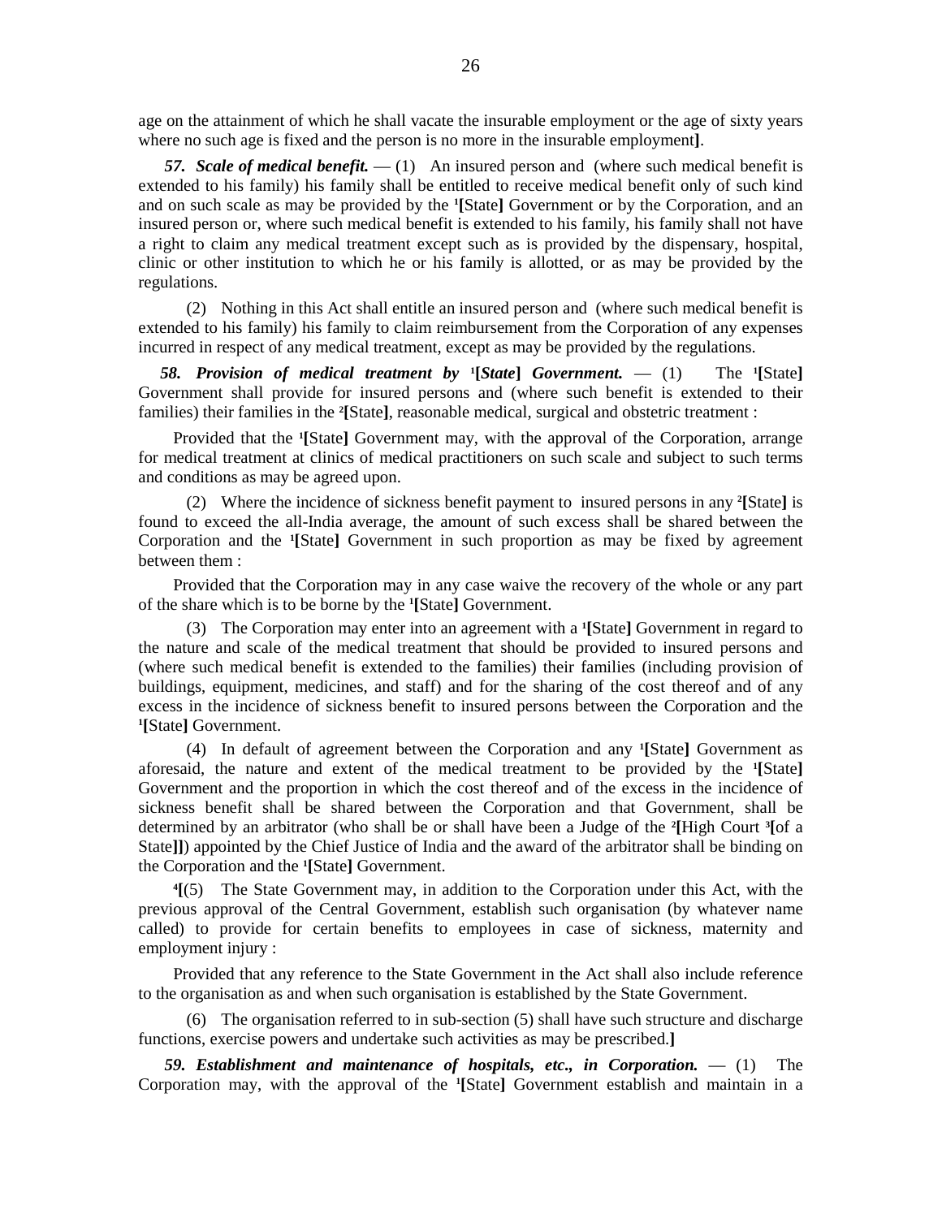age on the attainment of which he shall vacate the insurable employment or the age of sixty years where no such age is fixed and the person is no more in the insurable employment**]**.

***57. Scale of medical benefit.*** — (1) An insured person and (where such medical benefit is extended to his family) his family shall be entitled to receive medical benefit only of such kind and on such scale as may be provided by the [1]**[**State**]** Government or by the Corporation, and an insured person or, where such medical benefit is extended to his family, his family shall not have a right to claim any medical treatment except such as is provided by the dispensary, hospital, clinic or other institution to which he or his family is allotted, or as may be provided by the regulations.

(2) Nothing in this Act shall entitle an insured person and (where such medical benefit is extended to his family) his family to claim reimbursement from the Corporation of any expenses incurred in respect of any medical treatment, except as may be provided by the regulations.

***58. Provision of medical treatment by*** [1]***[State] Government.*** — (1) The [1]**[**State**]** Government shall provide for insured persons and (where such benefit is extended to their families) their families in the [2]**[**State**]**, reasonable medical, surgical and obstetric treatment :

Provided that the [1]**[**State**]** Government may, with the approval of the Corporation, arrange for medical treatment at clinics of medical practitioners on such scale and subject to such terms and conditions as may be agreed upon.

(2) Where the incidence of sickness benefit payment to insured persons in any [2]**[**State**]** is found to exceed the all-India average, the amount of such excess shall be shared between the Corporation and the [1]**[**State**]** Government in such proportion as may be fixed by agreement between them :

Provided that the Corporation may in any case waive the recovery of the whole or any part of the share which is to be borne by the [1]**[**State**]** Government.

(3) The Corporation may enter into an agreement with a [1]**[**State**]** Government in regard to the nature and scale of the medical treatment that should be provided to insured persons and (where such medical benefit is extended to the families) their families (including provision of buildings, equipment, medicines, and staff) and for the sharing of the cost thereof and of any excess in the incidence of sickness benefit to insured persons between the Corporation and the [1]**[**State**]** Government.

(4) In default of agreement between the Corporation and any [1]**[**State**]** Government as aforesaid, the nature and extent of the medical treatment to be provided by the [1]**[**State**]** Government and the proportion in which the cost thereof and of the excess in the incidence of sickness benefit shall be shared between the Corporation and that Government, shall be determined by an arbitrator (who shall be or shall have been a Judge of the [2]**[**High Court [3]**[**of a State**]]**) appointed by the Chief Justice of India and the award of the arbitrator shall be binding on the Corporation and the [1]**[**State**]** Government.

[4]**[**(5) The State Government may, in addition to the Corporation under this Act, with the previous approval of the Central Government, establish such organisation (by whatever name called) to provide for certain benefits to employees in case of sickness, maternity and employment injury :

Provided that any reference to the State Government in the Act shall also include reference to the organisation as and when such organisation is established by the State Government.

(6) The organisation referred to in sub-section (5) shall have such structure and discharge functions, exercise powers and undertake such activities as may be prescribed.**]**

***59. Establishment and maintenance of hospitals, etc., in Corporation.*** — (1) The Corporation may, with the approval of the [1]**[**State**]** Government establish and maintain in a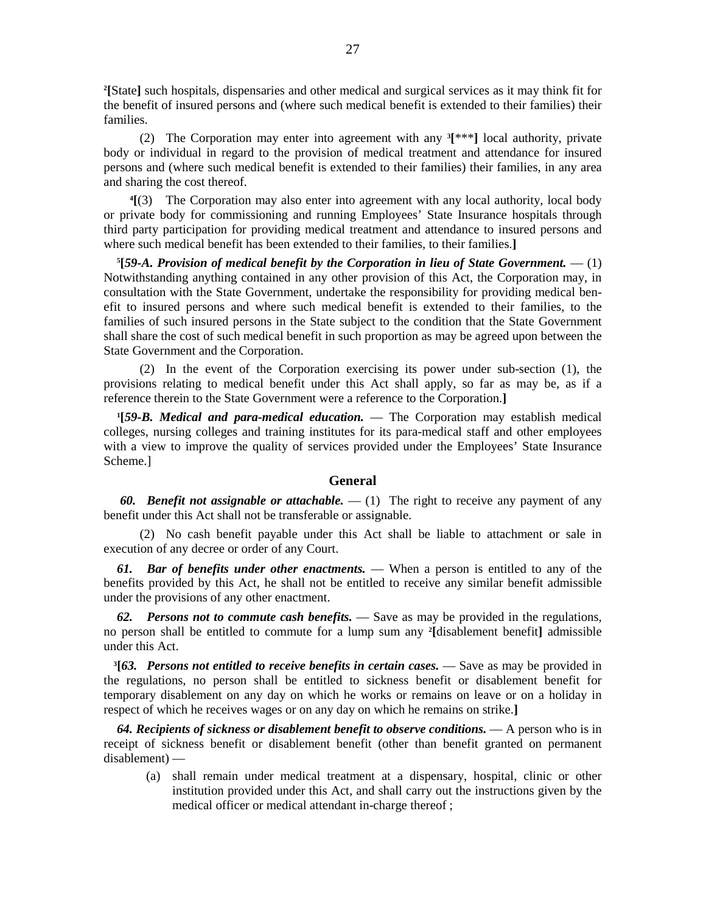[2][State] such hospitals, dispensaries and other medical and surgical services as it may think fit for the benefit of insured persons and (where such medical benefit is extended to their families) their families.

(2) The Corporation may enter into agreement with any [3][***] local authority, private body or individual in regard to the provision of medical treatment and attendance for insured persons and (where such medical benefit is extended to their families) their families, in any area and sharing the cost thereof.

[4][(3) The Corporation may also enter into agreement with any local authority, local body or private body for commissioning and running Employees' State Insurance hospitals through third party participation for providing medical treatment and attendance to insured persons and where such medical benefit has been extended to their families, to their families.]

[5][***59-A. Provision of medical benefit by the Corporation in lieu of State Government.*** — (1) Notwithstanding anything contained in any other provision of this Act, the Corporation may, in consultation with the State Government, undertake the responsibility for providing medical benefit to insured persons and where such medical benefit is extended to their families, to the families of such insured persons in the State subject to the condition that the State Government shall share the cost of such medical benefit in such proportion as may be agreed upon between the State Government and the Corporation.

(2) In the event of the Corporation exercising its power under sub-section (1), the provisions relating to medical benefit under this Act shall apply, so far as may be, as if a reference therein to the State Government were a reference to the Corporation.]

[1][***59-B. Medical and para-medical education.*** — The Corporation may establish medical colleges, nursing colleges and training institutes for its para-medical staff and other employees with a view to improve the quality of services provided under the Employees' State Insurance Scheme.]

## General

***60. Benefit not assignable or attachable.*** — (1) The right to receive any payment of any benefit under this Act shall not be transferable or assignable.

(2) No cash benefit payable under this Act shall be liable to attachment or sale in execution of any decree or order of any Court.

***61. Bar of benefits under other enactments.*** — When a person is entitled to any of the benefits provided by this Act, he shall not be entitled to receive any similar benefit admissible under the provisions of any other enactment.

***62. Persons not to commute cash benefits.*** — Save as may be provided in the regulations, no person shall be entitled to commute for a lump sum any [2][disablement benefit] admissible under this Act.

[3][***63. Persons not entitled to receive benefits in certain cases.*** — Save as may be provided in the regulations, no person shall be entitled to sickness benefit or disablement benefit for temporary disablement on any day on which he works or remains on leave or on a holiday in respect of which he receives wages or on any day on which he remains on strike.]

***64. Recipients of sickness or disablement benefit to observe conditions.*** — A person who is in receipt of sickness benefit or disablement benefit (other than benefit granted on permanent disablement) —

(a) shall remain under medical treatment at a dispensary, hospital, clinic or other institution provided under this Act, and shall carry out the instructions given by the medical officer or medical attendant in-charge thereof ;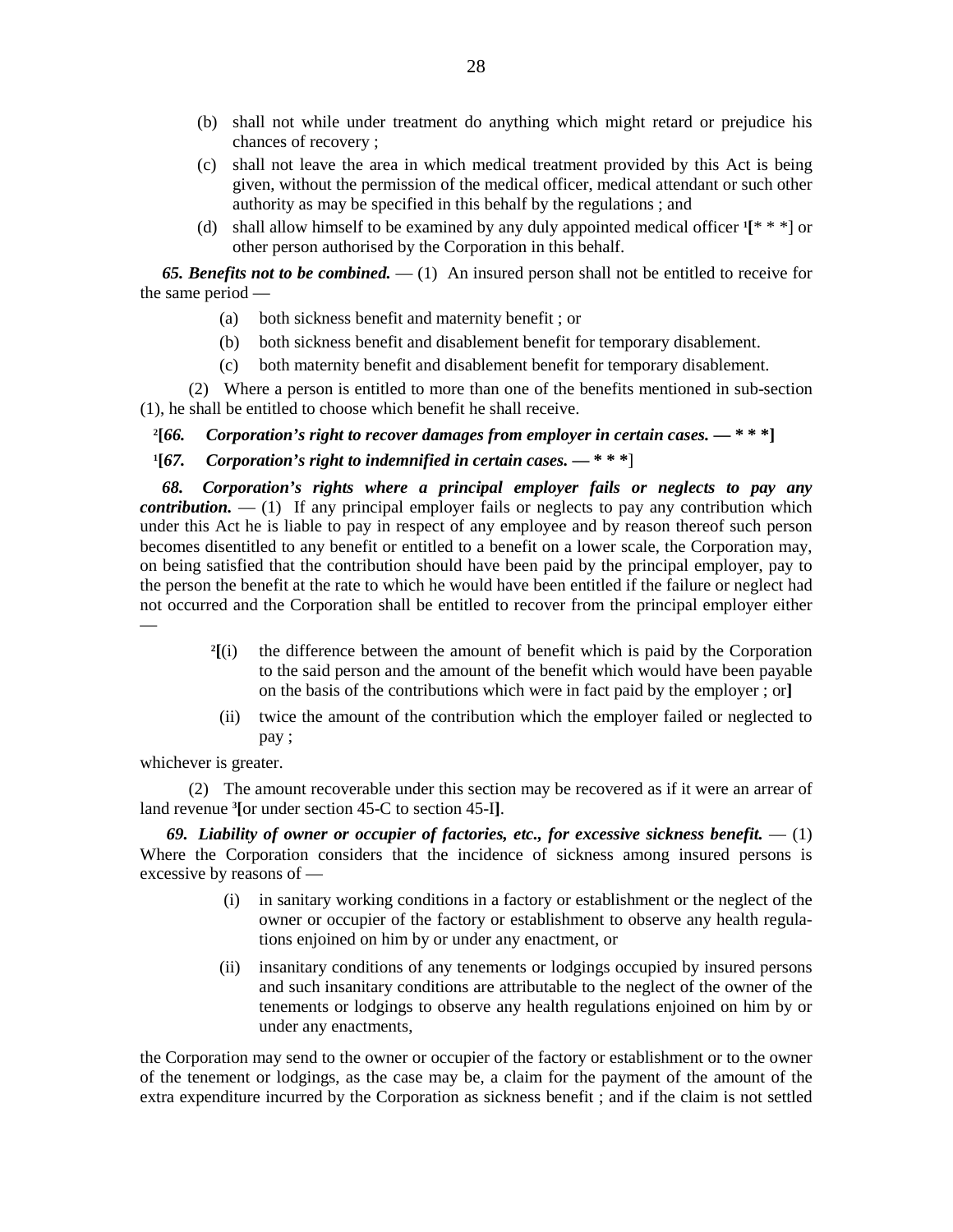(b) shall not while under treatment do anything which might retard or prejudice his chances of recovery ;

(c) shall not leave the area in which medical treatment provided by this Act is being given, without the permission of the medical officer, medical attendant or such other authority as may be specified in this behalf by the regulations ; and

(d) shall allow himself to be examined by any duly appointed medical officer [1][* * *] or other person authorised by the Corporation in this behalf.

***65. Benefits not to be combined.*** — (1) An insured person shall not be entitled to receive for the same period —

(a) both sickness benefit and maternity benefit ; or

(b) both sickness benefit and disablement benefit for temporary disablement.

(c) both maternity benefit and disablement benefit for temporary disablement.

(2) Where a person is entitled to more than one of the benefits mentioned in sub-section (1), he shall be entitled to choose which benefit he shall receive.

[2][***66. Corporation's right to recover damages from employer in certain cases. — * * ****]

[1][***67. Corporation's right to indemnified in certain cases. — * * ****]

***68. Corporation's rights where a principal employer fails or neglects to pay any contribution.*** — (1) If any principal employer fails or neglects to pay any contribution which under this Act he is liable to pay in respect of any employee and by reason thereof such person becomes disentitled to any benefit or entitled to a benefit on a lower scale, the Corporation may, on being satisfied that the contribution should have been paid by the principal employer, pay to the person the benefit at the rate to which he would have been entitled if the failure or neglect had not occurred and the Corporation shall be entitled to recover from the principal employer either —

[2][(i) the difference between the amount of benefit which is paid by the Corporation to the said person and the amount of the benefit which would have been payable on the basis of the contributions which were in fact paid by the employer ; or]

(ii) twice the amount of the contribution which the employer failed or neglected to pay ;

whichever is greater.

(2) The amount recoverable under this section may be recovered as if it were an arrear of land revenue [3][or under section 45-C to section 45-I].

***69. Liability of owner or occupier of factories, etc., for excessive sickness benefit.*** — (1) Where the Corporation considers that the incidence of sickness among insured persons is excessive by reasons of —

(i) in sanitary working conditions in a factory or establishment or the neglect of the owner or occupier of the factory or establishment to observe any health regulations enjoined on him by or under any enactment, or

(ii) insanitary conditions of any tenements or lodgings occupied by insured persons and such insanitary conditions are attributable to the neglect of the owner of the tenements or lodgings to observe any health regulations enjoined on him by or under any enactments,

the Corporation may send to the owner or occupier of the factory or establishment or to the owner of the tenement or lodgings, as the case may be, a claim for the payment of the amount of the extra expenditure incurred by the Corporation as sickness benefit ; and if the claim is not settled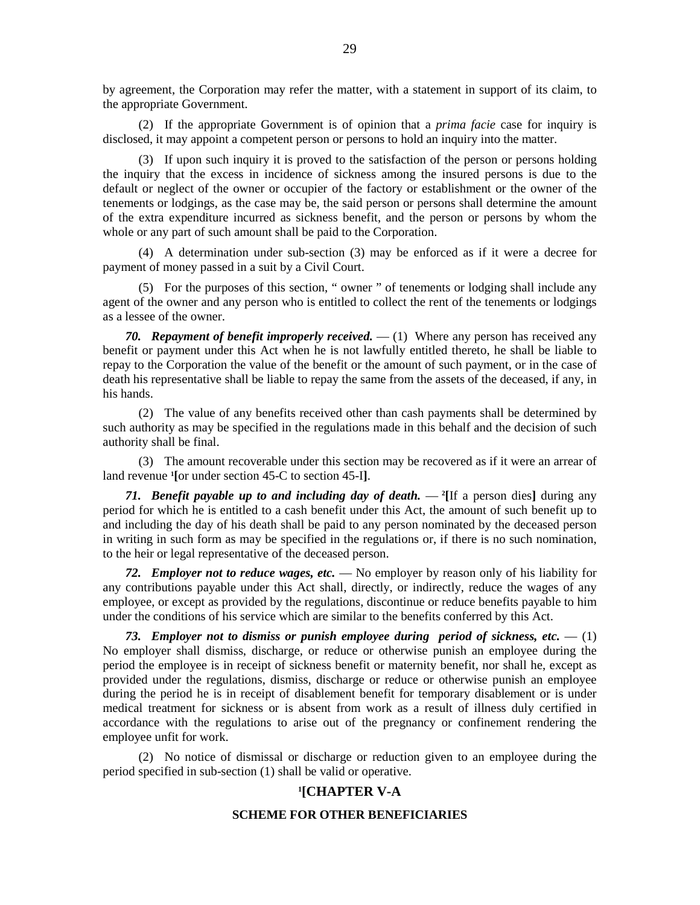by agreement, the Corporation may refer the matter, with a statement in support of its claim, to the appropriate Government.

(2) If the appropriate Government is of opinion that a *prima facie* case for inquiry is disclosed, it may appoint a competent person or persons to hold an inquiry into the matter.

(3) If upon such inquiry it is proved to the satisfaction of the person or persons holding the inquiry that the excess in incidence of sickness among the insured persons is due to the default or neglect of the owner or occupier of the factory or establishment or the owner of the tenements or lodgings, as the case may be, the said person or persons shall determine the amount of the extra expenditure incurred as sickness benefit, and the person or persons by whom the whole or any part of such amount shall be paid to the Corporation.

(4) A determination under sub-section (3) may be enforced as if it were a decree for payment of money passed in a suit by a Civil Court.

(5) For the purposes of this section, " owner " of tenements or lodging shall include any agent of the owner and any person who is entitled to collect the rent of the tenements or lodgings as a lessee of the owner.

***70. Repayment of benefit improperly received.*** — (1) Where any person has received any benefit or payment under this Act when he is not lawfully entitled thereto, he shall be liable to repay to the Corporation the value of the benefit or the amount of such payment, or in the case of death his representative shall be liable to repay the same from the assets of the deceased, if any, in his hands.

(2) The value of any benefits received other than cash payments shall be determined by such authority as may be specified in the regulations made in this behalf and the decision of such authority shall be final.

(3) The amount recoverable under this section may be recovered as if it were an arrear of land revenue [1]**[**or under section 45-C to section 45-I**]**.

***71. Benefit payable up to and including day of death.*** — [2]**[**If a person dies**]** during any period for which he is entitled to a cash benefit under this Act, the amount of such benefit up to and including the day of his death shall be paid to any person nominated by the deceased person in writing in such form as may be specified in the regulations or, if there is no such nomination, to the heir or legal representative of the deceased person.

***72. Employer not to reduce wages, etc.*** — No employer by reason only of his liability for any contributions payable under this Act shall, directly, or indirectly, reduce the wages of any employee, or except as provided by the regulations, discontinue or reduce benefits payable to him under the conditions of his service which are similar to the benefits conferred by this Act.

***73. Employer not to dismiss or punish employee during period of sickness, etc.*** — (1) No employer shall dismiss, discharge, or reduce or otherwise punish an employee during the period the employee is in receipt of sickness benefit or maternity benefit, nor shall he, except as provided under the regulations, dismiss, discharge or reduce or otherwise punish an employee during the period he is in receipt of disablement benefit for temporary disablement or is under medical treatment for sickness or is absent from work as a result of illness duly certified in accordance with the regulations to arise out of the pregnancy or confinement rendering the employee unfit for work.

(2) No notice of dismissal or discharge or reduction given to an employee during the period specified in sub-section (1) shall be valid or operative.

## [1][CHAPTER V-A

### SCHEME FOR OTHER BENEFICIARIES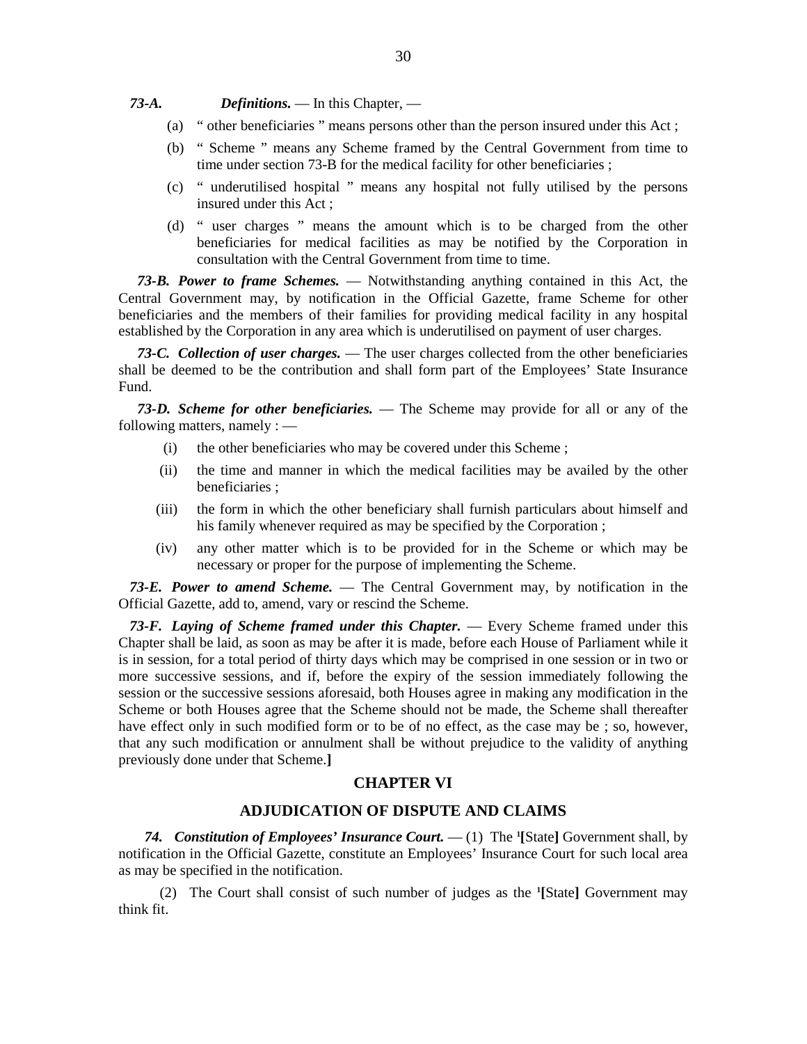***73-A. Definitions.*** — In this Chapter, —

(a) " other beneficiaries " means persons other than the person insured under this Act ;

(b) " Scheme " means any Scheme framed by the Central Government from time to time under section 73-B for the medical facility for other beneficiaries ;

(c) " underutilised hospital " means any hospital not fully utilised by the persons insured under this Act ;

(d) " user charges " means the amount which is to be charged from the other beneficiaries for medical facilities as may be notified by the Corporation in consultation with the Central Government from time to time.

***73-B. Power to frame Schemes.*** — Notwithstanding anything contained in this Act, the Central Government may, by notification in the Official Gazette, frame Scheme for other beneficiaries and the members of their families for providing medical facility in any hospital established by the Corporation in any area which is underutilised on payment of user charges.

***73-C. Collection of user charges.*** — The user charges collected from the other beneficiaries shall be deemed to be the contribution and shall form part of the Employees' State Insurance Fund.

***73-D. Scheme for other beneficiaries.*** — The Scheme may provide for all or any of the following matters, namely : —

(i) the other beneficiaries who may be covered under this Scheme ;

(ii) the time and manner in which the medical facilities may be availed by the other beneficiaries ;

(iii) the form in which the other beneficiary shall furnish particulars about himself and his family whenever required as may be specified by the Corporation ;

(iv) any other matter which is to be provided for in the Scheme or which may be necessary or proper for the purpose of implementing the Scheme.

***73-E. Power to amend Scheme.*** — The Central Government may, by notification in the Official Gazette, add to, amend, vary or rescind the Scheme.

***73-F. Laying of Scheme framed under this Chapter.*** — Every Scheme framed under this Chapter shall be laid, as soon as may be after it is made, before each House of Parliament while it is in session, for a total period of thirty days which may be comprised in one session or in two or more successive sessions, and if, before the expiry of the session immediately following the session or the successive sessions aforesaid, both Houses agree in making any modification in the Scheme or both Houses agree that the Scheme should not be made, the Scheme shall thereafter have effect only in such modified form or to be of no effect, as the case may be ; so, however, that any such modification or annulment shall be without prejudice to the validity of anything previously done under that Scheme.**]**

## CHAPTER VI

## ADJUDICATION OF DISPUTE AND CLAIMS

***74. Constitution of Employees' Insurance Court.*** — (1) The [1]**[**State**]** Government shall, by notification in the Official Gazette, constitute an Employees' Insurance Court for such local area as may be specified in the notification.

(2) The Court shall consist of such number of judges as the [1]**[**State**]** Government may think fit.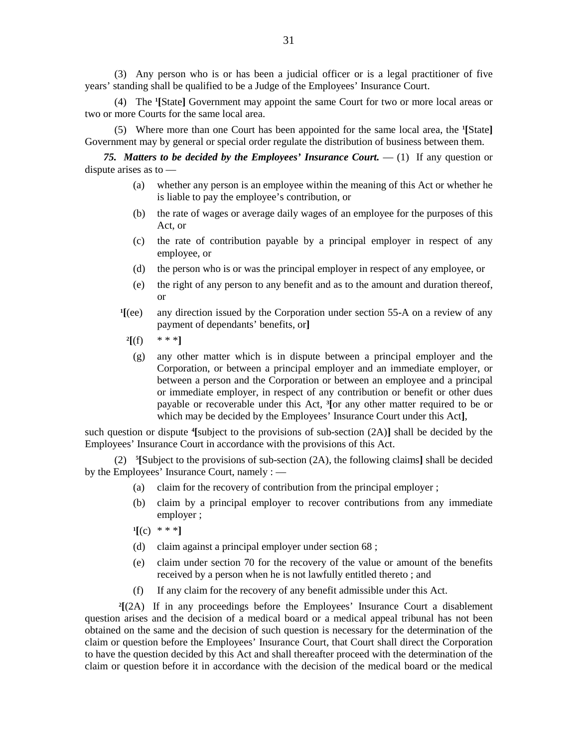(3) Any person who is or has been a judicial officer or is a legal practitioner of five years' standing shall be qualified to be a Judge of the Employees' Insurance Court.

(4) The [1][State] Government may appoint the same Court for two or more local areas or two or more Courts for the same local area.

(5) Where more than one Court has been appointed for the same local area, the [1][State] Government may by general or special order regulate the distribution of business between them.

***75. Matters to be decided by the Employees' Insurance Court.*** — (1) If any question or dispute arises as to —

(a) whether any person is an employee within the meaning of this Act or whether he is liable to pay the employee's contribution, or

(b) the rate of wages or average daily wages of an employee for the purposes of this Act, or

(c) the rate of contribution payable by a principal employer in respect of any employee, or

(d) the person who is or was the principal employer in respect of any employee, or

(e) the right of any person to any benefit and as to the amount and duration thereof, or

[1][(ee) any direction issued by the Corporation under section 55-A on a review of any payment of dependants' benefits, or]

[2][(f) * * *]

(g) any other matter which is in dispute between a principal employer and the Corporation, or between a principal employer and an immediate employer, or between a person and the Corporation or between an employee and a principal or immediate employer, in respect of any contribution or benefit or other dues payable or recoverable under this Act, [3][or any other matter required to be or which may be decided by the Employees' Insurance Court under this Act],

such question or dispute [4][subject to the provisions of sub-section (2A)] shall be decided by the Employees' Insurance Court in accordance with the provisions of this Act.

(2) [5][Subject to the provisions of sub-section (2A), the following claims] shall be decided by the Employees' Insurance Court, namely : —

(a) claim for the recovery of contribution from the principal employer ;

(b) claim by a principal employer to recover contributions from any immediate employer ;

[1][(c) * * *]

(d) claim against a principal employer under section 68 ;

(e) claim under section 70 for the recovery of the value or amount of the benefits received by a person when he is not lawfully entitled thereto ; and

(f) If any claim for the recovery of any benefit admissible under this Act.

[2][(2A) If in any proceedings before the Employees' Insurance Court a disablement question arises and the decision of a medical board or a medical appeal tribunal has not been obtained on the same and the decision of such question is necessary for the determination of the claim or question before the Employees' Insurance Court, that Court shall direct the Corporation to have the question decided by this Act and shall thereafter proceed with the determination of the claim or question before it in accordance with the decision of the medical board or the medical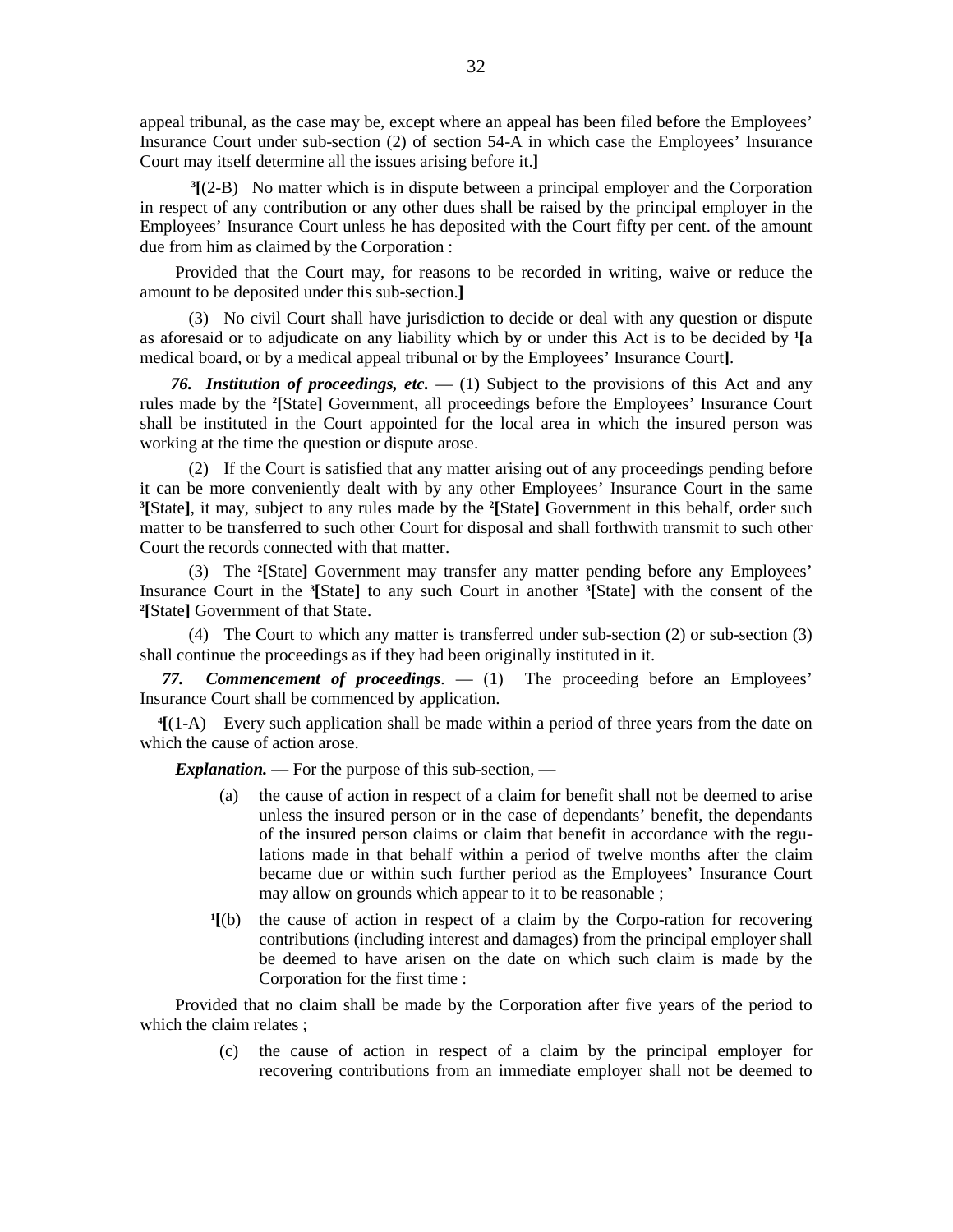appeal tribunal, as the case may be, except where an appeal has been filed before the Employees' Insurance Court under sub-section (2) of section 54-A in which case the Employees' Insurance Court may itself determine all the issues arising before it.]

[3][(2-B) No matter which is in dispute between a principal employer and the Corporation in respect of any contribution or any other dues shall be raised by the principal employer in the Employees' Insurance Court unless he has deposited with the Court fifty per cent. of the amount due from him as claimed by the Corporation :

Provided that the Court may, for reasons to be recorded in writing, waive or reduce the amount to be deposited under this sub-section.]

(3) No civil Court shall have jurisdiction to decide or deal with any question or dispute as aforesaid or to adjudicate on any liability which by or under this Act is to be decided by [1][a medical board, or by a medical appeal tribunal or by the Employees' Insurance Court].

***76. Institution of proceedings, etc.*** — (1) Subject to the provisions of this Act and any rules made by the [2][State] Government, all proceedings before the Employees' Insurance Court shall be instituted in the Court appointed for the local area in which the insured person was working at the time the question or dispute arose.

(2) If the Court is satisfied that any matter arising out of any proceedings pending before it can be more conveniently dealt with by any other Employees' Insurance Court in the same [3][State], it may, subject to any rules made by the [2][State] Government in this behalf, order such matter to be transferred to such other Court for disposal and shall forthwith transmit to such other Court the records connected with that matter.

(3) The [2][State] Government may transfer any matter pending before any Employees' Insurance Court in the [3][State] to any such Court in another [3][State] with the consent of the [2][State] Government of that State.

(4) The Court to which any matter is transferred under sub-section (2) or sub-section (3) shall continue the proceedings as if they had been originally instituted in it.

***77. Commencement of proceedings***. — (1) The proceeding before an Employees' Insurance Court shall be commenced by application.

[4][(1-A) Every such application shall be made within a period of three years from the date on which the cause of action arose.

***Explanation.*** — For the purpose of this sub-section, —

(a) the cause of action in respect of a claim for benefit shall not be deemed to arise unless the insured person or in the case of dependants' benefit, the dependants of the insured person claims or claim that benefit in accordance with the regulations made in that behalf within a period of twelve months after the claim became due or within such further period as the Employees' Insurance Court may allow on grounds which appear to it to be reasonable ;

[1][(b) the cause of action in respect of a claim by the Corporation for recovering contributions (including interest and damages) from the principal employer shall be deemed to have arisen on the date on which such claim is made by the Corporation for the first time :

Provided that no claim shall be made by the Corporation after five years of the period to which the claim relates ;

(c) the cause of action in respect of a claim by the principal employer for recovering contributions from an immediate employer shall not be deemed to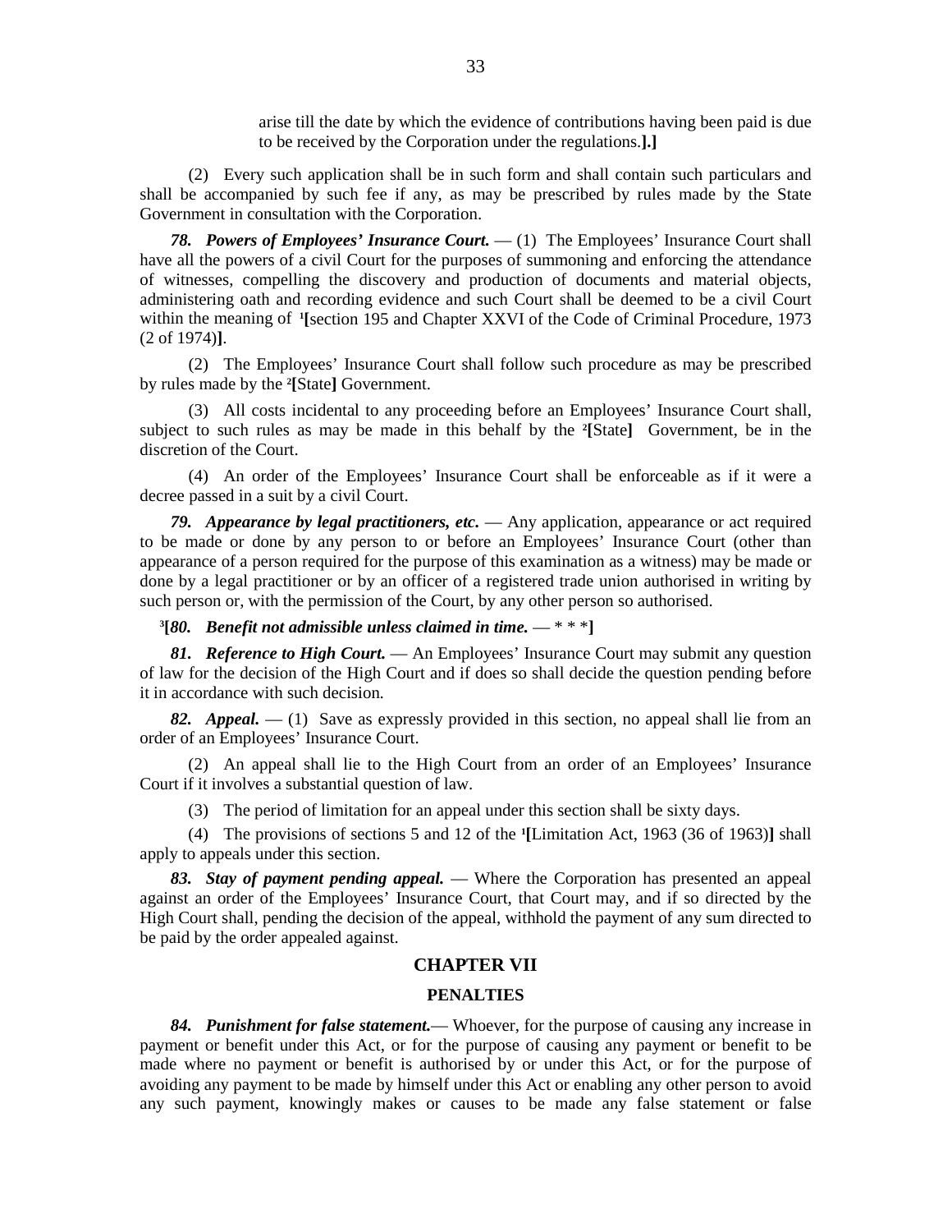arise till the date by which the evidence of contributions having been paid is due to be received by the Corporation under the regulations.**].]**

(2) Every such application shall be in such form and shall contain such particulars and shall be accompanied by such fee if any, as may be prescribed by rules made by the State Government in consultation with the Corporation.

***78. Powers of Employees' Insurance Court.*** — (1) The Employees' Insurance Court shall have all the powers of a civil Court for the purposes of summoning and enforcing the attendance of witnesses, compelling the discovery and production of documents and material objects, administering oath and recording evidence and such Court shall be deemed to be a civil Court within the meaning of [1]**[**section 195 and Chapter XXVI of the Code of Criminal Procedure, 1973 (2 of 1974)**]**.

(2) The Employees' Insurance Court shall follow such procedure as may be prescribed by rules made by the [2]**[**State**]** Government.

(3) All costs incidental to any proceeding before an Employees' Insurance Court shall, subject to such rules as may be made in this behalf by the [2]**[**State**]** Government, be in the discretion of the Court.

(4) An order of the Employees' Insurance Court shall be enforceable as if it were a decree passed in a suit by a civil Court.

***79. Appearance by legal practitioners, etc.*** — Any application, appearance or act required to be made or done by any person to or before an Employees' Insurance Court (other than appearance of a person required for the purpose of this examination as a witness) may be made or done by a legal practitioner or by an officer of a registered trade union authorised in writing by such person or, with the permission of the Court, by any other person so authorised.

[3]**[*80. Benefit not admissible unless claimed in time.*** — * * ***]**

***81. Reference to High Court.*** — An Employees' Insurance Court may submit any question of law for the decision of the High Court and if does so shall decide the question pending before it in accordance with such decision.

***82. Appeal.*** — (1) Save as expressly provided in this section, no appeal shall lie from an order of an Employees' Insurance Court.

(2) An appeal shall lie to the High Court from an order of an Employees' Insurance Court if it involves a substantial question of law.

(3) The period of limitation for an appeal under this section shall be sixty days.

(4) The provisions of sections 5 and 12 of the [1]**[**Limitation Act, 1963 (36 of 1963)**]** shall apply to appeals under this section.

***83. Stay of payment pending appeal.*** — Where the Corporation has presented an appeal against an order of the Employees' Insurance Court, that Court may, and if so directed by the High Court shall, pending the decision of the appeal, withhold the payment of any sum directed to be paid by the order appealed against.

## CHAPTER VII

## PENALTIES

***84. Punishment for false statement.***— Whoever, for the purpose of causing any increase in payment or benefit under this Act, or for the purpose of causing any payment or benefit to be made where no payment or benefit is authorised by or under this Act, or for the purpose of avoiding any payment to be made by himself under this Act or enabling any other person to avoid any such payment, knowingly makes or causes to be made any false statement or false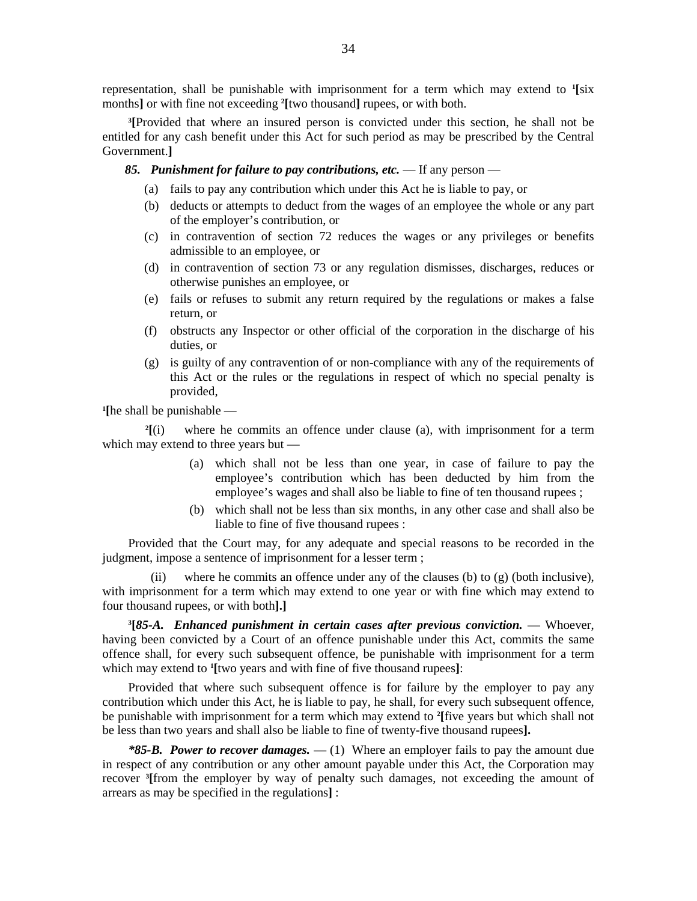representation, shall be punishable with imprisonment for a term which may extend to [1][six months] or with fine not exceeding [2][two thousand] rupees, or with both.

[3][Provided that where an insured person is convicted under this section, he shall not be entitled for any cash benefit under this Act for such period as may be prescribed by the Central Government.]

***85. Punishment for failure to pay contributions, etc.*** — If any person —

(a) fails to pay any contribution which under this Act he is liable to pay, or

(b) deducts or attempts to deduct from the wages of an employee the whole or any part of the employer's contribution, or

(c) in contravention of section 72 reduces the wages or any privileges or benefits admissible to an employee, or

(d) in contravention of section 73 or any regulation dismisses, discharges, reduces or otherwise punishes an employee, or

(e) fails or refuses to submit any return required by the regulations or makes a false return, or

(f) obstructs any Inspector or other official of the corporation in the discharge of his duties, or

(g) is guilty of any contravention of or non-compliance with any of the requirements of this Act or the rules or the regulations in respect of which no special penalty is provided,

[1][he shall be punishable —

[2][(i) where he commits an offence under clause (a), with imprisonment for a term which may extend to three years but —

(a) which shall not be less than one year, in case of failure to pay the employee's contribution which has been deducted by him from the employee's wages and shall also be liable to fine of ten thousand rupees ;

(b) which shall not be less than six months, in any other case and shall also be liable to fine of five thousand rupees :

Provided that the Court may, for any adequate and special reasons to be recorded in the judgment, impose a sentence of imprisonment for a lesser term ;

(ii) where he commits an offence under any of the clauses (b) to (g) (both inclusive), with imprisonment for a term which may extend to one year or with fine which may extend to four thousand rupees, or with both**].]**

[3]**[*85-A. Enhanced punishment in certain cases after previous conviction.*** — Whoever, having been convicted by a Court of an offence punishable under this Act, commits the same offence shall, for every such subsequent offence, be punishable with imprisonment for a term which may extend to [1][two years and with fine of five thousand rupees]:

Provided that where such subsequent offence is for failure by the employer to pay any contribution which under this Act, he is liable to pay, he shall, for every such subsequent offence, be punishable with imprisonment for a term which may extend to [2][five years but which shall not be less than two years and shall also be liable to fine of twenty-five thousand rupees]**.**

***\*85-B. Power to recover damages.*** — (1) Where an employer fails to pay the amount due in respect of any contribution or any other amount payable under this Act, the Corporation may recover [3][from the employer by way of penalty such damages, not exceeding the amount of arrears as may be specified in the regulations] :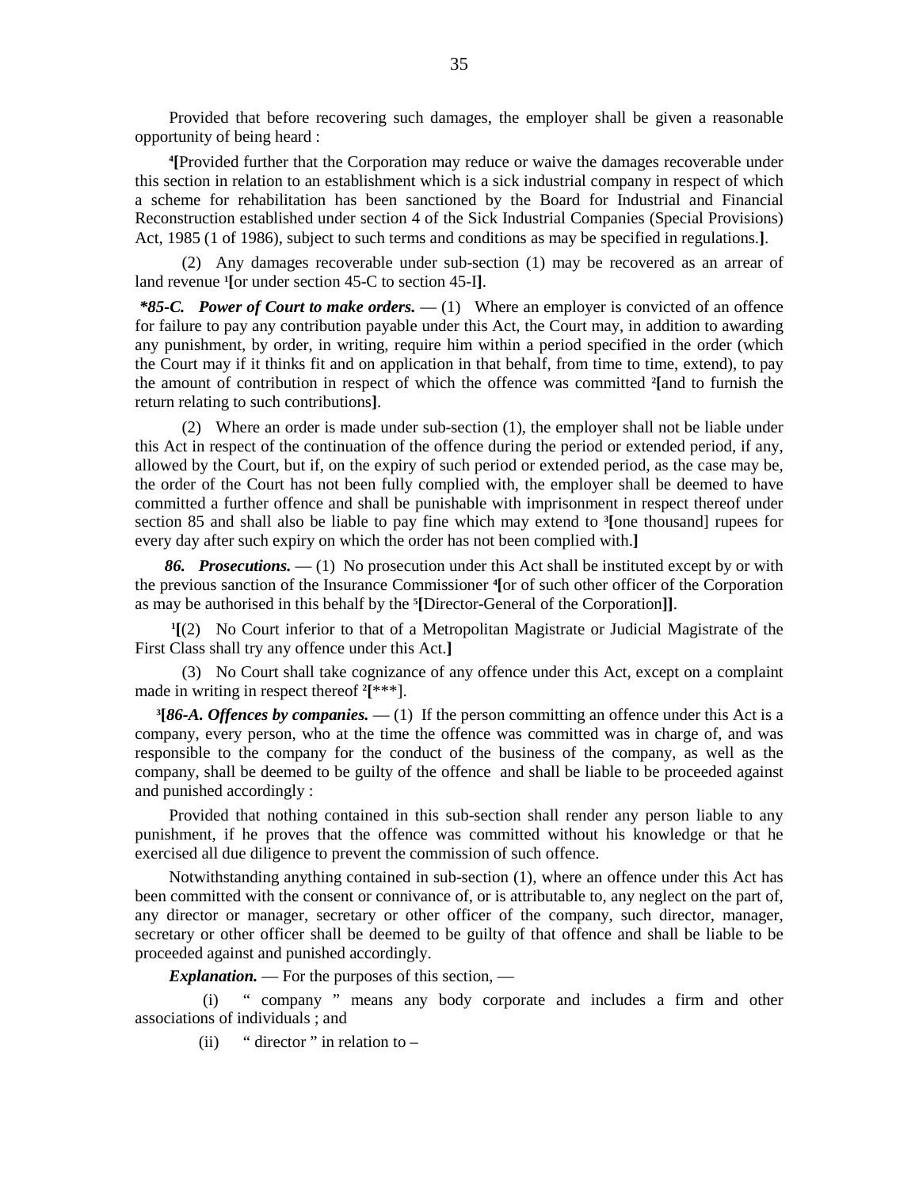Provided that before recovering such damages, the employer shall be given a reasonable opportunity of being heard :

[4][Provided further that the Corporation may reduce or waive the damages recoverable under this section in relation to an establishment which is a sick industrial company in respect of which a scheme for rehabilitation has been sanctioned by the Board for Industrial and Financial Reconstruction established under section 4 of the Sick Industrial Companies (Special Provisions) Act, 1985 (1 of 1986), subject to such terms and conditions as may be specified in regulations.].

(2) Any damages recoverable under sub-section (1) may be recovered as an arrear of land revenue [1][or under section 45-C to section 45-I].

***85-C. Power of Court to make orders.** — (1) Where an employer is convicted of an offence for failure to pay any contribution payable under this Act, the Court may, in addition to awarding any punishment, by order, in writing, require him within a period specified in the order (which the Court may if it thinks fit and on application in that behalf, from time to time, extend), to pay the amount of contribution in respect of which the offence was committed [2][and to furnish the return relating to such contributions].

(2) Where an order is made under sub-section (1), the employer shall not be liable under this Act in respect of the continuation of the offence during the period or extended period, if any, allowed by the Court, but if, on the expiry of such period or extended period, as the case may be, the order of the Court has not been fully complied with, the employer shall be deemed to have committed a further offence and shall be punishable with imprisonment in respect thereof under section 85 and shall also be liable to pay fine which may extend to [3][one thousand] rupees for every day after such expiry on which the order has not been complied with.]

***86. Prosecutions.*** — (1) No prosecution under this Act shall be instituted except by or with the previous sanction of the Insurance Commissioner [4][or of such other officer of the Corporation as may be authorised in this behalf by the [5][Director-General of the Corporation]].

[1][(2) No Court inferior to that of a Metropolitan Magistrate or Judicial Magistrate of the First Class shall try any offence under this Act.]

(3) No Court shall take cognizance of any offence under this Act, except on a complaint made in writing in respect thereof [2][***].

[3][***86-A. Offences by companies.*** — (1) If the person committing an offence under this Act is a company, every person, who at the time the offence was committed was in charge of, and was responsible to the company for the conduct of the business of the company, as well as the company, shall be deemed to be guilty of the offence and shall be liable to be proceeded against and punished accordingly :

Provided that nothing contained in this sub-section shall render any person liable to any punishment, if he proves that the offence was committed without his knowledge or that he exercised all due diligence to prevent the commission of such offence.

Notwithstanding anything contained in sub-section (1), where an offence under this Act has been committed with the consent or connivance of, or is attributable to, any neglect on the part of, any director or manager, secretary or other officer of the company, such director, manager, secretary or other officer shall be deemed to be guilty of that offence and shall be liable to be proceeded against and punished accordingly.

***Explanation.*** — For the purposes of this section, —

(i) " company " means any body corporate and includes a firm and other associations of individuals ; and

(ii) " director " in relation to –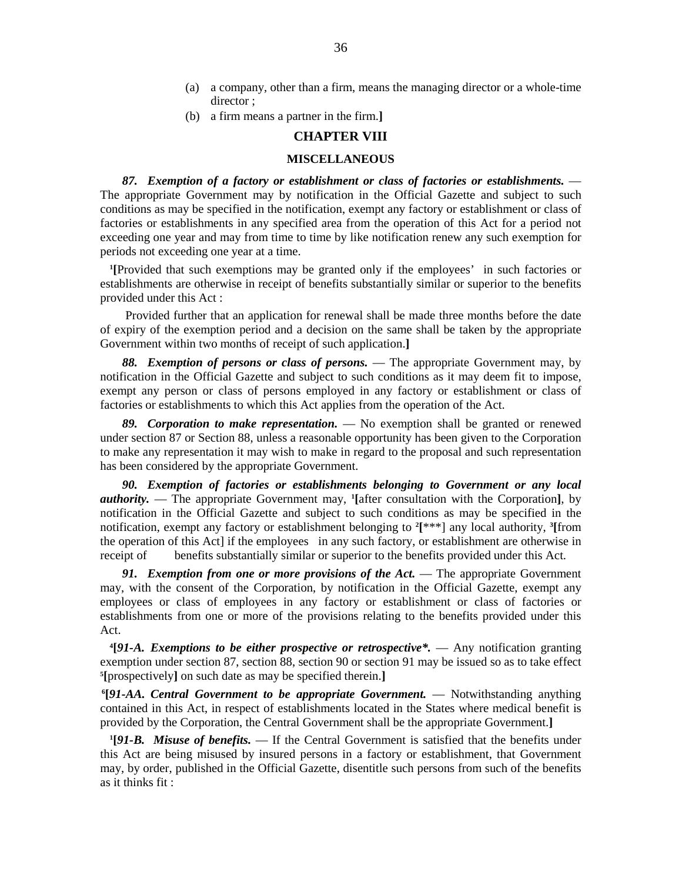(a) a company, other than a firm, means the managing director or a whole-time director ;

(b) a firm means a partner in the firm.**]**

## CHAPTER VIII

### MISCELLANEOUS

***87. Exemption of a factory or establishment or class of factories or establishments.*** — The appropriate Government may by notification in the Official Gazette and subject to such conditions as may be specified in the notification, exempt any factory or establishment or class of factories or establishments in any specified area from the operation of this Act for a period not exceeding one year and may from time to time by like notification renew any such exemption for periods not exceeding one year at a time.

[1]**[**Provided that such exemptions may be granted only if the employees' in such factories or establishments are otherwise in receipt of benefits substantially similar or superior to the benefits provided under this Act :

Provided further that an application for renewal shall be made three months before the date of expiry of the exemption period and a decision on the same shall be taken by the appropriate Government within two months of receipt of such application.**]**

***88. Exemption of persons or class of persons.*** — The appropriate Government may, by notification in the Official Gazette and subject to such conditions as it may deem fit to impose, exempt any person or class of persons employed in any factory or establishment or class of factories or establishments to which this Act applies from the operation of the Act.

***89. Corporation to make representation.*** — No exemption shall be granted or renewed under section 87 or Section 88, unless a reasonable opportunity has been given to the Corporation to make any representation it may wish to make in regard to the proposal and such representation has been considered by the appropriate Government.

***90. Exemption of factories or establishments belonging to Government or any local authority.*** — The appropriate Government may, [1]**[**after consultation with the Corporation**]**, by notification in the Official Gazette and subject to such conditions as may be specified in the notification, exempt any factory or establishment belonging to [2]**[**\*\*\*] any local authority, [3]**[**from the operation of this Act] if the employees in any such factory, or establishment are otherwise in receipt of benefits substantially similar or superior to the benefits provided under this Act.

***91. Exemption from one or more provisions of the Act.*** — The appropriate Government may, with the consent of the Corporation, by notification in the Official Gazette, exempt any employees or class of employees in any factory or establishment or class of factories or establishments from one or more of the provisions relating to the benefits provided under this Act.

[4]**[*91-A. Exemptions to be either prospective or retrospective\*.*** — Any notification granting exemption under section 87, section 88, section 90 or section 91 may be issued so as to take effect [5]**[**prospectively**]** on such date as may be specified therein.**]**

[6]**[*91-AA. Central Government to be appropriate Government.*** — Notwithstanding anything contained in this Act, in respect of establishments located in the States where medical benefit is provided by the Corporation, the Central Government shall be the appropriate Government.**]**

[1]**[*91-B. Misuse of benefits.*** — If the Central Government is satisfied that the benefits under this Act are being misused by insured persons in a factory or establishment, that Government may, by order, published in the Official Gazette, disentitle such persons from such of the benefits as it thinks fit :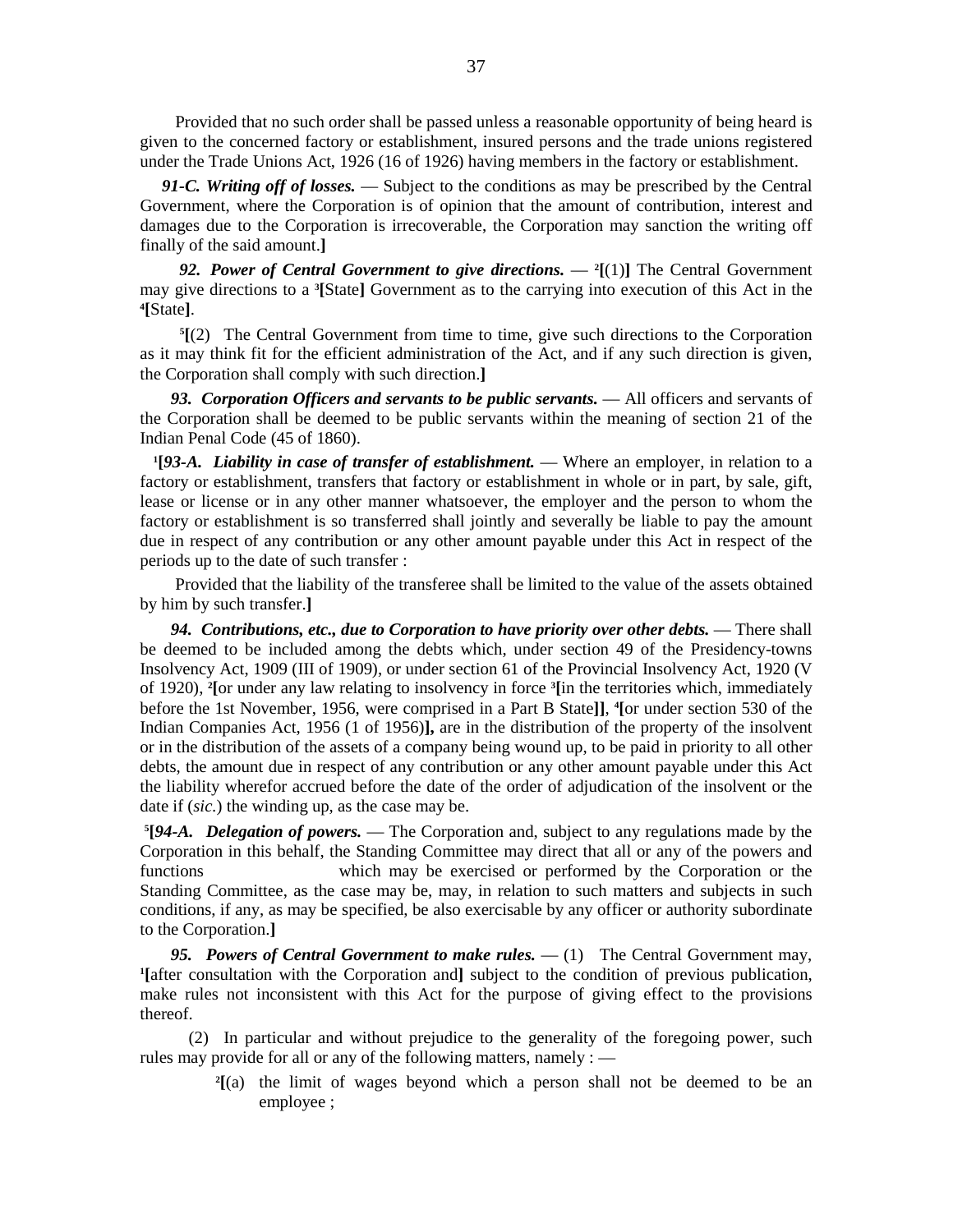Provided that no such order shall be passed unless a reasonable opportunity of being heard is given to the concerned factory or establishment, insured persons and the trade unions registered under the Trade Unions Act, 1926 (16 of 1926) having members in the factory or establishment.

***91-C. Writing off of losses.*** — Subject to the conditions as may be prescribed by the Central Government, where the Corporation is of opinion that the amount of contribution, interest and damages due to the Corporation is irrecoverable, the Corporation may sanction the writing off finally of the said amount.**]**

***92. Power of Central Government to give directions.*** — [2]**[**(1)**]** The Central Government may give directions to a [3]**[**State**]** Government as to the carrying into execution of this Act in the [4]**[**State**]**.

[5]**[**(2) The Central Government from time to time, give such directions to the Corporation as it may think fit for the efficient administration of the Act, and if any such direction is given, the Corporation shall comply with such direction.**]**

***93. Corporation Officers and servants to be public servants.*** — All officers and servants of the Corporation shall be deemed to be public servants within the meaning of section 21 of the Indian Penal Code (45 of 1860).

[1]**[*93-A. Liability in case of transfer of establishment.*** — Where an employer, in relation to a factory or establishment, transfers that factory or establishment in whole or in part, by sale, gift, lease or license or in any other manner whatsoever, the employer and the person to whom the factory or establishment is so transferred shall jointly and severally be liable to pay the amount due in respect of any contribution or any other amount payable under this Act in respect of the periods up to the date of such transfer :

Provided that the liability of the transferee shall be limited to the value of the assets obtained by him by such transfer.**]**

***94. Contributions, etc., due to Corporation to have priority over other debts.*** — There shall be deemed to be included among the debts which, under section 49 of the Presidency-towns Insolvency Act, 1909 (III of 1909), or under section 61 of the Provincial Insolvency Act, 1920 (V of 1920), [2]**[**or under any law relating to insolvency in force [3]**[**in the territories which, immediately before the 1st November, 1956, were comprised in a Part B State**]]**, [4]**[**or under section 530 of the Indian Companies Act, 1956 (1 of 1956)**],** are in the distribution of the property of the insolvent or in the distribution of the assets of a company being wound up, to be paid in priority to all other debts, the amount due in respect of any contribution or any other amount payable under this Act the liability wherefor accrued before the date of the order of adjudication of the insolvent or the date if (*sic.*) the winding up, as the case may be.

[5]**[*94-A. Delegation of powers.*** — The Corporation and, subject to any regulations made by the Corporation in this behalf, the Standing Committee may direct that all or any of the powers and functions which may be exercised or performed by the Corporation or the Standing Committee, as the case may be, may, in relation to such matters and subjects in such conditions, if any, as may be specified, be also exercisable by any officer or authority subordinate to the Corporation.**]**

***95. Powers of Central Government to make rules.*** — (1) The Central Government may, [1]**[**after consultation with the Corporation and**]** subject to the condition of previous publication, make rules not inconsistent with this Act for the purpose of giving effect to the provisions thereof.

(2) In particular and without prejudice to the generality of the foregoing power, such rules may provide for all or any of the following matters, namely : —

[2]**[**(a) the limit of wages beyond which a person shall not be deemed to be an employee ;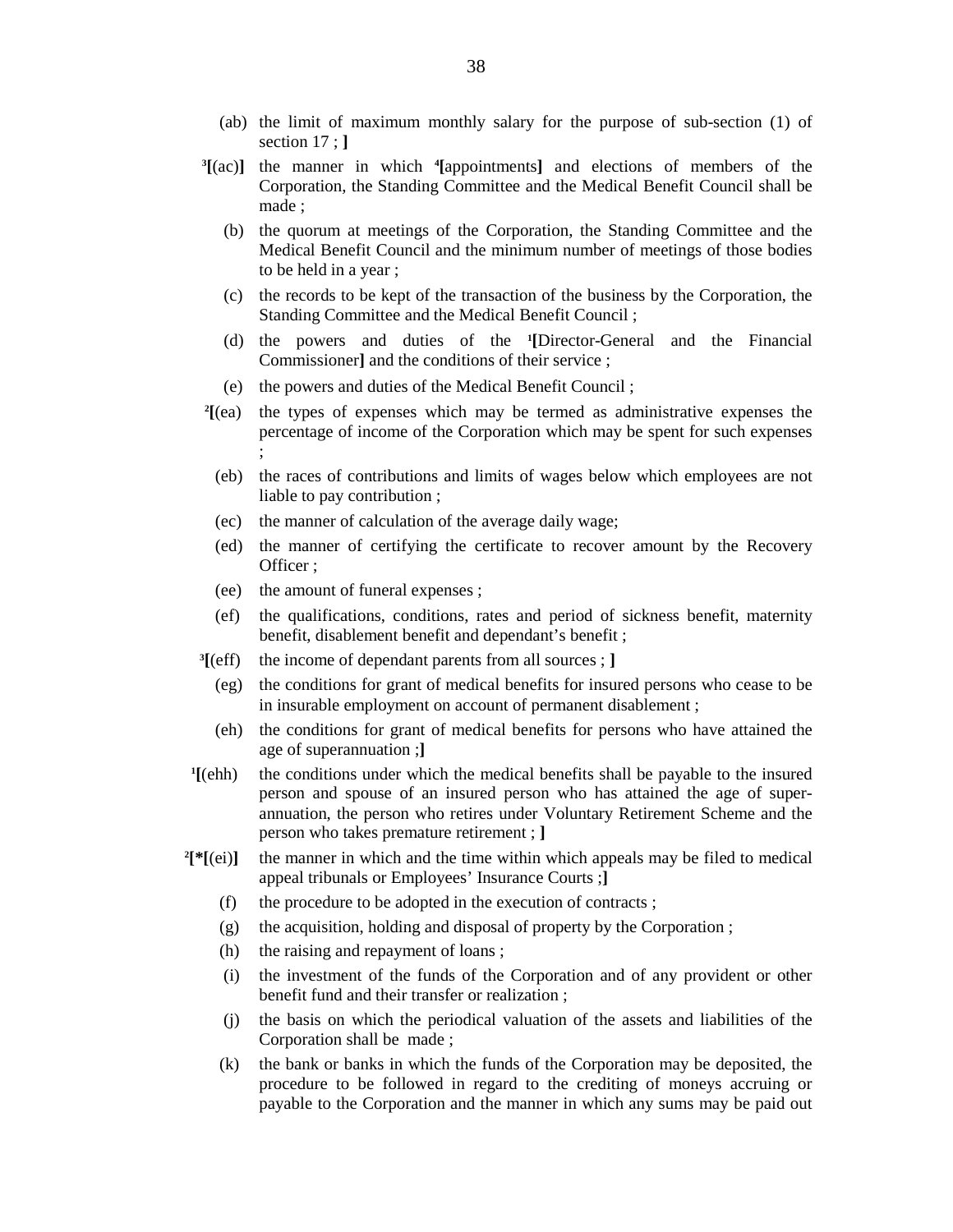(ab) the limit of maximum monthly salary for the purpose of sub-section (1) of section 17 ; ]

[3][(ac)] the manner in which [4][appointments] and elections of members of the Corporation, the Standing Committee and the Medical Benefit Council shall be made ;

(b) the quorum at meetings of the Corporation, the Standing Committee and the Medical Benefit Council and the minimum number of meetings of those bodies to be held in a year ;

(c) the records to be kept of the transaction of the business by the Corporation, the Standing Committee and the Medical Benefit Council ;

(d) the powers and duties of the [1][Director-General and the Financial Commissioner] and the conditions of their service ;

(e) the powers and duties of the Medical Benefit Council ;

[2][(ea) the types of expenses which may be termed as administrative expenses the percentage of income of the Corporation which may be spent for such expenses ;

(eb) the races of contributions and limits of wages below which employees are not liable to pay contribution ;

(ec) the manner of calculation of the average daily wage;

(ed) the manner of certifying the certificate to recover amount by the Recovery Officer ;

(ee) the amount of funeral expenses ;

(ef) the qualifications, conditions, rates and period of sickness benefit, maternity benefit, disablement benefit and dependant's benefit ;

[3][(eff) the income of dependant parents from all sources ; ]

(eg) the conditions for grant of medical benefits for insured persons who cease to be in insurable employment on account of permanent disablement ;

(eh) the conditions for grant of medical benefits for persons who have attained the age of superannuation ;]

[1][(ehh) the conditions under which the medical benefits shall be payable to the insured person and spouse of an insured person who has attained the age of super-annuation, the person who retires under Voluntary Retirement Scheme and the person who takes premature retirement ; ]

[2][*[(ei)] the manner in which and the time within which appeals may be filed to medical appeal tribunals or Employees' Insurance Courts ;]

(f) the procedure to be adopted in the execution of contracts ;

(g) the acquisition, holding and disposal of property by the Corporation ;

(h) the raising and repayment of loans ;

(i) the investment of the funds of the Corporation and of any provident or other benefit fund and their transfer or realization ;

(j) the basis on which the periodical valuation of the assets and liabilities of the Corporation shall be made ;

(k) the bank or banks in which the funds of the Corporation may be deposited, the procedure to be followed in regard to the crediting of moneys accruing or payable to the Corporation and the manner in which any sums may be paid out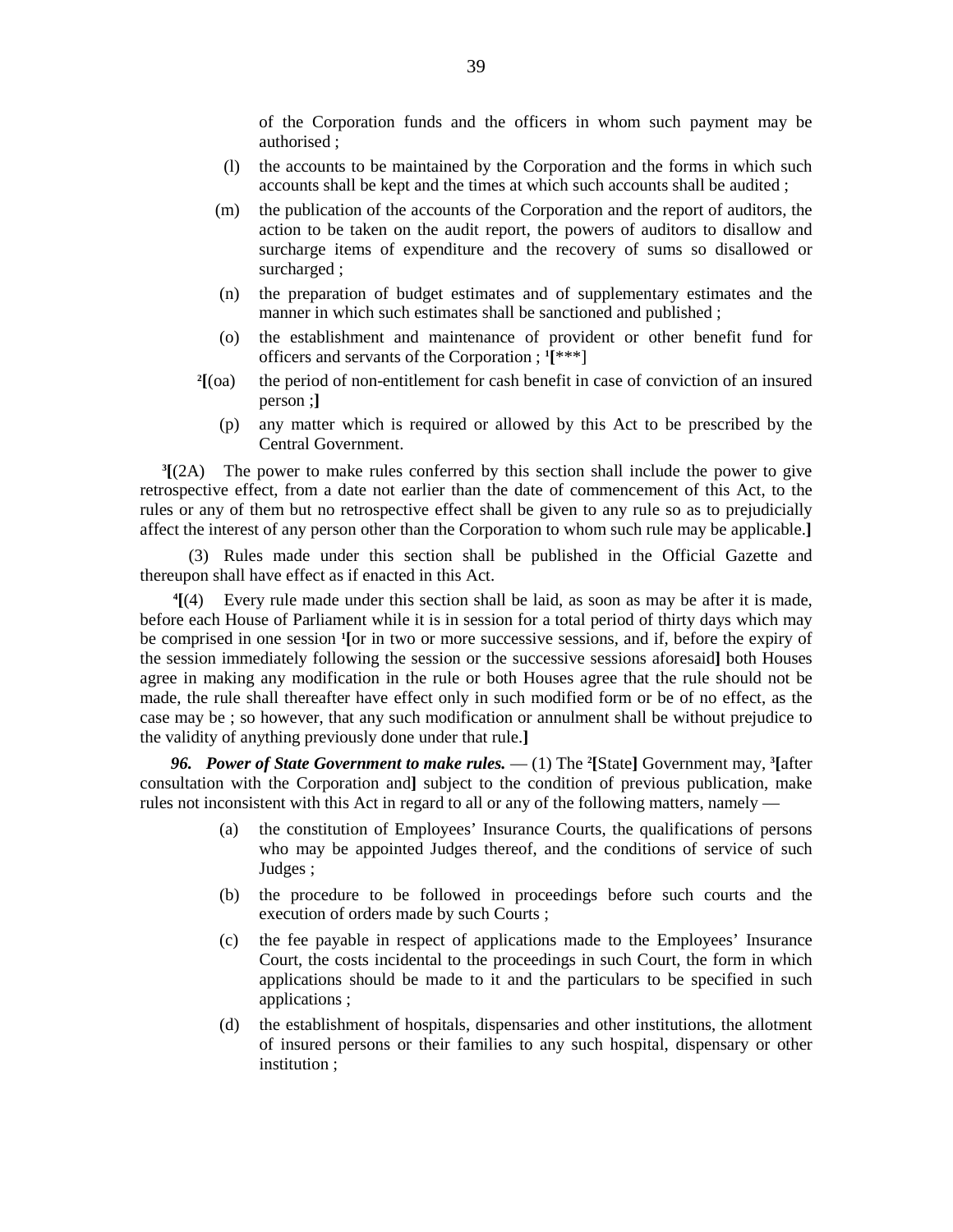of the Corporation funds and the officers in whom such payment may be authorised ;

(l) the accounts to be maintained by the Corporation and the forms in which such accounts shall be kept and the times at which such accounts shall be audited ;

(m) the publication of the accounts of the Corporation and the report of auditors, the action to be taken on the audit report, the powers of auditors to disallow and surcharge items of expenditure and the recovery of sums so disallowed or surcharged ;

(n) the preparation of budget estimates and of supplementary estimates and the manner in which such estimates shall be sanctioned and published ;

(o) the establishment and maintenance of provident or other benefit fund for officers and servants of the Corporation ; [1]**[**\*\*\*]

[2]**[**(oa) the period of non-entitlement for cash benefit in case of conviction of an insured person ;**]**

(p) any matter which is required or allowed by this Act to be prescribed by the Central Government.

[3]**[**(2A) The power to make rules conferred by this section shall include the power to give retrospective effect, from a date not earlier than the date of commencement of this Act, to the rules or any of them but no retrospective effect shall be given to any rule so as to prejudicially affect the interest of any person other than the Corporation to whom such rule may be applicable.**]**

(3) Rules made under this section shall be published in the Official Gazette and thereupon shall have effect as if enacted in this Act.

[4]**[**(4) Every rule made under this section shall be laid, as soon as may be after it is made, before each House of Parliament while it is in session for a total period of thirty days which may be comprised in one session [1]**[**or in two or more successive sessions, and if, before the expiry of the session immediately following the session or the successive sessions aforesaid**]** both Houses agree in making any modification in the rule or both Houses agree that the rule should not be made, the rule shall thereafter have effect only in such modified form or be of no effect, as the case may be ; so however, that any such modification or annulment shall be without prejudice to the validity of anything previously done under that rule.**]**

***96. Power of State Government to make rules.*** — (1) The [2]**[**State**]** Government may, [3]**[**after consultation with the Corporation and**]** subject to the condition of previous publication, make rules not inconsistent with this Act in regard to all or any of the following matters, namely —

(a) the constitution of Employees' Insurance Courts, the qualifications of persons who may be appointed Judges thereof, and the conditions of service of such Judges ;

(b) the procedure to be followed in proceedings before such courts and the execution of orders made by such Courts ;

(c) the fee payable in respect of applications made to the Employees' Insurance Court, the costs incidental to the proceedings in such Court, the form in which applications should be made to it and the particulars to be specified in such applications ;

(d) the establishment of hospitals, dispensaries and other institutions, the allotment of insured persons or their families to any such hospital, dispensary or other institution ;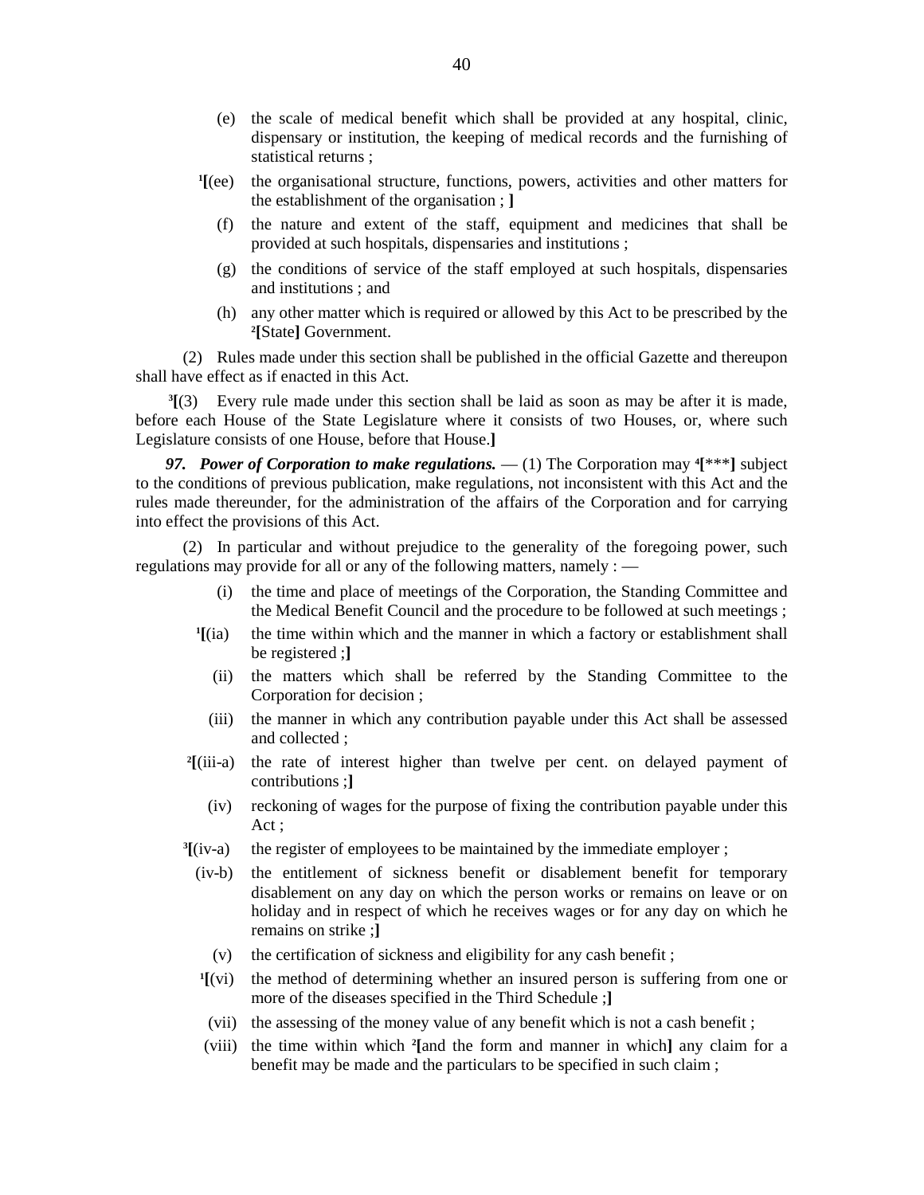(e) the scale of medical benefit which shall be provided at any hospital, clinic, dispensary or institution, the keeping of medical records and the furnishing of statistical returns ;

[1][(ee) the organisational structure, functions, powers, activities and other matters for the establishment of the organisation ; ]

(f) the nature and extent of the staff, equipment and medicines that shall be provided at such hospitals, dispensaries and institutions ;

(g) the conditions of service of the staff employed at such hospitals, dispensaries and institutions ; and

(h) any other matter which is required or allowed by this Act to be prescribed by the [2][State] Government.

(2) Rules made under this section shall be published in the official Gazette and thereupon shall have effect as if enacted in this Act.

[3][(3) Every rule made under this section shall be laid as soon as may be after it is made, before each House of the State Legislature where it consists of two Houses, or, where such Legislature consists of one House, before that House.]

***97. Power of Corporation to make regulations.*** — (1) The Corporation may [4][***] subject to the conditions of previous publication, make regulations, not inconsistent with this Act and the rules made thereunder, for the administration of the affairs of the Corporation and for carrying into effect the provisions of this Act.

(2) In particular and without prejudice to the generality of the foregoing power, such regulations may provide for all or any of the following matters, namely : —

(i) the time and place of meetings of the Corporation, the Standing Committee and the Medical Benefit Council and the procedure to be followed at such meetings ;

[1][(ia) the time within which and the manner in which a factory or establishment shall be registered ;]

(ii) the matters which shall be referred by the Standing Committee to the Corporation for decision ;

(iii) the manner in which any contribution payable under this Act shall be assessed and collected ;

[2][(iii-a) the rate of interest higher than twelve per cent. on delayed payment of contributions ;]

(iv) reckoning of wages for the purpose of fixing the contribution payable under this Act ;

[3][(iv-a) the register of employees to be maintained by the immediate employer ;

(iv-b) the entitlement of sickness benefit or disablement benefit for temporary disablement on any day on which the person works or remains on leave or on holiday and in respect of which he receives wages or for any day on which he remains on strike ;]

(v) the certification of sickness and eligibility for any cash benefit ;

[1][(vi) the method of determining whether an insured person is suffering from one or more of the diseases specified in the Third Schedule ;]

(vii) the assessing of the money value of any benefit which is not a cash benefit ;

(viii) the time within which [2][and the form and manner in which] any claim for a benefit may be made and the particulars to be specified in such claim ;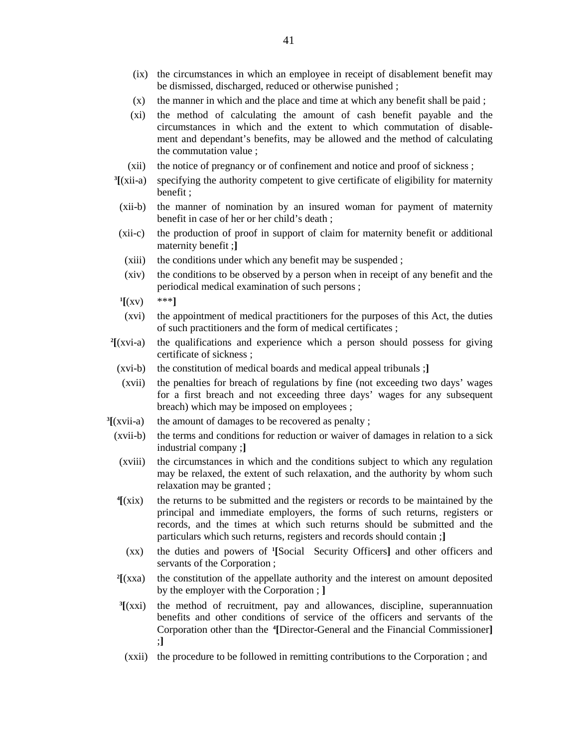(ix) the circumstances in which an employee in receipt of disablement benefit may be dismissed, discharged, reduced or otherwise punished ;

(x) the manner in which and the place and time at which any benefit shall be paid ;

(xi) the method of calculating the amount of cash benefit payable and the circumstances in which and the extent to which commutation of disablement and dependant's benefits, may be allowed and the method of calculating the commutation value ;

(xii) the notice of pregnancy or of confinement and notice and proof of sickness ;

[3][(xii-a) specifying the authority competent to give certificate of eligibility for maternity benefit ;

(xii-b) the manner of nomination by an insured woman for payment of maternity benefit in case of her or her child's death ;

(xii-c) the production of proof in support of claim for maternity benefit or additional maternity benefit ;]

(xiii) the conditions under which any benefit may be suspended ;

(xiv) the conditions to be observed by a person when in receipt of any benefit and the periodical medical examination of such persons ;

[1][(xv) ***]

(xvi) the appointment of medical practitioners for the purposes of this Act, the duties of such practitioners and the form of medical certificates ;

[2][(xvi-a) the qualifications and experience which a person should possess for giving certificate of sickness ;

(xvi-b) the constitution of medical boards and medical appeal tribunals ;]

(xvii) the penalties for breach of regulations by fine (not exceeding two days' wages for a first breach and not exceeding three days' wages for any subsequent breach) which may be imposed on employees ;

[3][(xvii-a) the amount of damages to be recovered as penalty ;

(xvii-b) the terms and conditions for reduction or waiver of damages in relation to a sick industrial company ;]

(xviii) the circumstances in which and the conditions subject to which any regulation may be relaxed, the extent of such relaxation, and the authority by whom such relaxation may be granted ;

[4][(xix) the returns to be submitted and the registers or records to be maintained by the principal and immediate employers, the forms of such returns, registers or records, and the times at which such returns should be submitted and the particulars which such returns, registers and records should contain ;]

(xx) the duties and powers of [1][Social Security Officers] and other officers and servants of the Corporation ;

[2][(xxa) the constitution of the appellate authority and the interest on amount deposited by the employer with the Corporation ; ]

[3][(xxi) the method of recruitment, pay and allowances, discipline, superannuation benefits and other conditions of service of the officers and servants of the Corporation other than the [4][Director-General and the Financial Commissioner] ;]

(xxii) the procedure to be followed in remitting contributions to the Corporation ; and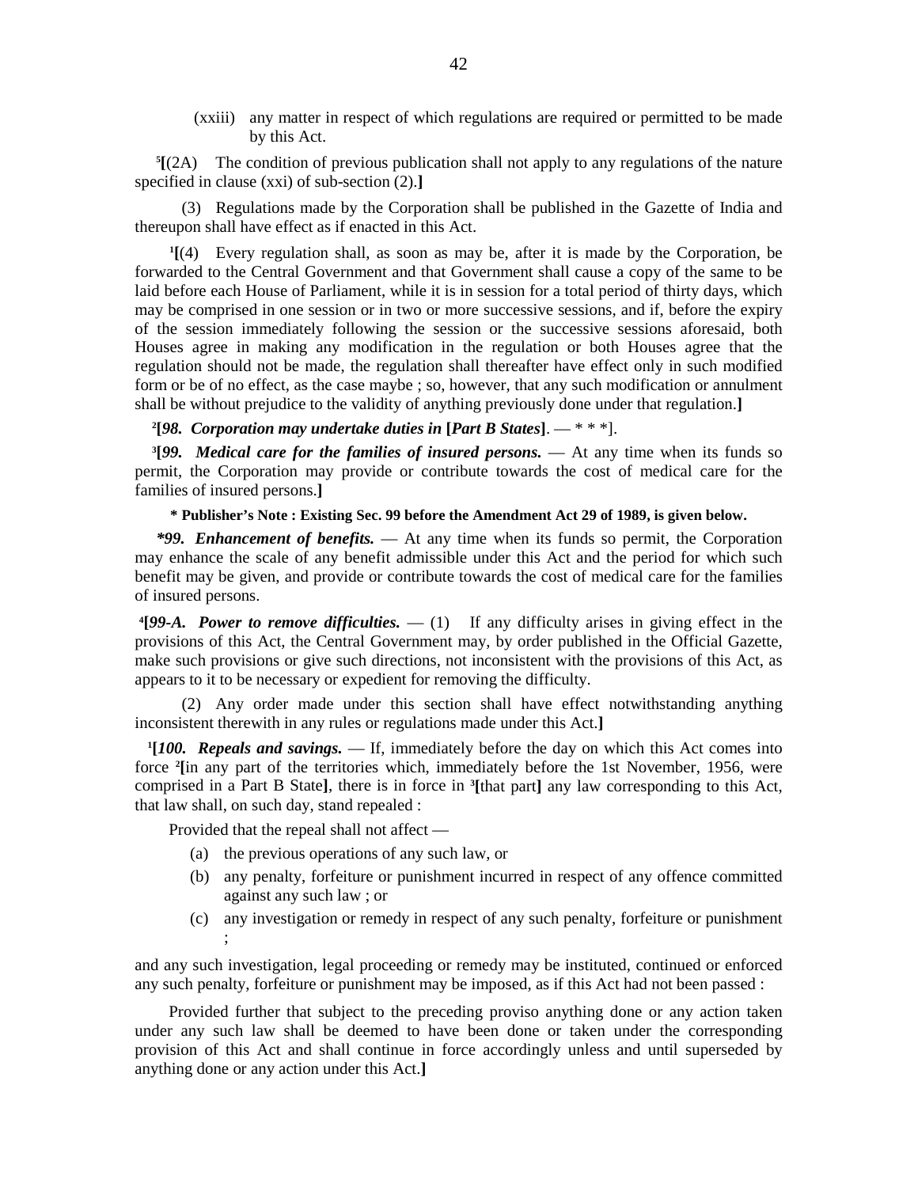(xxiii) any matter in respect of which regulations are required or permitted to be made by this Act.

[5][(2A) The condition of previous publication shall not apply to any regulations of the nature specified in clause (xxi) of sub-section (2).]

(3) Regulations made by the Corporation shall be published in the Gazette of India and thereupon shall have effect as if enacted in this Act.

[1][(4) Every regulation shall, as soon as may be, after it is made by the Corporation, be forwarded to the Central Government and that Government shall cause a copy of the same to be laid before each House of Parliament, while it is in session for a total period of thirty days, which may be comprised in one session or in two or more successive sessions, and if, before the expiry of the session immediately following the session or the successive sessions aforesaid, both Houses agree in making any modification in the regulation or both Houses agree that the regulation should not be made, the regulation shall thereafter have effect only in such modified form or be of no effect, as the case maybe ; so, however, that any such modification or annulment shall be without prejudice to the validity of anything previously done under that regulation.]

[2][***98. Corporation may undertake duties in [Part B States]***. — * * *].

[3][***99. Medical care for the families of insured persons.*** — At any time when its funds so permit, the Corporation may provide or contribute towards the cost of medical care for the families of insured persons.]

**\* Publisher's Note : Existing Sec. 99 before the Amendment Act 29 of 1989, is given below.**

***\*99. Enhancement of benefits.*** — At any time when its funds so permit, the Corporation may enhance the scale of any benefit admissible under this Act and the period for which such benefit may be given, and provide or contribute towards the cost of medical care for the families of insured persons.

[4][***99-A. Power to remove difficulties.*** — (1) If any difficulty arises in giving effect in the provisions of this Act, the Central Government may, by order published in the Official Gazette, make such provisions or give such directions, not inconsistent with the provisions of this Act, as appears to it to be necessary or expedient for removing the difficulty.

(2) Any order made under this section shall have effect notwithstanding anything inconsistent therewith in any rules or regulations made under this Act.]

[1][***100. Repeals and savings.*** — If, immediately before the day on which this Act comes into force [2][in any part of the territories which, immediately before the 1st November, 1956, were comprised in a Part B State], there is in force in [3][that part] any law corresponding to this Act, that law shall, on such day, stand repealed :

Provided that the repeal shall not affect —

(a) the previous operations of any such law, or

(b) any penalty, forfeiture or punishment incurred in respect of any offence committed against any such law ; or

(c) any investigation or remedy in respect of any such penalty, forfeiture or punishment ;

and any such investigation, legal proceeding or remedy may be instituted, continued or enforced any such penalty, forfeiture or punishment may be imposed, as if this Act had not been passed :

Provided further that subject to the preceding proviso anything done or any action taken under any such law shall be deemed to have been done or taken under the corresponding provision of this Act and shall continue in force accordingly unless and until superseded by anything done or any action under this Act.]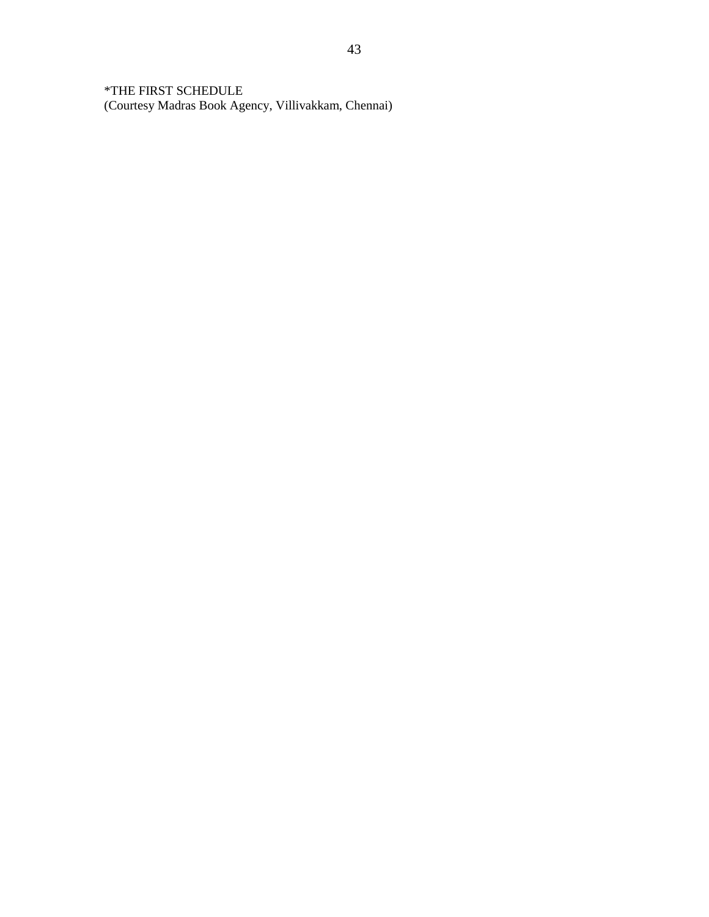*THE FIRST SCHEDULE
(Courtesy Madras Book Agency, Villivakkam, Chennai)